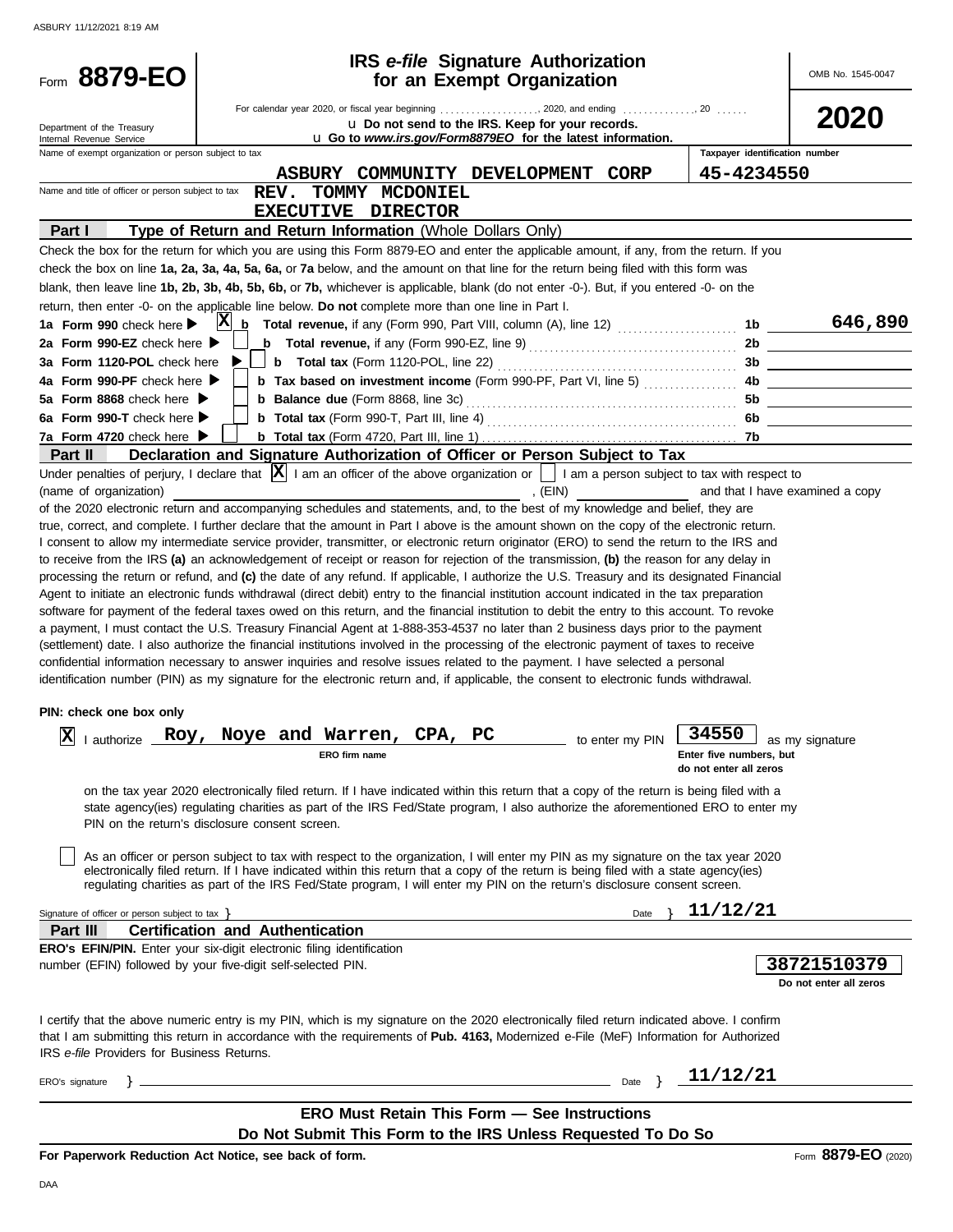ASBURY 11/12/2021 8:19 AM

# Form 8879-EO

## IRS *e-file* Signature Authorization for an Exempt Organization

OMB No. 1545-0047

**2020**

Department of the Treasury
Internal Revenue Service

For calendar year 2020, or fiscal year beginning ................, 2020, and ending ............, 20 ......

u **Do not send to the IRS. Keep for your records.**

u **Go to *www.irs.gov/Form8879EO* for the latest information.**

Name of exempt organization or person subject to tax: **ASBURY COMMUNITY DEVELOPMENT CORP**

Taxpayer identification number: **45-4234550**

Name and title of officer or person subject to tax: **REV. TOMMY MCDONIEL**
**EXECUTIVE DIRECTOR**

### Part I — Type of Return and Return Information (Whole Dollars Only)

Check the box for the return for which you are using this Form 8879-EO and enter the applicable amount, if any, from the return. If you check the box on line **1a, 2a, 3a, 4a, 5a, 6a,** or **7a** below, and the amount on that line for the return being filed with this form was blank, then leave line **1b, 2b, 3b, 4b, 5b, 6b,** or **7b,** whichever is applicable, blank (do not enter -0-). But, if you entered -0- on the return, then enter -0- on the applicable line below. **Do not** complete more than one line in Part I.

| Line | Check | Description | Line | Amount |
|---|---|---|---|---|
| **1a Form 990** check here ▶ | X | **b Total revenue,** if any (Form 990, Part VIII, column (A), line 12) | 1b | 646,890 |
| **2a Form 990-EZ** check here ▶ | | **b Total revenue,** if any (Form 990-EZ, line 9) | 2b | |
| **3a Form 1120-POL** check here ▶ | | **b Total tax** (Form 1120-POL, line 22) | 3b | |
| **4a Form 990-PF** check here ▶ | | **b Tax based on investment income** (Form 990-PF, Part VI, line 5) | 4b | |
| **5a Form 8868** check here ▶ | | **b Balance due** (Form 8868, line 3c) | 5b | |
| **6a Form 990-T** check here ▶ | | **b Total tax** (Form 990-T, Part III, line 4) | 6b | |
| **7a Form 4720** check here ▶ | | **b Total tax** (Form 4720, Part III, line 1) | 7b | |

### Part II — Declaration and Signature Authorization of Officer or Person Subject to Tax

Under penalties of perjury, I declare that [X] I am an officer of the above organization or [ ] I am a person subject to tax with respect to (name of organization) ______________________, (EIN) ____________ and that I have examined a copy of the 2020 electronic return and accompanying schedules and statements, and, to the best of my knowledge and belief, they are true, correct, and complete. I further declare that the amount in Part I above is the amount shown on the copy of the electronic return. I consent to allow my intermediate service provider, transmitter, or electronic return originator (ERO) to send the return to the IRS and to receive from the IRS **(a)** an acknowledgement of receipt or reason for rejection of the transmission, **(b)** the reason for any delay in processing the return or refund, and **(c)** the date of any refund. If applicable, I authorize the U.S. Treasury and its designated Financial Agent to initiate an electronic funds withdrawal (direct debit) entry to the financial institution account indicated in the tax preparation software for payment of the federal taxes owed on this return, and the financial institution to debit the entry to this account. To revoke a payment, I must contact the U.S. Treasury Financial Agent at 1-888-353-4537 no later than 2 business days prior to the payment (settlement) date. I also authorize the financial institutions involved in the processing of the electronic payment of taxes to receive confidential information necessary to answer inquiries and resolve issues related to the payment. I have selected a personal identification number (PIN) as my signature for the electronic return and, if applicable, the consent to electronic funds withdrawal.

**PIN: check one box only**

[X] I authorize **Roy, Noye and Warren, CPA, PC** (ERO firm name) to enter my PIN **34550** (Enter five numbers, but do not enter all zeros) as my signature on the tax year 2020 electronically filed return. If I have indicated within this return that a copy of the return is being filed with a state agency(ies) regulating charities as part of the IRS Fed/State program, I also authorize the aforementioned ERO to enter my PIN on the return's disclosure consent screen.

[ ] As an officer or person subject to tax with respect to the organization, I will enter my PIN as my signature on the tax year 2020 electronically filed return. If I have indicated within this return that a copy of the return is being filed with a state agency(ies) regulating charities as part of the IRS Fed/State program, I will enter my PIN on the return's disclosure consent screen.

Signature of officer or person subject to tax } ______________________ Date } **11/12/21**

### Part III — Certification and Authentication

**ERO's EFIN/PIN.** Enter your six-digit electronic filing identification number (EFIN) followed by your five-digit self-selected PIN.

**38721510379**
Do not enter all zeros

I certify that the above numeric entry is my PIN, which is my signature on the 2020 electronically filed return indicated above. I confirm that I am submitting this return in accordance with the requirements of **Pub. 4163,** Modernized e-File (MeF) Information for Authorized IRS *e-file* Providers for Business Returns.

ERO's signature } ______________________ Date } **11/12/21**

**ERO Must Retain This Form — See Instructions**
**Do Not Submit This Form to the IRS Unless Requested To Do So**

**For Paperwork Reduction Act Notice, see back of form.**

Form **8879-EO** (2020)

DAA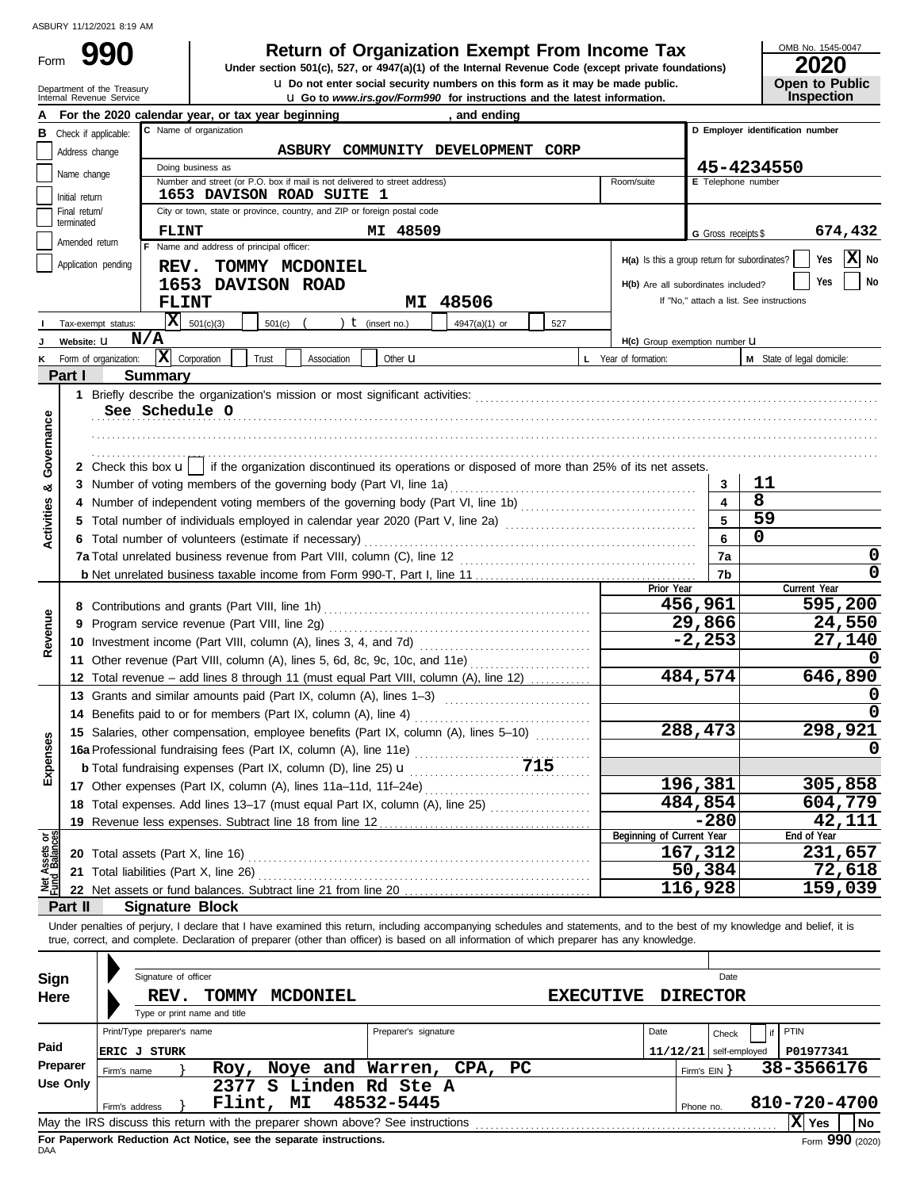ASBURY 11/12/2021 8:19 AM

Form **990**

# Return of Organization Exempt From Income Tax

**Under section 501(c), 527, or 4947(a)(1) of the Internal Revenue Code (except private foundations)**

u Do not enter social security numbers on this form as it may be made public.

u Go to *www.irs.gov/Form990* for instructions and the latest information.

Department of the Treasury
Internal Revenue Service

OMB No. 1545-0047

**2020**

**Open to Public Inspection**

**A** For the 2020 calendar year, or tax year beginning , and ending

**B** Check if applicable:
- Address change
- Name change
- Initial return
- Final return/terminated
- Amended return
- Application pending

**C** Name of organization: **ASBURY COMMUNITY DEVELOPMENT CORP**

Doing business as

Number and street (or P.O. box if mail is not delivered to street address): **1653 DAVISON ROAD SUITE 1** Room/suite

City or town, state or province, country, and ZIP or foreign postal code: **FLINT MI 48509**

**D** Employer identification number: **45-4234550**

**E** Telephone number

**G** Gross receipts $ **674,432**

**F** Name and address of principal officer: **REV. TOMMY MCDONIEL, 1653 DAVISON ROAD, FLINT MI 48506**

**H(a)** Is this a group return for subordinates? Yes [ ] No [X]

**H(b)** Are all subordinates included? Yes [ ] No [ ]
If "No," attach a list. See instructions

**I** Tax-exempt status: [X] 501(c)(3) [ ] 501(c) ( ) t (insert no.) [ ] 4947(a)(1) or [ ] 527

**J** Website: u **N/A**

**H(c)** Group exemption number u

**K** Form of organization: [X] Corporation [ ] Trust [ ] Association [ ] Other u

**L** Year of formation:

**M** State of legal domicile:

## Part I Summary

**Activities & Governance**

1 Briefly describe the organization's mission or most significant activities:
See Schedule O

2 Check this box u [ ] if the organization discontinued its operations or disposed of more than 25% of its net assets.

| | | Line | Value |
|---|---|---|---|
| 3 | Number of voting members of the governing body (Part VI, line 1a) | 3 | 11 |
| 4 | Number of independent voting members of the governing body (Part VI, line 1b) | 4 | 8 |
| 5 | Total number of individuals employed in calendar year 2020 (Part V, line 2a) | 5 | 59 |
| 6 | Total number of volunteers (estimate if necessary) | 6 | 0 |
| 7a | Total unrelated business revenue from Part VIII, column (C), line 12 | 7a | 0 |
| b | Net unrelated business taxable income from Form 990-T, Part I, line 11 | 7b | 0 |

| | | | Prior Year | Current Year |
|---|---|---|---|---|
| **Revenue** | 8 | Contributions and grants (Part VIII, line 1h) | 456,961 | 595,200 |
| | 9 | Program service revenue (Part VIII, line 2g) | 29,866 | 24,550 |
| | 10 | Investment income (Part VIII, column (A), lines 3, 4, and 7d) | -2,253 | 27,140 |
| | 11 | Other revenue (Part VIII, column (A), lines 5, 6d, 8c, 9c, 10c, and 11e) | | 0 |
| | 12 | Total revenue – add lines 8 through 11 (must equal Part VIII, column (A), line 12) | 484,574 | 646,890 |
| **Expenses** | 13 | Grants and similar amounts paid (Part IX, column (A), lines 1–3) | | 0 |
| | 14 | Benefits paid to or for members (Part IX, column (A), line 4) | | 0 |
| | 15 | Salaries, other compensation, employee benefits (Part IX, column (A), lines 5–10) | 288,473 | 298,921 |
| | 16a | Professional fundraising fees (Part IX, column (A), line 11e) | | 0 |
| | b | Total fundraising expenses (Part IX, column (D), line 25) u 715 | | |
| | 17 | Other expenses (Part IX, column (A), lines 11a–11d, 11f–24e) | 196,381 | 305,858 |
| | 18 | Total expenses. Add lines 13–17 (must equal Part IX, column (A), line 25) | 484,854 | 604,779 |
| | 19 | Revenue less expenses. Subtract line 18 from line 12 | -280 | 42,111 |
| | | | **Beginning of Current Year** | **End of Year** |
| **Net Assets or Fund Balances** | 20 | Total assets (Part X, line 16) | 167,312 | 231,657 |
| | 21 | Total liabilities (Part X, line 26) | 50,384 | 72,618 |
| | 22 | Net assets or fund balances. Subtract line 21 from line 20 | 116,928 | 159,039 |

## Part II Signature Block

Under penalties of perjury, I declare that I have examined this return, including accompanying schedules and statements, and to the best of my knowledge and belief, it is true, correct, and complete. Declaration of preparer (other than officer) is based on all information of which preparer has any knowledge.

**Sign Here**

Signature of officer — Date

**REV. TOMMY MCDONIEL — EXECUTIVE DIRECTOR**

Type or print name and title

**Paid Preparer Use Only**

| Print/Type preparer's name | Preparer's signature | Date | Check if self-employed | PTIN |
|---|---|---|---|---|
| ERIC J STURK | | 11/12/21 | | P01977341 |

Firm's name: **Roy, Noye and Warren, CPA, PC** — Firm's EIN: **38-3566176**

Firm's address: **2377 S Linden Rd Ste A, Flint, MI 48532-5445** — Phone no. **810-720-4700**

May the IRS discuss this return with the preparer shown above? See instructions [X] Yes [ ] No

**For Paperwork Reduction Act Notice, see the separate instructions.**

DAA

Form **990** (2020)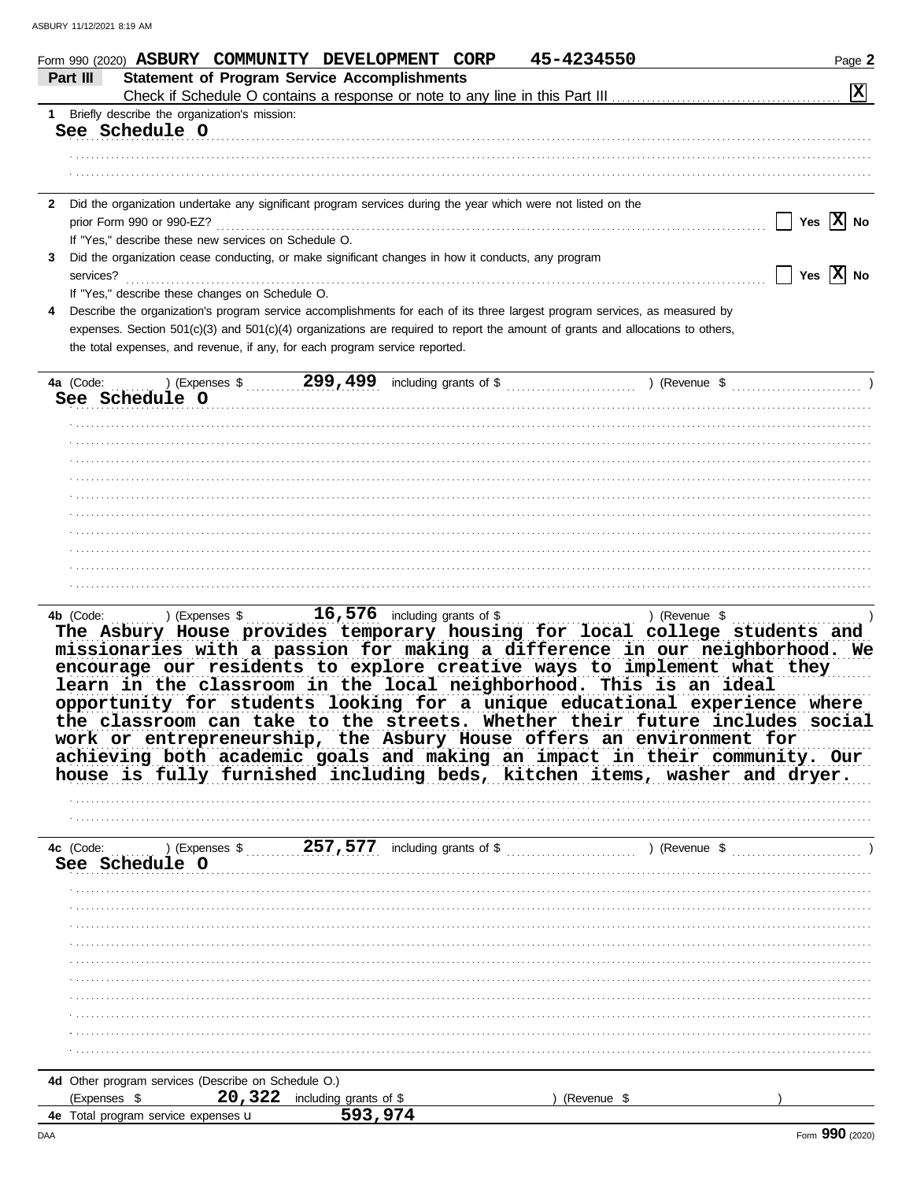Form 990 (2020) **ASBURY COMMUNITY DEVELOPMENT CORP** **45-4234550** Page **2**

## Part III — Statement of Program Service Accomplishments

Check if Schedule O contains a response or note to any line in this Part III .......... [X]

**1** Briefly describe the organization's mission:

**See Schedule O**

**2** Did the organization undertake any significant program services during the year which were not listed on the prior Form 990 or 990-EZ? .......... [ ] Yes [X] No

If "Yes," describe these new services on Schedule O.

**3** Did the organization cease conducting, or make significant changes in how it conducts, any program services? .......... [ ] Yes [X] No

If "Yes," describe these changes on Schedule O.

**4** Describe the organization's program service accomplishments for each of its three largest program services, as measured by expenses. Section 501(c)(3) and 501(c)(4) organizations are required to report the amount of grants and allocations to others, the total expenses, and revenue, if any, for each program service reported.

**4a** (Code: ) (Expenses $ **299,499** including grants of $ ) (Revenue $ )

**See Schedule O**

**4b** (Code: ) (Expenses $ **16,576** including grants of $ ) (Revenue $ )

**The Asbury House provides temporary housing for local college students and missionaries with a passion for making a difference in our neighborhood. We encourage our residents to explore creative ways to implement what they learn in the classroom in the local neighborhood. This is an ideal opportunity for students looking for a unique educational experience where the classroom can take to the streets. Whether their future includes social work or entrepreneurship, the Asbury House offers an environment for achieving both academic goals and making an impact in their community. Our house is fully furnished including beds, kitchen items, washer and dryer.**

**4c** (Code: ) (Expenses $ **257,577** including grants of $ ) (Revenue $ )

**See Schedule O**

**4d** Other program services (Describe on Schedule O.)

(Expenses $ **20,322** including grants of $ ) (Revenue $ )

**4e** Total program service expenses ➤ **593,974**

Form **990** (2020)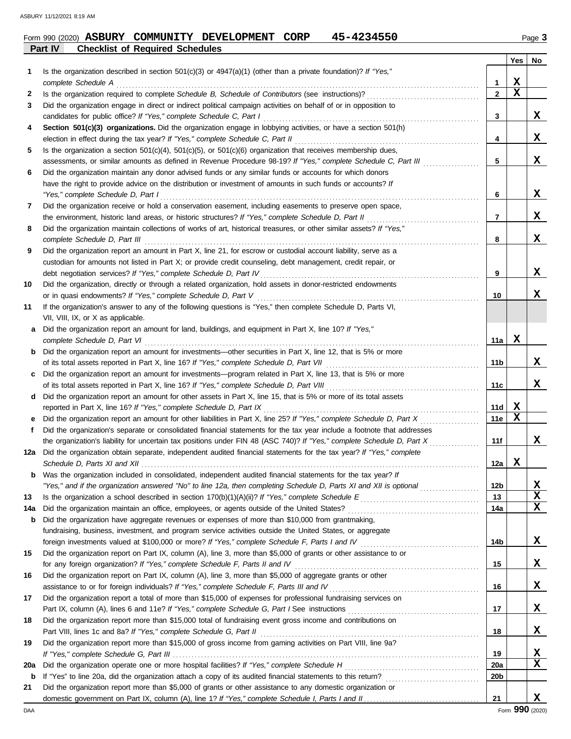Form 990 (2020) **ASBURY COMMUNITY DEVELOPMENT CORP 45-4234550** Page **3**

## Part IV Checklist of Required Schedules

| | | | Yes | No |
|---|---|---|---|---|
| **1** | Is the organization described in section 501(c)(3) or 4947(a)(1) (other than a private foundation)? *If "Yes," complete Schedule A* | 1 | X | |
| **2** | Is the organization required to complete *Schedule B, Schedule of Contributors* (see instructions)? | 2 | X | |
| **3** | Did the organization engage in direct or indirect political campaign activities on behalf of or in opposition to candidates for public office? *If "Yes," complete Schedule C, Part I* | 3 | | X |
| **4** | **Section 501(c)(3) organizations.** Did the organization engage in lobbying activities, or have a section 501(h) election in effect during the tax year? *If "Yes," complete Schedule C, Part II* | 4 | | X |
| **5** | Is the organization a section 501(c)(4), 501(c)(5), or 501(c)(6) organization that receives membership dues, assessments, or similar amounts as defined in Revenue Procedure 98-19? *If "Yes," complete Schedule C, Part III* | 5 | | X |
| **6** | Did the organization maintain any donor advised funds or any similar funds or accounts for which donors have the right to provide advice on the distribution or investment of amounts in such funds or accounts? *If "Yes," complete Schedule D, Part I* | 6 | | X |
| **7** | Did the organization receive or hold a conservation easement, including easements to preserve open space, the environment, historic land areas, or historic structures? *If "Yes," complete Schedule D, Part II* | 7 | | X |
| **8** | Did the organization maintain collections of works of art, historical treasures, or other similar assets? *If "Yes," complete Schedule D, Part III* | 8 | | X |
| **9** | Did the organization report an amount in Part X, line 21, for escrow or custodial account liability, serve as a custodian for amounts not listed in Part X; or provide credit counseling, debt management, credit repair, or debt negotiation services? *If "Yes," complete Schedule D, Part IV* | 9 | | X |
| **10** | Did the organization, directly or through a related organization, hold assets in donor-restricted endowments or in quasi endowments? *If "Yes," complete Schedule D, Part V* | 10 | | X |
| **11** | If the organization's answer to any of the following questions is "Yes," then complete Schedule D, Parts VI, VII, VIII, IX, or X as applicable. | | | |
| **a** | Did the organization report an amount for land, buildings, and equipment in Part X, line 10? *If "Yes," complete Schedule D, Part VI* | 11a | X | |
| **b** | Did the organization report an amount for investments—other securities in Part X, line 12, that is 5% or more of its total assets reported in Part X, line 16? *If "Yes," complete Schedule D, Part VII* | 11b | | X |
| **c** | Did the organization report an amount for investments—program related in Part X, line 13, that is 5% or more of its total assets reported in Part X, line 16? *If "Yes," complete Schedule D, Part VIII* | 11c | | X |
| **d** | Did the organization report an amount for other assets in Part X, line 15, that is 5% or more of its total assets reported in Part X, line 16? *If "Yes," complete Schedule D, Part IX* | 11d | X | |
| **e** | Did the organization report an amount for other liabilities in Part X, line 25? *If "Yes," complete Schedule D, Part X* | 11e | X | |
| **f** | Did the organization's separate or consolidated financial statements for the tax year include a footnote that addresses the organization's liability for uncertain tax positions under FIN 48 (ASC 740)? *If "Yes," complete Schedule D, Part X* | 11f | | X |
| **12a** | Did the organization obtain separate, independent audited financial statements for the tax year? *If "Yes," complete Schedule D, Parts XI and XII* | 12a | X | |
| **b** | Was the organization included in consolidated, independent audited financial statements for the tax year? *If "Yes," and if the organization answered "No" to line 12a, then completing Schedule D, Parts XI and XII is optional* | 12b | | X |
| **13** | Is the organization a school described in section 170(b)(1)(A)(ii)? *If "Yes," complete Schedule E* | 13 | | X |
| **14a** | Did the organization maintain an office, employees, or agents outside of the United States? | 14a | | X |
| **b** | Did the organization have aggregate revenues or expenses of more than $10,000 from grantmaking, fundraising, business, investment, and program service activities outside the United States, or aggregate foreign investments valued at $100,000 or more? *If "Yes," complete Schedule F, Parts I and IV* | 14b | | X |
| **15** | Did the organization report on Part IX, column (A), line 3, more than $5,000 of grants or other assistance to or for any foreign organization? *If "Yes," complete Schedule F, Parts II and IV* | 15 | | X |
| **16** | Did the organization report on Part IX, column (A), line 3, more than $5,000 of aggregate grants or other assistance to or for foreign individuals? *If "Yes," complete Schedule F, Parts III and IV* | 16 | | X |
| **17** | Did the organization report a total of more than $15,000 of expenses for professional fundraising services on Part IX, column (A), lines 6 and 11e? *If "Yes," complete Schedule G, Part I* See instructions | 17 | | X |
| **18** | Did the organization report more than $15,000 total of fundraising event gross income and contributions on Part VIII, lines 1c and 8a? *If "Yes," complete Schedule G, Part II* | 18 | | X |
| **19** | Did the organization report more than $15,000 of gross income from gaming activities on Part VIII, line 9a? *If "Yes," complete Schedule G, Part III* | 19 | | X |
| **20a** | Did the organization operate one or more hospital facilities? *If "Yes," complete Schedule H* | 20a | | X |
| **b** | If "Yes" to line 20a, did the organization attach a copy of its audited financial statements to this return? | 20b | | |
| **21** | Did the organization report more than $5,000 of grants or other assistance to any domestic organization or domestic government on Part IX, column (A), line 1? *If "Yes," complete Schedule I, Parts I and II* | 21 | | X |

Form **990** (2020)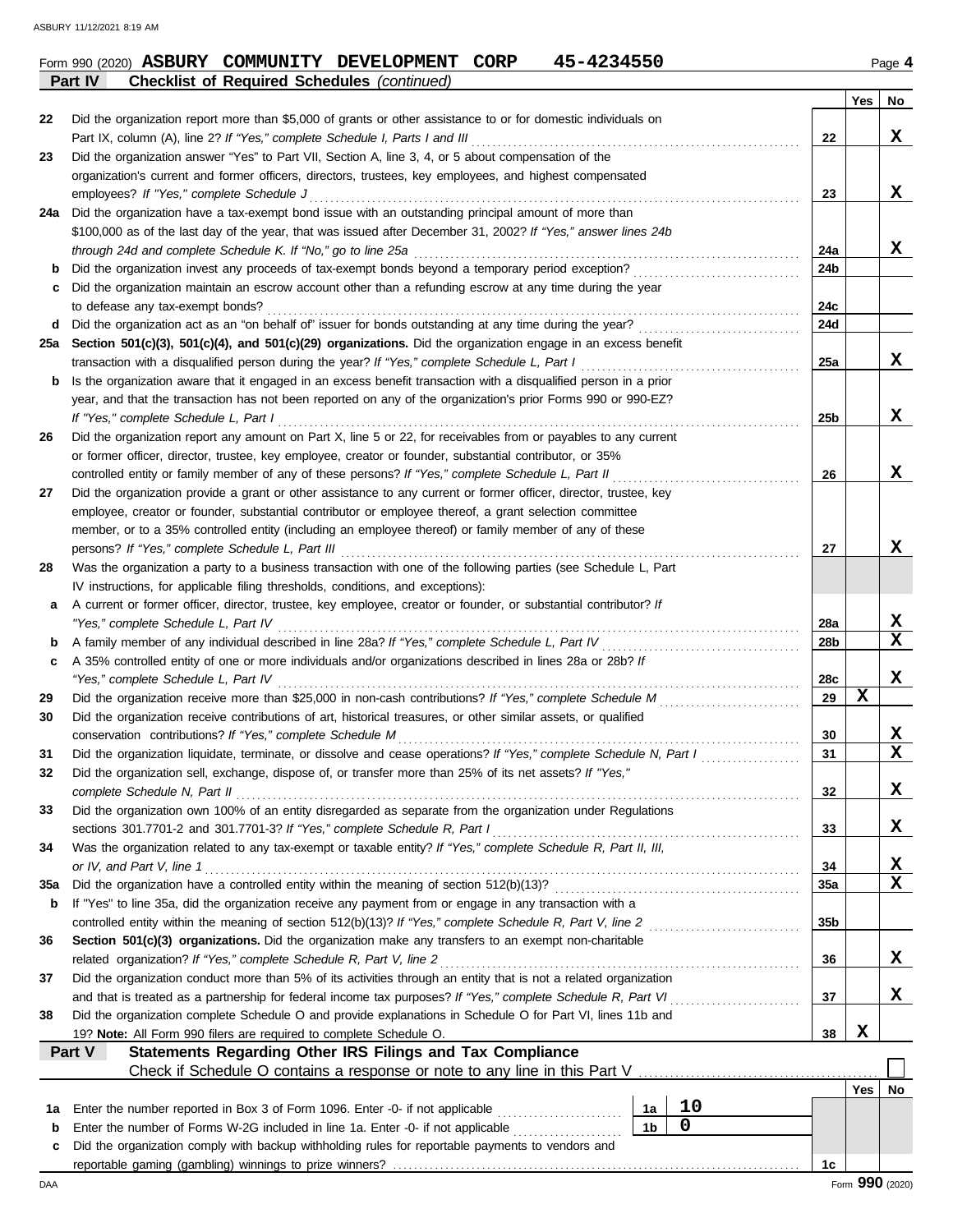Form 990 (2020) **ASBURY COMMUNITY DEVELOPMENT CORP 45-4234550** Page **4**

**Part IV Checklist of Required Schedules** *(continued)*

| | | | Yes | No |
|---|---|---|---|---|
| 22 | Did the organization report more than $5,000 of grants or other assistance to or for domestic individuals on Part IX, column (A), line 2? *If "Yes," complete Schedule I, Parts I and III* | 22 | | X |
| 23 | Did the organization answer "Yes" to Part VII, Section A, line 3, 4, or 5 about compensation of the organization's current and former officers, directors, trustees, key employees, and highest compensated employees? *If "Yes," complete Schedule J* | 23 | | X |
| 24a | Did the organization have a tax-exempt bond issue with an outstanding principal amount of more than $100,000 as of the last day of the year, that was issued after December 31, 2002? *If "Yes," answer lines 24b through 24d and complete Schedule K. If "No," go to line 25a* | 24a | | X |
| b | Did the organization invest any proceeds of tax-exempt bonds beyond a temporary period exception? | 24b | | |
| c | Did the organization maintain an escrow account other than a refunding escrow at any time during the year to defease any tax-exempt bonds? | 24c | | |
| d | Did the organization act as an "on behalf of" issuer for bonds outstanding at any time during the year? | 24d | | |
| 25a | **Section 501(c)(3), 501(c)(4), and 501(c)(29) organizations.** Did the organization engage in an excess benefit transaction with a disqualified person during the year? *If "Yes," complete Schedule L, Part I* | 25a | | X |
| b | Is the organization aware that it engaged in an excess benefit transaction with a disqualified person in a prior year, and that the transaction has not been reported on any of the organization's prior Forms 990 or 990-EZ? *If "Yes," complete Schedule L, Part I* | 25b | | X |
| 26 | Did the organization report any amount on Part X, line 5 or 22, for receivables from or payables to any current or former officer, director, trustee, key employee, creator or founder, substantial contributor, or 35% controlled entity or family member of any of these persons? *If "Yes," complete Schedule L, Part II* | 26 | | X |
| 27 | Did the organization provide a grant or other assistance to any current or former officer, director, trustee, key employee, creator or founder, substantial contributor or employee thereof, a grant selection committee member, or to a 35% controlled entity (including an employee thereof) or family member of any of these persons? *If "Yes," complete Schedule L, Part III* | 27 | | X |
| 28 | Was the organization a party to a business transaction with one of the following parties (see Schedule L, Part IV instructions, for applicable filing thresholds, conditions, and exceptions): | | | |
| a | A current or former officer, director, trustee, key employee, creator or founder, or substantial contributor? *If "Yes," complete Schedule L, Part IV* | 28a | | X |
| b | A family member of any individual described in line 28a? *If "Yes," complete Schedule L, Part IV* | 28b | | X |
| c | A 35% controlled entity of one or more individuals and/or organizations described in lines 28a or 28b? *If "Yes," complete Schedule L, Part IV* | 28c | | X |
| 29 | Did the organization receive more than $25,000 in non-cash contributions? *If "Yes," complete Schedule M* | 29 | X | |
| 30 | Did the organization receive contributions of art, historical treasures, or other similar assets, or qualified conservation contributions? *If "Yes," complete Schedule M* | 30 | | X |
| 31 | Did the organization liquidate, terminate, or dissolve and cease operations? *If "Yes," complete Schedule N, Part I* | 31 | | X |
| 32 | Did the organization sell, exchange, dispose of, or transfer more than 25% of its net assets? *If "Yes," complete Schedule N, Part II* | 32 | | X |
| 33 | Did the organization own 100% of an entity disregarded as separate from the organization under Regulations sections 301.7701-2 and 301.7701-3? *If "Yes," complete Schedule R, Part I* | 33 | | X |
| 34 | Was the organization related to any tax-exempt or taxable entity? *If "Yes," complete Schedule R, Part II, III, or IV, and Part V, line 1* | 34 | | X |
| 35a | Did the organization have a controlled entity within the meaning of section 512(b)(13)? | 35a | | X |
| b | If "Yes" to line 35a, did the organization receive any payment from or engage in any transaction with a controlled entity within the meaning of section 512(b)(13)? *If "Yes," complete Schedule R, Part V, line 2* | 35b | | |
| 36 | **Section 501(c)(3) organizations.** Did the organization make any transfers to an exempt non-charitable related organization? *If "Yes," complete Schedule R, Part V, line 2* | 36 | | X |
| 37 | Did the organization conduct more than 5% of its activities through an entity that is not a related organization and that is treated as a partnership for federal income tax purposes? *If "Yes," complete Schedule R, Part VI* | 37 | | X |
| 38 | Did the organization complete Schedule O and provide explanations in Schedule O for Part VI, lines 11b and 19? **Note:** All Form 990 filers are required to complete Schedule O. | 38 | X | |

**Part V Statements Regarding Other IRS Filings and Tax Compliance**

Check if Schedule O contains a response or note to any line in this Part V ☐

| | | | | | Yes | No |
|---|---|---|---|---|---|---|
| 1a | Enter the number reported in Box 3 of Form 1096. Enter -0- if not applicable | 1a | 10 | | | |
| b | Enter the number of Forms W-2G included in line 1a. Enter -0- if not applicable | 1b | 0 | | | |
| c | Did the organization comply with backup withholding rules for reportable payments to vendors and reportable gaming (gambling) winnings to prize winners? | | | 1c | | |

Form **990** (2020)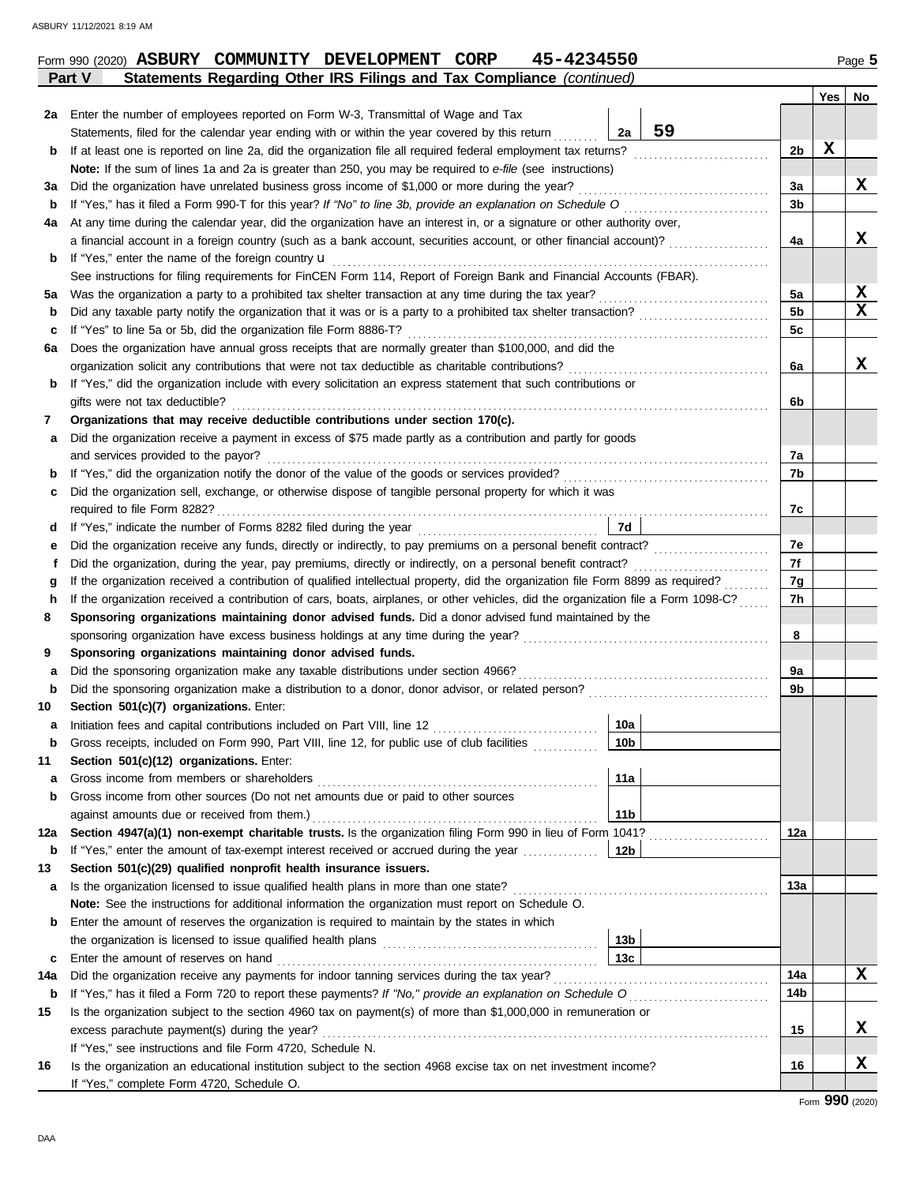Form 990 (2020) **ASBURY COMMUNITY DEVELOPMENT CORP 45-4234550** Page **5**

## Part V Statements Regarding Other IRS Filings and Tax Compliance *(continued)*

| | | | | | Yes | No |
|---|---|---|---|---|---|---|
| **2a** | Enter the number of employees reported on Form W-3, Transmittal of Wage and Tax Statements, filed for the calendar year ending with or within the year covered by this return | 2a | 59 | | | |
| **b** | If at least one is reported on line 2a, did the organization file all required federal employment tax returns? | | | 2b | X | |
| | **Note:** If the sum of lines 1a and 2a is greater than 250, you may be required to *e-file* (see instructions) | | | | | |
| **3a** | Did the organization have unrelated business gross income of $1,000 or more during the year? | | | 3a | | X |
| **b** | If "Yes," has it filed a Form 990-T for this year? *If "No" to line 3b, provide an explanation on Schedule O* | | | 3b | | |
| **4a** | At any time during the calendar year, did the organization have an interest in, or a signature or other authority over, a financial account in a foreign country (such as a bank account, securities account, or other financial account)? | | | 4a | | X |
| **b** | If "Yes," enter the name of the foreign country u | | | | | |
| | See instructions for filing requirements for FinCEN Form 114, Report of Foreign Bank and Financial Accounts (FBAR). | | | | | |
| **5a** | Was the organization a party to a prohibited tax shelter transaction at any time during the tax year? | | | 5a | | X |
| **b** | Did any taxable party notify the organization that it was or is a party to a prohibited tax shelter transaction? | | | 5b | | X |
| **c** | If "Yes" to line 5a or 5b, did the organization file Form 8886-T? | | | 5c | | |
| **6a** | Does the organization have annual gross receipts that are normally greater than $100,000, and did the organization solicit any contributions that were not tax deductible as charitable contributions? | | | 6a | | X |
| **b** | If "Yes," did the organization include with every solicitation an express statement that such contributions or gifts were not tax deductible? | | | 6b | | |
| **7** | **Organizations that may receive deductible contributions under section 170(c).** | | | | | |
| **a** | Did the organization receive a payment in excess of $75 made partly as a contribution and partly for goods and services provided to the payor? | | | 7a | | |
| **b** | If "Yes," did the organization notify the donor of the value of the goods or services provided? | | | 7b | | |
| **c** | Did the organization sell, exchange, or otherwise dispose of tangible personal property for which it was required to file Form 8282? | | | 7c | | |
| **d** | If "Yes," indicate the number of Forms 8282 filed during the year | 7d | | | | |
| **e** | Did the organization receive any funds, directly or indirectly, to pay premiums on a personal benefit contract? | | | 7e | | |
| **f** | Did the organization, during the year, pay premiums, directly or indirectly, on a personal benefit contract? | | | 7f | | |
| **g** | If the organization received a contribution of qualified intellectual property, did the organization file Form 8899 as required? | | | 7g | | |
| **h** | If the organization received a contribution of cars, boats, airplanes, or other vehicles, did the organization file a Form 1098-C? | | | 7h | | |
| **8** | **Sponsoring organizations maintaining donor advised funds.** Did a donor advised fund maintained by the sponsoring organization have excess business holdings at any time during the year? | | | 8 | | |
| **9** | **Sponsoring organizations maintaining donor advised funds.** | | | | | |
| **a** | Did the sponsoring organization make any taxable distributions under section 4966? | | | 9a | | |
| **b** | Did the sponsoring organization make a distribution to a donor, donor advisor, or related person? | | | 9b | | |
| **10** | **Section 501(c)(7) organizations.** Enter: | | | | | |
| **a** | Initiation fees and capital contributions included on Part VIII, line 12 | 10a | | | | |
| **b** | Gross receipts, included on Form 990, Part VIII, line 12, for public use of club facilities | 10b | | | | |
| **11** | **Section 501(c)(12) organizations.** Enter: | | | | | |
| **a** | Gross income from members or shareholders | 11a | | | | |
| **b** | Gross income from other sources (Do not net amounts due or paid to other sources against amounts due or received from them.) | 11b | | | | |
| **12a** | **Section 4947(a)(1) non-exempt charitable trusts.** Is the organization filing Form 990 in lieu of Form 1041? | | | 12a | | |
| **b** | If "Yes," enter the amount of tax-exempt interest received or accrued during the year | 12b | | | | |
| **13** | **Section 501(c)(29) qualified nonprofit health insurance issuers.** | | | | | |
| **a** | Is the organization licensed to issue qualified health plans in more than one state? | | | 13a | | |
| | **Note:** See the instructions for additional information the organization must report on Schedule O. | | | | | |
| **b** | Enter the amount of reserves the organization is required to maintain by the states in which the organization is licensed to issue qualified health plans | 13b | | | | |
| **c** | Enter the amount of reserves on hand | 13c | | | | |
| **14a** | Did the organization receive any payments for indoor tanning services during the tax year? | | | 14a | | X |
| **b** | If "Yes," has it filed a Form 720 to report these payments? *If "No," provide an explanation on Schedule O* | | | 14b | | |
| **15** | Is the organization subject to the section 4960 tax on payment(s) of more than $1,000,000 in remuneration or excess parachute payment(s) during the year? | | | 15 | | X |
| | If "Yes," see instructions and file Form 4720, Schedule N. | | | | | |
| **16** | Is the organization an educational institution subject to the section 4968 excise tax on net investment income? | | | 16 | | X |
| | If "Yes," complete Form 4720, Schedule O. | | | | | |

Form **990** (2020)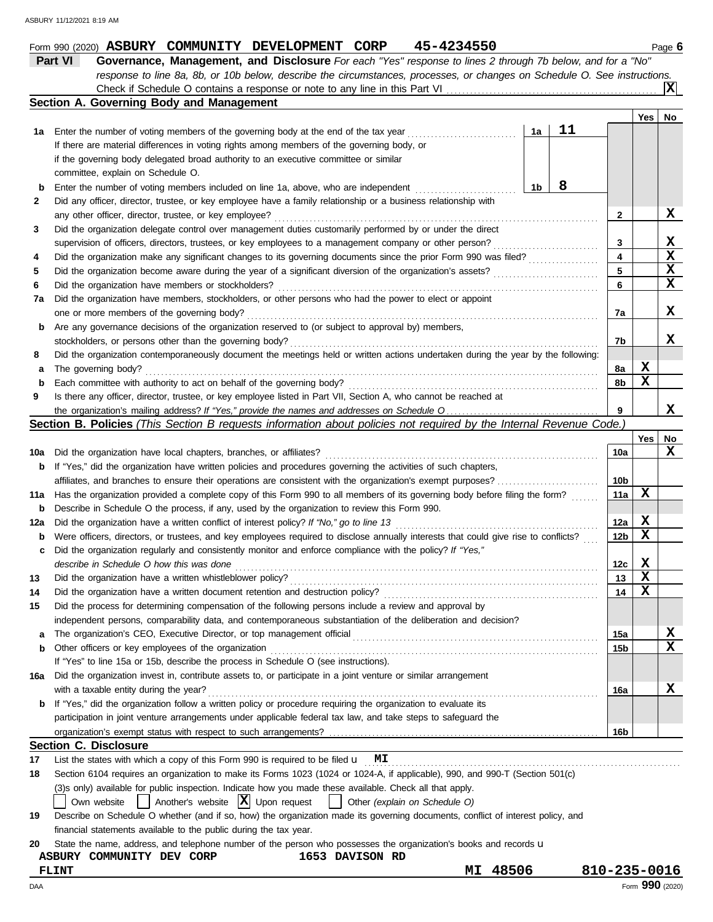Form 990 (2020) **ASBURY COMMUNITY DEVELOPMENT CORP 45-4234550** Page **6**

## Part VI Governance, Management, and Disclosure

*For each "Yes" response to lines 2 through 7b below, and for a "No" response to line 8a, 8b, or 10b below, describe the circumstances, processes, or changes on Schedule O. See instructions.*

Check if Schedule O contains a response or note to any line in this Part VI .......... [X]

### Section A. Governing Body and Management

| | | | | Yes | No |
|---|---|---|---|---|---|
| **1a** | Enter the number of voting members of the governing body at the end of the tax year | 1a | 11 | | |
| | If there are material differences in voting rights among members of the governing body, or if the governing body delegated broad authority to an executive committee or similar committee, explain on Schedule O. | | | | |
| **b** | Enter the number of voting members included on line 1a, above, who are independent | 1b | 8 | | |
| **2** | Did any officer, director, trustee, or key employee have a family relationship or a business relationship with any other officer, director, trustee, or key employee? | 2 | | | X |
| **3** | Did the organization delegate control over management duties customarily performed by or under the direct supervision of officers, directors, trustees, or key employees to a management company or other person? | 3 | | | X |
| **4** | Did the organization make any significant changes to its governing documents since the prior Form 990 was filed? | 4 | | | X |
| **5** | Did the organization become aware during the year of a significant diversion of the organization's assets? | 5 | | | X |
| **6** | Did the organization have members or stockholders? | 6 | | | X |
| **7a** | Did the organization have members, stockholders, or other persons who had the power to elect or appoint one or more members of the governing body? | 7a | | | X |
| **b** | Are any governance decisions of the organization reserved to (or subject to approval by) members, stockholders, or persons other than the governing body? | 7b | | | X |
| **8** | Did the organization contemporaneously document the meetings held or written actions undertaken during the year by the following: | | | | |
| **a** | The governing body? | 8a | | X | |
| **b** | Each committee with authority to act on behalf of the governing body? | 8b | | X | |
| **9** | Is there any officer, director, trustee, or key employee listed in Part VII, Section A, who cannot be reached at the organization's mailing address? *If "Yes," provide the names and addresses on Schedule O* | 9 | | | X |

### Section B. Policies *(This Section B requests information about policies not required by the Internal Revenue Code.)*

| | | | Yes | No |
|---|---|---|---|---|
| **10a** | Did the organization have local chapters, branches, or affiliates? | 10a | | X |
| **b** | If "Yes," did the organization have written policies and procedures governing the activities of such chapters, affiliates, and branches to ensure their operations are consistent with the organization's exempt purposes? | 10b | | |
| **11a** | Has the organization provided a complete copy of this Form 990 to all members of its governing body before filing the form? | 11a | X | |
| **b** | Describe in Schedule O the process, if any, used by the organization to review this Form 990. | | | |
| **12a** | Did the organization have a written conflict of interest policy? *If "No," go to line 13* | 12a | X | |
| **b** | Were officers, directors, or trustees, and key employees required to disclose annually interests that could give rise to conflicts? | 12b | X | |
| **c** | Did the organization regularly and consistently monitor and enforce compliance with the policy? *If "Yes," describe in Schedule O how this was done* | 12c | X | |
| **13** | Did the organization have a written whistleblower policy? | 13 | X | |
| **14** | Did the organization have a written document retention and destruction policy? | 14 | X | |
| **15** | Did the process for determining compensation of the following persons include a review and approval by independent persons, comparability data, and contemporaneous substantiation of the deliberation and decision? | | | |
| **a** | The organization's CEO, Executive Director, or top management official | 15a | | X |
| **b** | Other officers or key employees of the organization | 15b | | X |
| | If "Yes" to line 15a or 15b, describe the process in Schedule O (see instructions). | | | |
| **16a** | Did the organization invest in, contribute assets to, or participate in a joint venture or similar arrangement with a taxable entity during the year? | 16a | | X |
| **b** | If "Yes," did the organization follow a written policy or procedure requiring the organization to evaluate its participation in joint venture arrangements under applicable federal tax law, and take steps to safeguard the organization's exempt status with respect to such arrangements? | 16b | | |

### Section C. Disclosure

**17** List the states with which a copy of this Form 990 is required to be filed **MI**

**18** Section 6104 requires an organization to make its Forms 1023 (1024 or 1024-A, if applicable), 990, and 990-T (Section 501(c)(3)s only) available for public inspection. Indicate how you made these available. Check all that apply.

[ ] Own website [ ] Another's website [X] Upon request [ ] Other *(explain on Schedule O)*

**19** Describe on Schedule O whether (and if so, how) the organization made its governing documents, conflict of interest policy, and financial statements available to the public during the tax year.

**20** State the name, address, and telephone number of the person who possesses the organization's books and records

**ASBURY COMMUNITY DEV CORP 1653 DAVISON RD**
**FLINT MI 48506 810-235-0016**

Form **990** (2020)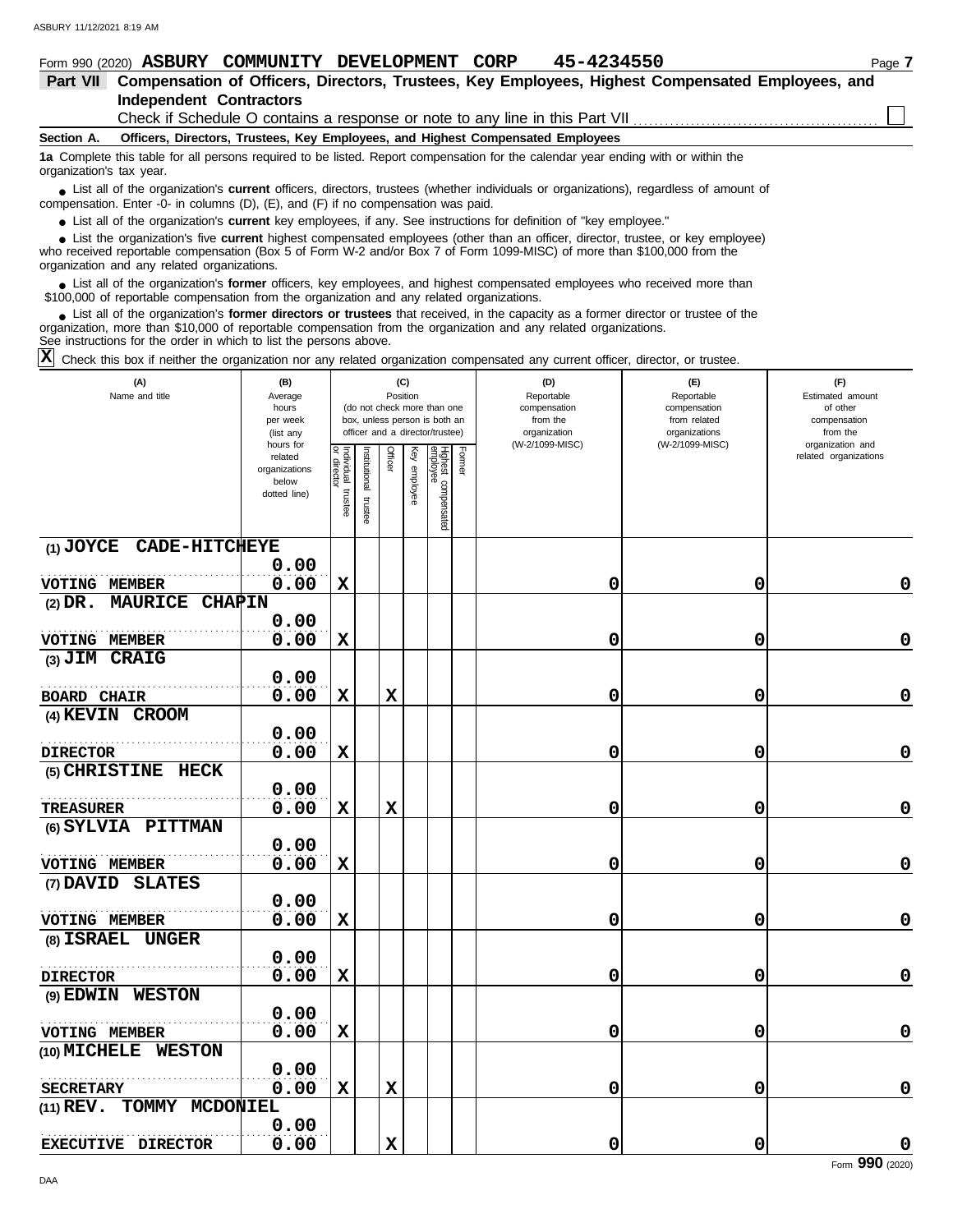Form 990 (2020) **ASBURY COMMUNITY DEVELOPMENT CORP 45-4234550**

## Part VII Compensation of Officers, Directors, Trustees, Key Employees, Highest Compensated Employees, and Independent Contractors

Check if Schedule O contains a response or note to any line in this Part VII ☐

### Section A. Officers, Directors, Trustees, Key Employees, and Highest Compensated Employees

**1a** Complete this table for all persons required to be listed. Report compensation for the calendar year ending with or within the organization's tax year.

- List all of the organization's **current** officers, directors, trustees (whether individuals or organizations), regardless of amount of compensation. Enter -0- in columns (D), (E), and (F) if no compensation was paid.
- List all of the organization's **current** key employees, if any. See instructions for definition of "key employee."
- List the organization's five **current** highest compensated employees (other than an officer, director, trustee, or key employee) who received reportable compensation (Box 5 of Form W-2 and/or Box 7 of Form 1099-MISC) of more than $100,000 from the organization and any related organizations.
- List all of the organization's **former** officers, key employees, and highest compensated employees who received more than $100,000 of reportable compensation from the organization and any related organizations.
- List all of the organization's **former directors or trustees** that received, in the capacity as a former director or trustee of the organization, more than $10,000 of reportable compensation from the organization and any related organizations.

See instructions for the order in which to list the persons above.

**X** Check this box if neither the organization nor any related organization compensated any current officer, director, or trustee.

| (A) Name and title | (B) Average hours per week (list any hours for related organizations below dotted line) | (C) Position: Individual trustee or director | Institutional trustee | Officer | Key employee | Highest compensated employee | Former | (D) Reportable compensation from the organization (W-2/1099-MISC) | (E) Reportable compensation from related organizations (W-2/1099-MISC) | (F) Estimated amount of other compensation from the organization and related organizations |
|---|---|---|---|---|---|---|---|---|---|---|
| (1) JOYCE CADE-HITCHEYE<br>VOTING MEMBER | 0.00<br>0.00 | X | | | | | | 0 | 0 | 0 |
| (2) DR. MAURICE CHAPIN<br>VOTING MEMBER | 0.00<br>0.00 | X | | | | | | 0 | 0 | 0 |
| (3) JIM CRAIG<br>BOARD CHAIR | 0.00<br>0.00 | X | | X | | | | 0 | 0 | 0 |
| (4) KEVIN CROOM<br>DIRECTOR | 0.00<br>0.00 | X | | | | | | 0 | 0 | 0 |
| (5) CHRISTINE HECK<br>TREASURER | 0.00<br>0.00 | X | | X | | | | 0 | 0 | 0 |
| (6) SYLVIA PITTMAN<br>VOTING MEMBER | 0.00<br>0.00 | X | | | | | | 0 | 0 | 0 |
| (7) DAVID SLATES<br>VOTING MEMBER | 0.00<br>0.00 | X | | | | | | 0 | 0 | 0 |
| (8) ISRAEL UNGER<br>DIRECTOR | 0.00<br>0.00 | X | | | | | | 0 | 0 | 0 |
| (9) EDWIN WESTON<br>VOTING MEMBER | 0.00<br>0.00 | X | | | | | | 0 | 0 | 0 |
| (10) MICHELE WESTON<br>SECRETARY | 0.00<br>0.00 | X | | X | | | | 0 | 0 | 0 |
| (11) REV. TOMMY MCDONIEL<br>EXECUTIVE DIRECTOR | 0.00<br>0.00 | | | X | | | | 0 | 0 | 0 |

Form **990** (2020)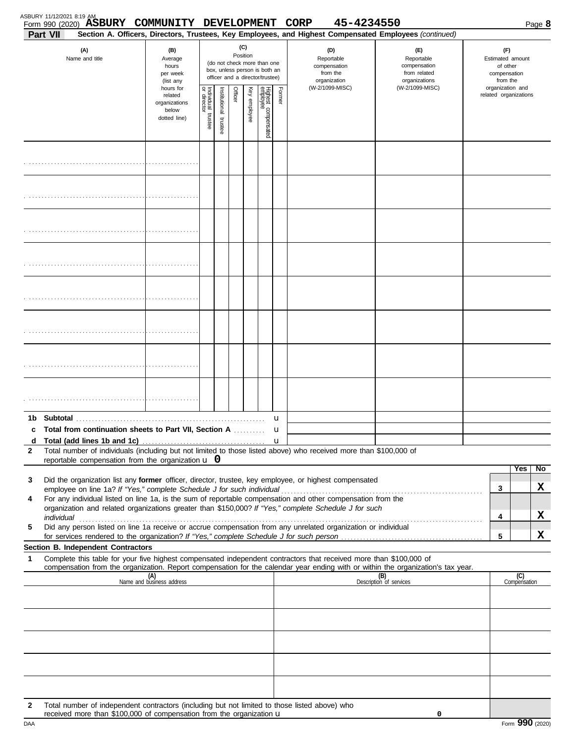Form 990 (2020) **ASBURY COMMUNITY DEVELOPMENT CORP** 45-4234550 Page **8**

**Part VII** **Section A. Officers, Directors, Trustees, Key Employees, and Highest Compensated Employees** *(continued)*

| (A) Name and title | (B) Average hours per week (list any hours for related organizations below dotted line) | (C) Position: Individual trustee or director | Institutional trustee | Officer | Key employee | Highest compensated employee | Former | (D) Reportable compensation from the organization (W-2/1099-MISC) | (E) Reportable compensation from related organizations (W-2/1099-MISC) | (F) Estimated amount of other compensation from the organization and related organizations |
|---|---|---|---|---|---|---|---|---|---|---|
| | | | | | | | | | | |
| | | | | | | | | | | |
| | | | | | | | | | | |
| | | | | | | | | | | |
| | | | | | | | | | | |
| | | | | | | | | | | |
| | | | | | | | | | | |
| | | | | | | | | | | |

**1b Subtotal** u

**c Total from continuation sheets to Part VII, Section A** u

**d Total (add lines 1b and 1c)** u

**2** Total number of individuals (including but not limited to those listed above) who received more than $100,000 of reportable compensation from the organization u **0**

| | | Yes | No |
|---|---|---|---|
| **3** Did the organization list any **former** officer, director, trustee, key employee, or highest compensated employee on line 1a? *If "Yes," complete Schedule J for such individual* | 3 | | X |
| **4** For any individual listed on line 1a, is the sum of reportable compensation and other compensation from the organization and related organizations greater than $150,000? *If "Yes," complete Schedule J for such individual* | 4 | | X |
| **5** Did any person listed on line 1a receive or accrue compensation from any unrelated organization or individual for services rendered to the organization? *If "Yes," complete Schedule J for such person* | 5 | | X |

**Section B. Independent Contractors**

**1** Complete this table for your five highest compensated independent contractors that received more than $100,000 of compensation from the organization. Report compensation for the calendar year ending with or within the organization's tax year.

| (A) Name and business address | (B) Description of services | (C) Compensation |
|---|---|---|
| | | |
| | | |
| | | |
| | | |
| | | |

**2** Total number of independent contractors (including but not limited to those listed above) who received more than $100,000 of compensation from the organization u **0**

DAA Form **990** (2020)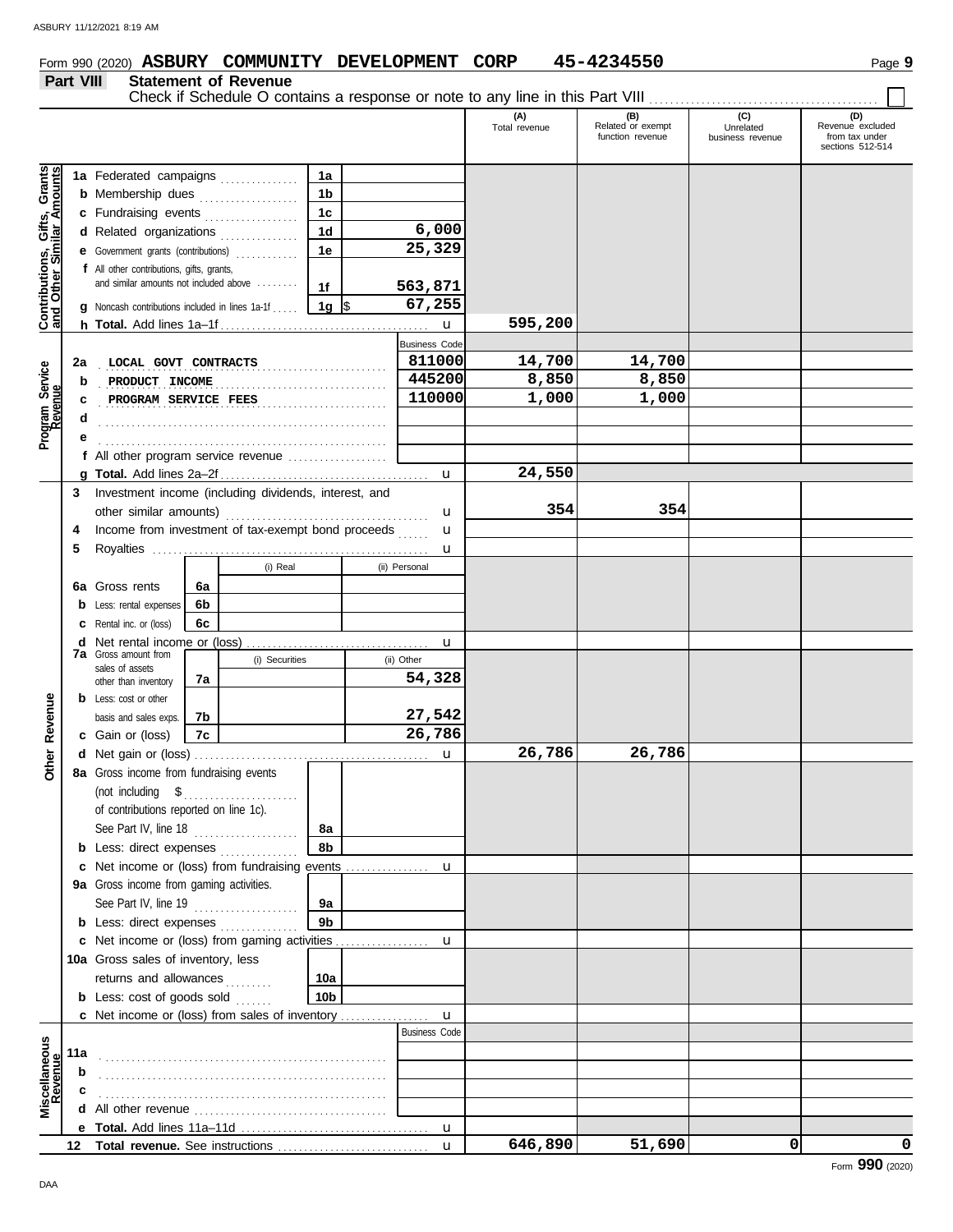Form 990 (2020) **ASBURY COMMUNITY DEVELOPMENT CORP 45-4234550**

## Part VIII Statement of Revenue

Check if Schedule O contains a response or note to any line in this Part VIII ☐

| | | (A) Total revenue | (B) Related or exempt function revenue | (C) Unrelated business revenue | (D) Revenue excluded from tax under sections 512-514 |
|---|---|---|---|---|---|
| **Contributions, Gifts, Grants and Other Similar Amounts** | | | | | |
| 1a Federated campaigns | 1a | | | | |
| b Membership dues | 1b | | | | |
| c Fundraising events | 1c | | | | |
| d Related organizations | 1d 6,000 | | | | |
| e Government grants (contributions) | 1e 25,329 | | | | |
| f All other contributions, gifts, grants, and similar amounts not included above | 1f 563,871 | | | | |
| g Noncash contributions included in lines 1a-1f | 1g $ 67,255 | | | | |
| h **Total.** Add lines 1a–1f | | 595,200 | | | |
| **Program Service Revenue** | Business Code | | | | |
| 2a LOCAL GOVT CONTRACTS | 811000 | 14,700 | 14,700 | | |
| b PRODUCT INCOME | 445200 | 8,850 | 8,850 | | |
| c PROGRAM SERVICE FEES | 110000 | 1,000 | 1,000 | | |
| d | | | | | |
| e | | | | | |
| f All other program service revenue | | | | | |
| g **Total.** Add lines 2a–2f | | 24,550 | | | |
| **Other Revenue** | | | | | |
| 3 Investment income (including dividends, interest, and other similar amounts) | | 354 | 354 | | |
| 4 Income from investment of tax-exempt bond proceeds | | | | | |
| 5 Royalties | | | | | |
| 6a Gross rents — 6a (i) Real: ; (ii) Personal: | | | | | |
| b Less: rental expenses — 6b (i) Real: ; (ii) Personal: | | | | | |
| c Rental inc. or (loss) — 6c (i) Real: ; (ii) Personal: | | | | | |
| d Net rental income or (loss) | | | | | |
| 7a Gross amount from sales of assets other than inventory — 7a (i) Securities: ; (ii) Other: 54,328 | | | | | |
| b Less: cost or other basis and sales exps. — 7b (i) Securities: ; (ii) Other: 27,542 | | | | | |
| c Gain or (loss) — 7c (i) Securities: ; (ii) Other: 26,786 | | | | | |
| d Net gain or (loss) | | 26,786 | 26,786 | | |
| 8a Gross income from fundraising events (not including $ of contributions reported on line 1c). See Part IV, line 18 | 8a | | | | |
| b Less: direct expenses | 8b | | | | |
| c Net income or (loss) from fundraising events | | | | | |
| 9a Gross income from gaming activities. See Part IV, line 19 | 9a | | | | |
| b Less: direct expenses | 9b | | | | |
| c Net income or (loss) from gaming activities | | | | | |
| 10a Gross sales of inventory, less returns and allowances | 10a | | | | |
| b Less: cost of goods sold | 10b | | | | |
| c Net income or (loss) from sales of inventory | | | | | |
| **Miscellaneous Revenue** | Business Code | | | | |
| 11a | | | | | |
| b | | | | | |
| c | | | | | |
| d All other revenue | | | | | |
| e **Total.** Add lines 11a–11d | | | | | |
| 12 **Total revenue.** See instructions | | 646,890 | 51,690 | 0 | 0 |

Form **990** (2020)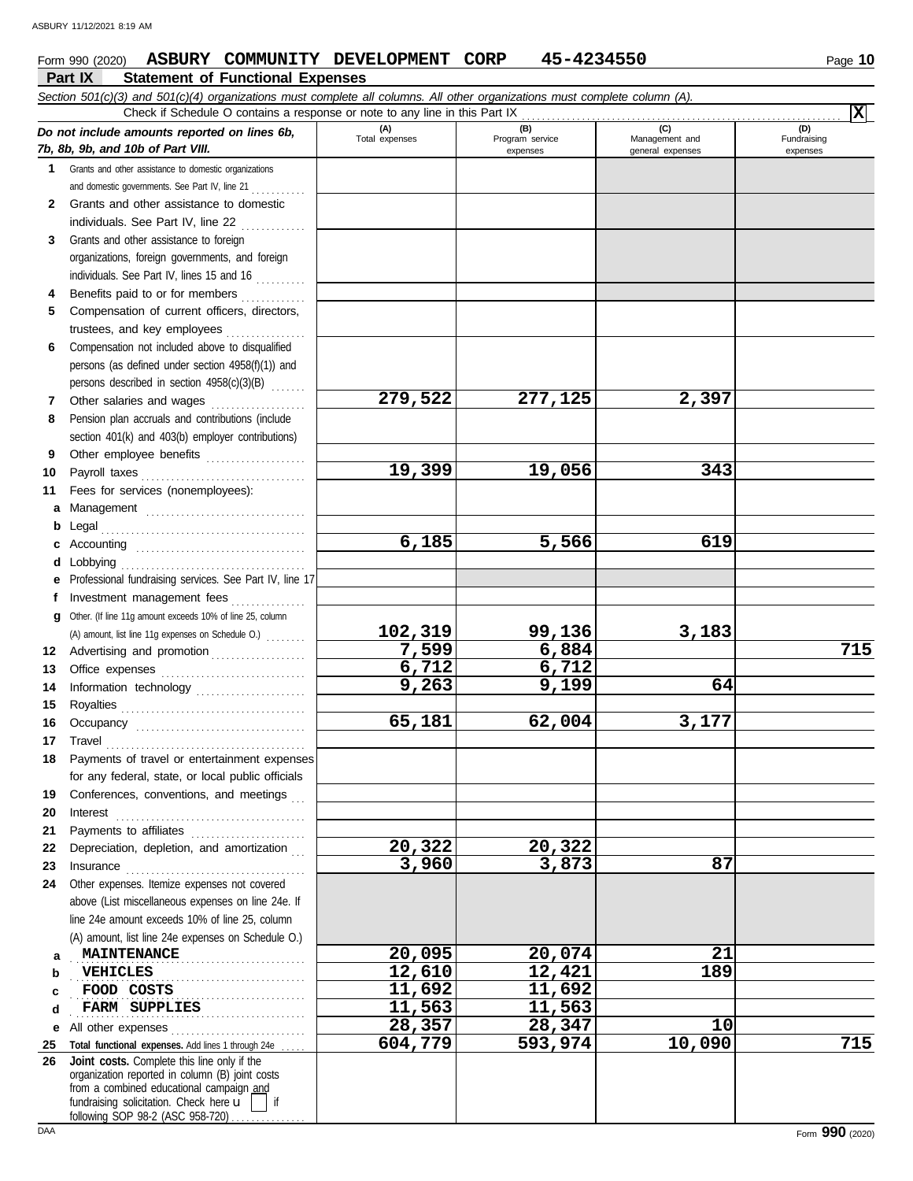Form 990 (2020) **ASBURY COMMUNITY DEVELOPMENT CORP 45-4234550** Page **10**

## Part IX Statement of Functional Expenses

*Section 501(c)(3) and 501(c)(4) organizations must complete all columns. All other organizations must complete column (A).*

Check if Schedule O contains a response or note to any line in this Part IX . . . . . . . . . . . . . . . . . . . . . . . . . . . . . . . . . . . . . . . . . . . . . . . . . . . . . . . . . . . . **X**

| *Do not include amounts reported on lines 6b, 7b, 8b, 9b, and 10b of Part VIII.* | (A) Total expenses | (B) Program service expenses | (C) Management and general expenses | (D) Fundraising expenses |
|---|---|---|---|---|
| **1** Grants and other assistance to domestic organizations and domestic governments. See Part IV, line 21 | | | | |
| **2** Grants and other assistance to domestic individuals. See Part IV, line 22 | | | | |
| **3** Grants and other assistance to foreign organizations, foreign governments, and foreign individuals. See Part IV, lines 15 and 16 | | | | |
| **4** Benefits paid to or for members | | | | |
| **5** Compensation of current officers, directors, trustees, and key employees | | | | |
| **6** Compensation not included above to disqualified persons (as defined under section 4958(f)(1)) and persons described in section 4958(c)(3)(B) | | | | |
| **7** Other salaries and wages | 279,522 | 277,125 | 2,397 | |
| **8** Pension plan accruals and contributions (include section 401(k) and 403(b) employer contributions) | | | | |
| **9** Other employee benefits | | | | |
| **10** Payroll taxes | 19,399 | 19,056 | 343 | |
| **11** Fees for services (nonemployees): | | | | |
| **a** Management | | | | |
| **b** Legal | | | | |
| **c** Accounting | 6,185 | 5,566 | 619 | |
| **d** Lobbying | | | | |
| **e** Professional fundraising services. See Part IV, line 17 | | | | |
| **f** Investment management fees | | | | |
| **g** Other. (If line 11g amount exceeds 10% of line 25, column (A) amount, list line 11g expenses on Schedule O.) | 102,319 | 99,136 | 3,183 | |
| **12** Advertising and promotion | 7,599 | 6,884 | | 715 |
| **13** Office expenses | 6,712 | 6,712 | | |
| **14** Information technology | 9,263 | 9,199 | 64 | |
| **15** Royalties | | | | |
| **16** Occupancy | 65,181 | 62,004 | 3,177 | |
| **17** Travel | | | | |
| **18** Payments of travel or entertainment expenses for any federal, state, or local public officials | | | | |
| **19** Conferences, conventions, and meetings | | | | |
| **20** Interest | | | | |
| **21** Payments to affiliates | | | | |
| **22** Depreciation, depletion, and amortization | 20,322 | 20,322 | | |
| **23** Insurance | 3,960 | 3,873 | 87 | |
| **24** Other expenses. Itemize expenses not covered above (List miscellaneous expenses on line 24e. If line 24e amount exceeds 10% of line 25, column (A) amount, list line 24e expenses on Schedule O.) | | | | |
| **a** MAINTENANCE | 20,095 | 20,074 | 21 | |
| **b** VEHICLES | 12,610 | 12,421 | 189 | |
| **c** FOOD COSTS | 11,692 | 11,692 | | |
| **d** FARM SUPPLIES | 11,563 | 11,563 | | |
| **e** All other expenses | 28,357 | 28,347 | 10 | |
| **25 Total functional expenses.** Add lines 1 through 24e | 604,779 | 593,974 | 10,090 | 715 |
| **26 Joint costs.** Complete this line only if the organization reported in column (B) joint costs from a combined educational campaign and fundraising solicitation. Check here ☐ if following SOP 98-2 (ASC 958-720) | | | | |

Form **990** (2020)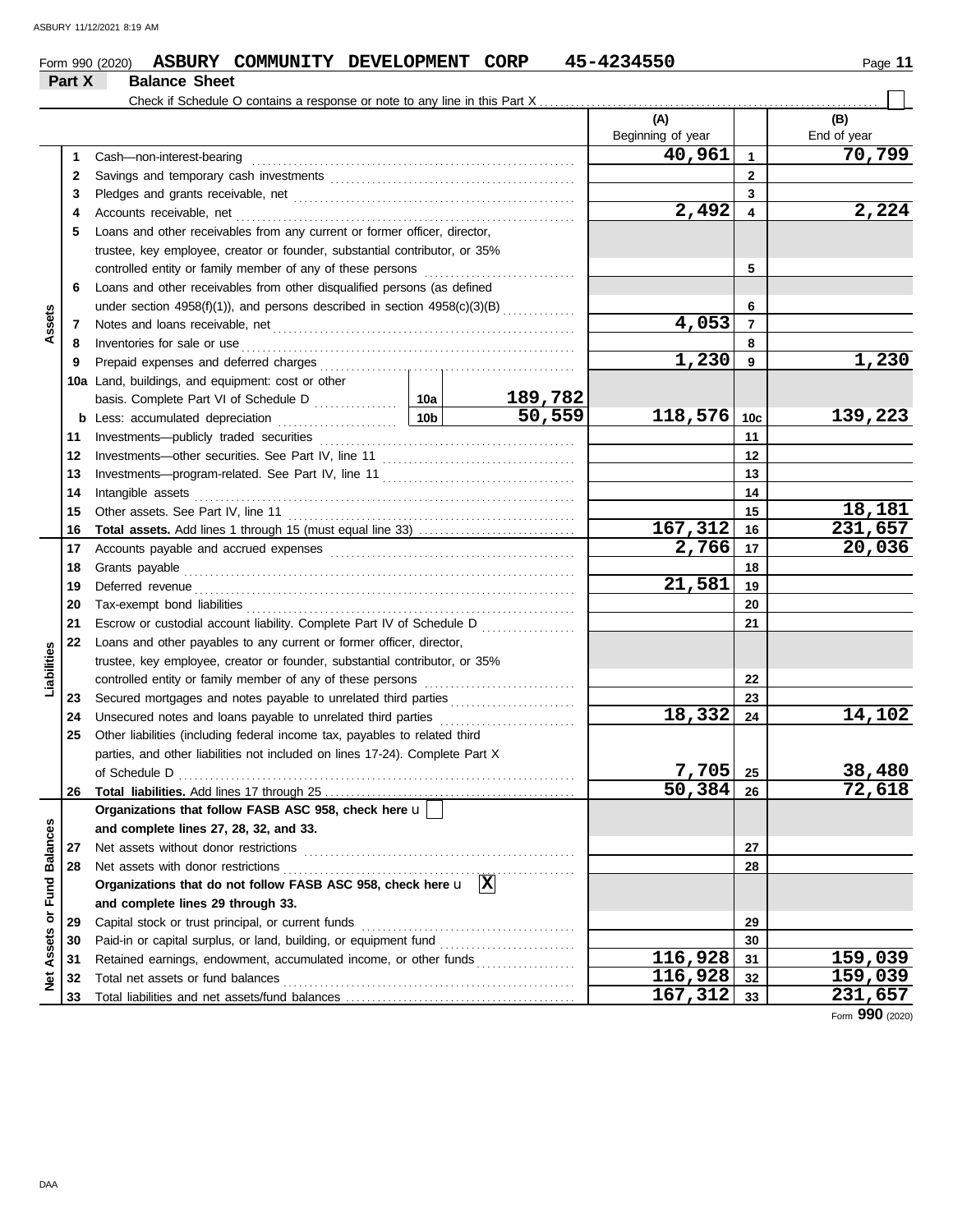Form 990 (2020) **ASBURY COMMUNITY DEVELOPMENT CORP** **45-4234550** Page **11**

## Part X Balance Sheet

Check if Schedule O contains a response or note to any line in this Part X . . . . . . . . . . . . . . . . . . . . . . . . . . . . . . . . . . . . . . . ☐

| | | | | (A) Beginning of year | | (B) End of year |
|---|---|---|---|---|---|---|
| **Assets** | 1 | Cash—non-interest-bearing | | 40,961 | 1 | 70,799 |
| | 2 | Savings and temporary cash investments | | | 2 | |
| | 3 | Pledges and grants receivable, net | | | 3 | |
| | 4 | Accounts receivable, net | | 2,492 | 4 | 2,224 |
| | 5 | Loans and other receivables from any current or former officer, director, trustee, key employee, creator or founder, substantial contributor, or 35% controlled entity or family member of any of these persons | | | 5 | |
| | 6 | Loans and other receivables from other disqualified persons (as defined under section 4958(f)(1)), and persons described in section 4958(c)(3)(B) | | | 6 | |
| | 7 | Notes and loans receivable, net | | 4,053 | 7 | |
| | 8 | Inventories for sale or use | | | 8 | |
| | 9 | Prepaid expenses and deferred charges | | 1,230 | 9 | 1,230 |
| | 10a | Land, buildings, and equipment: cost or other basis. Complete Part VI of Schedule D | 10a 189,782 | | | |
| | b | Less: accumulated depreciation | 10b 50,559 | 118,576 | 10c | 139,223 |
| | 11 | Investments—publicly traded securities | | | 11 | |
| | 12 | Investments—other securities. See Part IV, line 11 | | | 12 | |
| | 13 | Investments—program-related. See Part IV, line 11 | | | 13 | |
| | 14 | Intangible assets | | | 14 | |
| | 15 | Other assets. See Part IV, line 11 | | | 15 | 18,181 |
| | 16 | **Total assets.** Add lines 1 through 15 (must equal line 33) | | 167,312 | 16 | 231,657 |
| **Liabilities** | 17 | Accounts payable and accrued expenses | | 2,766 | 17 | 20,036 |
| | 18 | Grants payable | | | 18 | |
| | 19 | Deferred revenue | | 21,581 | 19 | |
| | 20 | Tax-exempt bond liabilities | | | 20 | |
| | 21 | Escrow or custodial account liability. Complete Part IV of Schedule D | | | 21 | |
| | 22 | Loans and other payables to any current or former officer, director, trustee, key employee, creator or founder, substantial contributor, or 35% controlled entity or family member of any of these persons | | | 22 | |
| | 23 | Secured mortgages and notes payable to unrelated third parties | | | 23 | |
| | 24 | Unsecured notes and loans payable to unrelated third parties | | 18,332 | 24 | 14,102 |
| | 25 | Other liabilities (including federal income tax, payables to related third parties, and other liabilities not included on lines 17-24). Complete Part X of Schedule D | | 7,705 | 25 | 38,480 |
| | 26 | **Total liabilities.** Add lines 17 through 25 | | 50,384 | 26 | 72,618 |
| **Net Assets or Fund Balances** | | **Organizations that follow FASB ASC 958, check here** ☐ **and complete lines 27, 28, 32, and 33.** | | | | |
| | 27 | Net assets without donor restrictions | | | 27 | |
| | 28 | Net assets with donor restrictions | | | 28 | |
| | | **Organizations that do not follow FASB ASC 958, check here** ☒ **and complete lines 29 through 33.** | | | | |
| | 29 | Capital stock or trust principal, or current funds | | | 29 | |
| | 30 | Paid-in or capital surplus, or land, building, or equipment fund | | | 30 | |
| | 31 | Retained earnings, endowment, accumulated income, or other funds | | 116,928 | 31 | 159,039 |
| | 32 | Total net assets or fund balances | | 116,928 | 32 | 159,039 |
| | 33 | Total liabilities and net assets/fund balances | | 167,312 | 33 | 231,657 |

Form **990** (2020)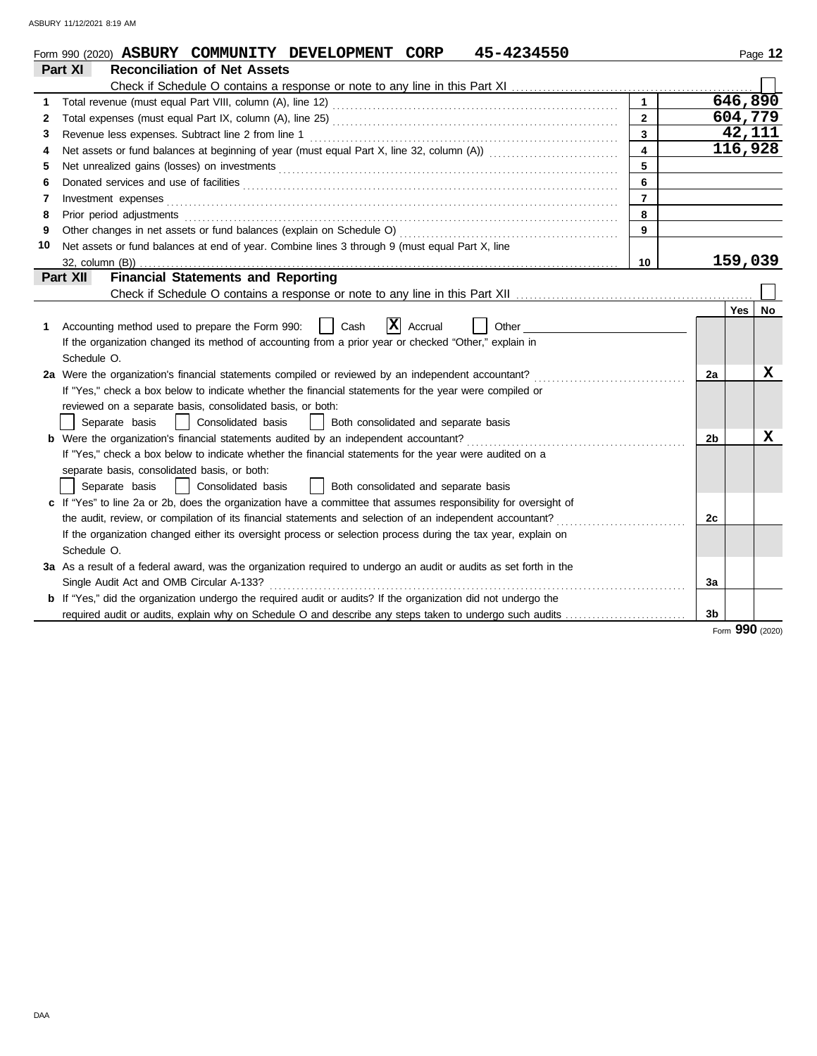Form 990 (2020) **ASBURY COMMUNITY DEVELOPMENT CORP 45-4234550** Page **12**

## Part XI Reconciliation of Net Assets

Check if Schedule O contains a response or note to any line in this Part XI ☐

| | | | |
|---|---|---|---|
| 1 | Total revenue (must equal Part VIII, column (A), line 12) | 1 | 646,890 |
| 2 | Total expenses (must equal Part IX, column (A), line 25) | 2 | 604,779 |
| 3 | Revenue less expenses. Subtract line 2 from line 1 | 3 | 42,111 |
| 4 | Net assets or fund balances at beginning of year (must equal Part X, line 32, column (A)) | 4 | 116,928 |
| 5 | Net unrealized gains (losses) on investments | 5 | |
| 6 | Donated services and use of facilities | 6 | |
| 7 | Investment expenses | 7 | |
| 8 | Prior period adjustments | 8 | |
| 9 | Other changes in net assets or fund balances (explain on Schedule O) | 9 | |
| 10 | Net assets or fund balances at end of year. Combine lines 3 through 9 (must equal Part X, line 32, column (B)) | 10 | 159,039 |

## Part XII Financial Statements and Reporting

Check if Schedule O contains a response or note to any line in this Part XII ☐

| | | | Yes | No |
|---|---|---|---|---|
| 1 | Accounting method used to prepare the Form 990: ☐ Cash ☒ Accrual ☐ Other ______ <br>If the organization changed its method of accounting from a prior year or checked "Other," explain in Schedule O. | | | |
| 2a | Were the organization's financial statements compiled or reviewed by an independent accountant? <br>If "Yes," check a box below to indicate whether the financial statements for the year were compiled or reviewed on a separate basis, consolidated basis, or both: <br>☐ Separate basis ☐ Consolidated basis ☐ Both consolidated and separate basis | 2a | | X |
| b | Were the organization's financial statements audited by an independent accountant? <br>If "Yes," check a box below to indicate whether the financial statements for the year were audited on a separate basis, consolidated basis, or both: <br>☐ Separate basis ☐ Consolidated basis ☐ Both consolidated and separate basis | 2b | | X |
| c | If "Yes" to line 2a or 2b, does the organization have a committee that assumes responsibility for oversight of the audit, review, or compilation of its financial statements and selection of an independent accountant? <br>If the organization changed either its oversight process or selection process during the tax year, explain on Schedule O. | 2c | | |
| 3a | As a result of a federal award, was the organization required to undergo an audit or audits as set forth in the Single Audit Act and OMB Circular A-133? | 3a | | |
| b | If "Yes," did the organization undergo the required audit or audits? If the organization did not undergo the required audit or audits, explain why on Schedule O and describe any steps taken to undergo such audits | 3b | | |

Form **990** (2020)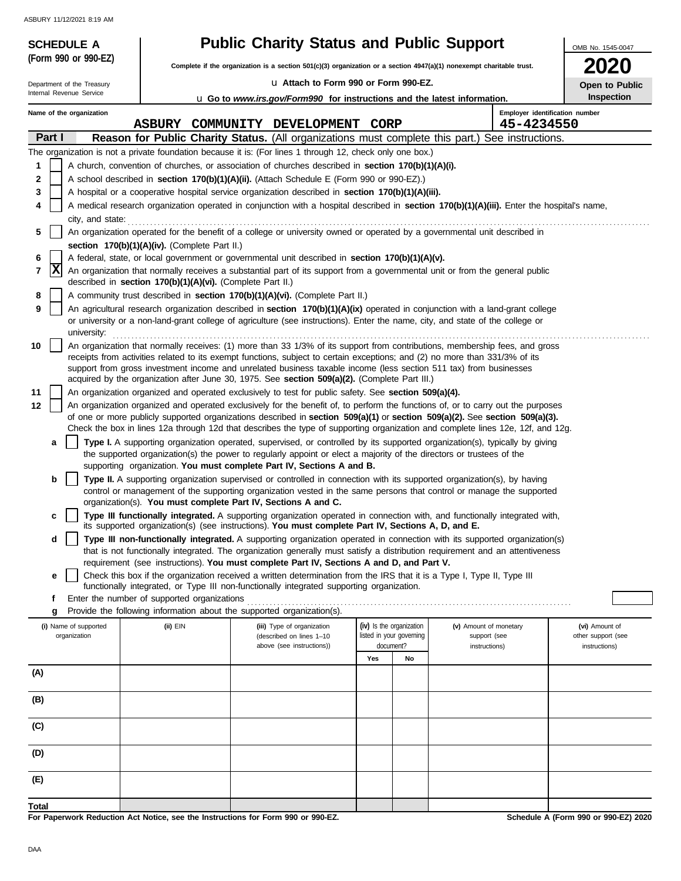ASBURY 11/12/2021 8:19 AM

**SCHEDULE A**
**(Form 990 or 990-EZ)**

Department of the Treasury
Internal Revenue Service

# Public Charity Status and Public Support

**Complete if the organization is a section 501(c)(3) organization or a section 4947(a)(1) nonexempt charitable trust.**

u Attach to Form 990 or Form 990-EZ.

u Go to *www.irs.gov/Form990* for instructions and the latest information.

OMB No. 1545-0047

**2020**

**Open to Public Inspection**

Name of the organization: **ASBURY COMMUNITY DEVELOPMENT CORP**

Employer identification number: **45-4234550**

**Part I** **Reason for Public Charity Status.** (All organizations must complete this part.) See instructions.

The organization is not a private foundation because it is: (For lines 1 through 12, check only one box.)

1 [ ] A church, convention of churches, or association of churches described in **section 170(b)(1)(A)(i).**

2 [ ] A school described in **section 170(b)(1)(A)(ii).** (Attach Schedule E (Form 990 or 990-EZ).)

3 [ ] A hospital or a cooperative hospital service organization described in **section 170(b)(1)(A)(iii).**

4 [ ] A medical research organization operated in conjunction with a hospital described in **section 170(b)(1)(A)(iii).** Enter the hospital's name, city, and state:

5 [ ] An organization operated for the benefit of a college or university owned or operated by a governmental unit described in **section 170(b)(1)(A)(iv).** (Complete Part II.)

6 [ ] A federal, state, or local government or governmental unit described in **section 170(b)(1)(A)(v).**

7 [X] An organization that normally receives a substantial part of its support from a governmental unit or from the general public described in **section 170(b)(1)(A)(vi).** (Complete Part II.)

8 [ ] A community trust described in **section 170(b)(1)(A)(vi).** (Complete Part II.)

9 [ ] An agricultural research organization described in **section 170(b)(1)(A)(ix)** operated in conjunction with a land-grant college or university or a non-land-grant college of agriculture (see instructions). Enter the name, city, and state of the college or university:

10 [ ] An organization that normally receives: (1) more than 33 1/3% of its support from contributions, membership fees, and gross receipts from activities related to its exempt functions, subject to certain exceptions; and (2) no more than 331/3% of its support from gross investment income and unrelated business taxable income (less section 511 tax) from businesses acquired by the organization after June 30, 1975. See **section 509(a)(2).** (Complete Part III.)

11 [ ] An organization organized and operated exclusively to test for public safety. See **section 509(a)(4).**

12 [ ] An organization organized and operated exclusively for the benefit of, to perform the functions of, or to carry out the purposes of one or more publicly supported organizations described in **section 509(a)(1)** or **section 509(a)(2).** See **section 509(a)(3).** Check the box in lines 12a through 12d that describes the type of supporting organization and complete lines 12e, 12f, and 12g.

**a** [ ] **Type I.** A supporting organization operated, supervised, or controlled by its supported organization(s), typically by giving the supported organization(s) the power to regularly appoint or elect a majority of the directors or trustees of the supporting organization. **You must complete Part IV, Sections A and B.**

**b** [ ] **Type II.** A supporting organization supervised or controlled in connection with its supported organization(s), by having control or management of the supporting organization vested in the same persons that control or manage the supported organization(s). **You must complete Part IV, Sections A and C.**

**c** [ ] **Type III functionally integrated.** A supporting organization operated in connection with, and functionally integrated with, its supported organization(s) (see instructions). **You must complete Part IV, Sections A, D, and E.**

**d** [ ] **Type III non-functionally integrated.** A supporting organization operated in connection with its supported organization(s) that is not functionally integrated. The organization generally must satisfy a distribution requirement and an attentiveness requirement (see instructions). **You must complete Part IV, Sections A and D, and Part V.**

**e** [ ] Check this box if the organization received a written determination from the IRS that it is a Type I, Type II, Type III functionally integrated, or Type III non-functionally integrated supporting organization.

**f** Enter the number of supported organizations

**g** Provide the following information about the supported organization(s).

| (i) Name of supported organization | (ii) EIN | (iii) Type of organization (described on lines 1–10 above (see instructions)) | (iv) Is the organization listed in your governing document? Yes | No | (v) Amount of monetary support (see instructions) | (vi) Amount of other support (see instructions) |
|---|---|---|---|---|---|---|
| (A) | | | | | | |
| (B) | | | | | | |
| (C) | | | | | | |
| (D) | | | | | | |
| (E) | | | | | | |
| **Total** | | | | | | |

**For Paperwork Reduction Act Notice, see the Instructions for Form 990 or 990-EZ.**

**Schedule A (Form 990 or 990-EZ) 2020**

DAA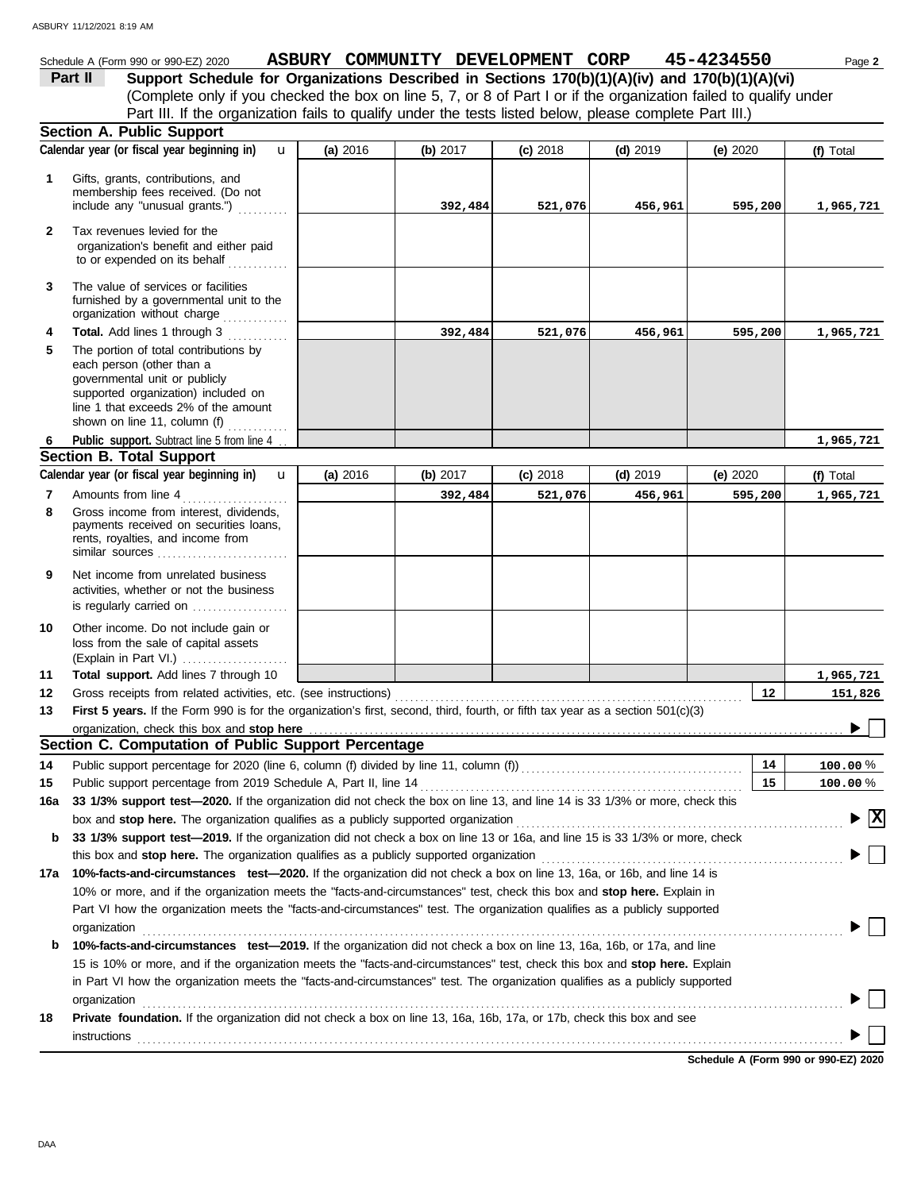Schedule A (Form 990 or 990-EZ) 2020 **ASBURY COMMUNITY DEVELOPMENT CORP 45-4234550** Page **2**

## Part II Support Schedule for Organizations Described in Sections 170(b)(1)(A)(iv) and 170(b)(1)(A)(vi)

(Complete only if you checked the box on line 5, 7, or 8 of Part I or if the organization failed to qualify under Part III. If the organization fails to qualify under the tests listed below, please complete Part III.)

### Section A. Public Support

| | Calendar year (or fiscal year beginning in) | (a) 2016 | (b) 2017 | (c) 2018 | (d) 2019 | (e) 2020 | (f) Total |
|---|---|---|---|---|---|---|---|
| 1 | Gifts, grants, contributions, and membership fees received. (Do not include any "unusual grants.") | | 392,484 | 521,076 | 456,961 | 595,200 | 1,965,721 |
| 2 | Tax revenues levied for the organization's benefit and either paid to or expended on its behalf | | | | | | |
| 3 | The value of services or facilities furnished by a governmental unit to the organization without charge | | | | | | |
| 4 | **Total.** Add lines 1 through 3 | | 392,484 | 521,076 | 456,961 | 595,200 | 1,965,721 |
| 5 | The portion of total contributions by each person (other than a governmental unit or publicly supported organization) included on line 1 that exceeds 2% of the amount shown on line 11, column (f) | | | | | | |
| 6 | **Public support.** Subtract line 5 from line 4 | | | | | | 1,965,721 |

### Section B. Total Support

| | Calendar year (or fiscal year beginning in) | (a) 2016 | (b) 2017 | (c) 2018 | (d) 2019 | (e) 2020 | (f) Total |
|---|---|---|---|---|---|---|---|
| 7 | Amounts from line 4 | | 392,484 | 521,076 | 456,961 | 595,200 | 1,965,721 |
| 8 | Gross income from interest, dividends, payments received on securities loans, rents, royalties, and income from similar sources | | | | | | |
| 9 | Net income from unrelated business activities, whether or not the business is regularly carried on | | | | | | |
| 10 | Other income. Do not include gain or loss from the sale of capital assets (Explain in Part VI.) | | | | | | |
| 11 | **Total support.** Add lines 7 through 10 | | | | | | 1,965,721 |

**12** Gross receipts from related activities, etc. (see instructions) ..... **12** 151,826

**13** **First 5 years.** If the Form 990 is for the organization's first, second, third, fourth, or fifth tax year as a section 501(c)(3) organization, check this box and **stop here** ..... ☐

### Section C. Computation of Public Support Percentage

**14** Public support percentage for 2020 (line 6, column (f) divided by line 11, column (f)) ..... **14** 100.00 %

**15** Public support percentage from 2019 Schedule A, Part II, line 14 ..... **15** 100.00 %

**16a** **33 1/3% support test—2020.** If the organization did not check the box on line 13, and line 14 is 33 1/3% or more, check this box and **stop here.** The organization qualifies as a publicly supported organization ..... ☒

**b** **33 1/3% support test—2019.** If the organization did not check a box on line 13 or 16a, and line 15 is 33 1/3% or more, check this box and **stop here.** The organization qualifies as a publicly supported organization ..... ☐

**17a** **10%-facts-and-circumstances test—2020.** If the organization did not check a box on line 13, 16a, or 16b, and line 14 is 10% or more, and if the organization meets the "facts-and-circumstances" test, check this box and **stop here.** Explain in Part VI how the organization meets the "facts-and-circumstances" test. The organization qualifies as a publicly supported organization ..... ☐

**b** **10%-facts-and-circumstances test—2019.** If the organization did not check a box on line 13, 16a, 16b, or 17a, and line 15 is 10% or more, and if the organization meets the "facts-and-circumstances" test, check this box and **stop here.** Explain in Part VI how the organization meets the "facts-and-circumstances" test. The organization qualifies as a publicly supported organization ..... ☐

**18** **Private foundation.** If the organization did not check a box on line 13, 16a, 16b, 17a, or 17b, check this box and see instructions ..... ☐

**Schedule A (Form 990 or 990-EZ) 2020**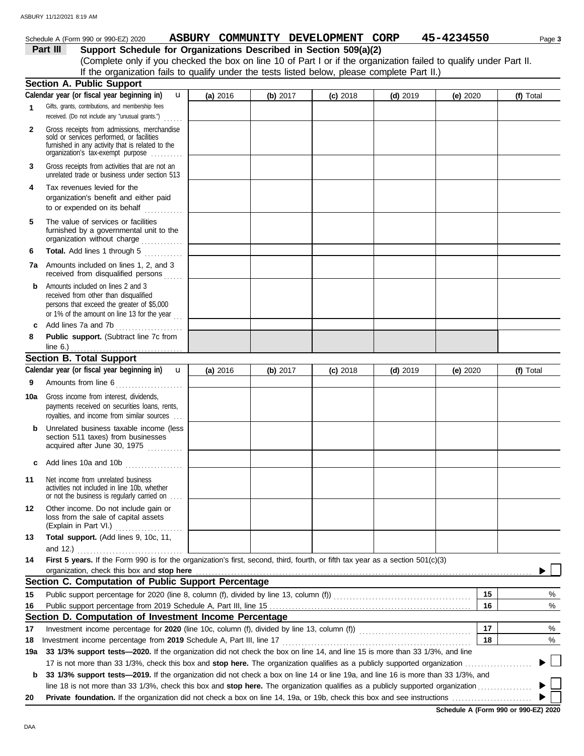Schedule A (Form 990 or 990-EZ) 2020 **ASBURY COMMUNITY DEVELOPMENT CORP 45-4234550** Page **3**

**Part III Support Schedule for Organizations Described in Section 509(a)(2)**

(Complete only if you checked the box on line 10 of Part I or if the organization failed to qualify under Part II. If the organization fails to qualify under the tests listed below, please complete Part II.)

### Section A. Public Support

| Calendar year (or fiscal year beginning in) u | (a) 2016 | (b) 2017 | (c) 2018 | (d) 2019 | (e) 2020 | (f) Total |
|---|---|---|---|---|---|---|
| **1** Gifts, grants, contributions, and membership fees received. (Do not include any "unusual grants.") | | | | | | |
| **2** Gross receipts from admissions, merchandise sold or services performed, or facilities furnished in any activity that is related to the organization's tax-exempt purpose | | | | | | |
| **3** Gross receipts from activities that are not an unrelated trade or business under section 513 | | | | | | |
| **4** Tax revenues levied for the organization's benefit and either paid to or expended on its behalf | | | | | | |
| **5** The value of services or facilities furnished by a governmental unit to the organization without charge | | | | | | |
| **6** **Total.** Add lines 1 through 5 | | | | | | |
| **7a** Amounts included on lines 1, 2, and 3 received from disqualified persons | | | | | | |
| **b** Amounts included on lines 2 and 3 received from other than disqualified persons that exceed the greater of $5,000 or 1% of the amount on line 13 for the year | | | | | | |
| **c** Add lines 7a and 7b | | | | | | |
| **8** **Public support.** (Subtract line 7c from line 6.) | | | | | | |

### Section B. Total Support

| Calendar year (or fiscal year beginning in) u | (a) 2016 | (b) 2017 | (c) 2018 | (d) 2019 | (e) 2020 | (f) Total |
|---|---|---|---|---|---|---|
| **9** Amounts from line 6 | | | | | | |
| **10a** Gross income from interest, dividends, payments received on securities loans, rents, royalties, and income from similar sources | | | | | | |
| **b** Unrelated business taxable income (less section 511 taxes) from businesses acquired after June 30, 1975 | | | | | | |
| **c** Add lines 10a and 10b | | | | | | |
| **11** Net income from unrelated business activities not included in line 10b, whether or not the business is regularly carried on | | | | | | |
| **12** Other income. Do not include gain or loss from the sale of capital assets (Explain in Part VI.) | | | | | | |
| **13** **Total support.** (Add lines 9, 10c, 11, and 12.) | | | | | | |

**14** **First 5 years.** If the Form 990 is for the organization's first, second, third, fourth, or fifth tax year as a section 501(c)(3) organization, check this box and **stop here** ▶ ☐

### Section C. Computation of Public Support Percentage

| | | | |
|---|---|---|---|
| **15** | Public support percentage for 2020 (line 8, column (f), divided by line 13, column (f)) | 15 | % |
| **16** | Public support percentage from 2019 Schedule A, Part III, line 15 | 16 | % |

### Section D. Computation of Investment Income Percentage

| | | | |
|---|---|---|---|
| **17** | Investment income percentage for **2020** (line 10c, column (f), divided by line 13, column (f)) | 17 | % |
| **18** | Investment income percentage from **2019** Schedule A, Part III, line 17 | 18 | % |

**19a** **33 1/3% support tests—2020.** If the organization did not check the box on line 14, and line 15 is more than 33 1/3%, and line 17 is not more than 33 1/3%, check this box and **stop here.** The organization qualifies as a publicly supported organization ▶ ☐

**b** **33 1/3% support tests—2019.** If the organization did not check a box on line 14 or line 19a, and line 16 is more than 33 1/3%, and line 18 is not more than 33 1/3%, check this box and **stop here.** The organization qualifies as a publicly supported organization ▶ ☐

**20** **Private foundation.** If the organization did not check a box on line 14, 19a, or 19b, check this box and see instructions ▶ ☐

**Schedule A (Form 990 or 990-EZ) 2020**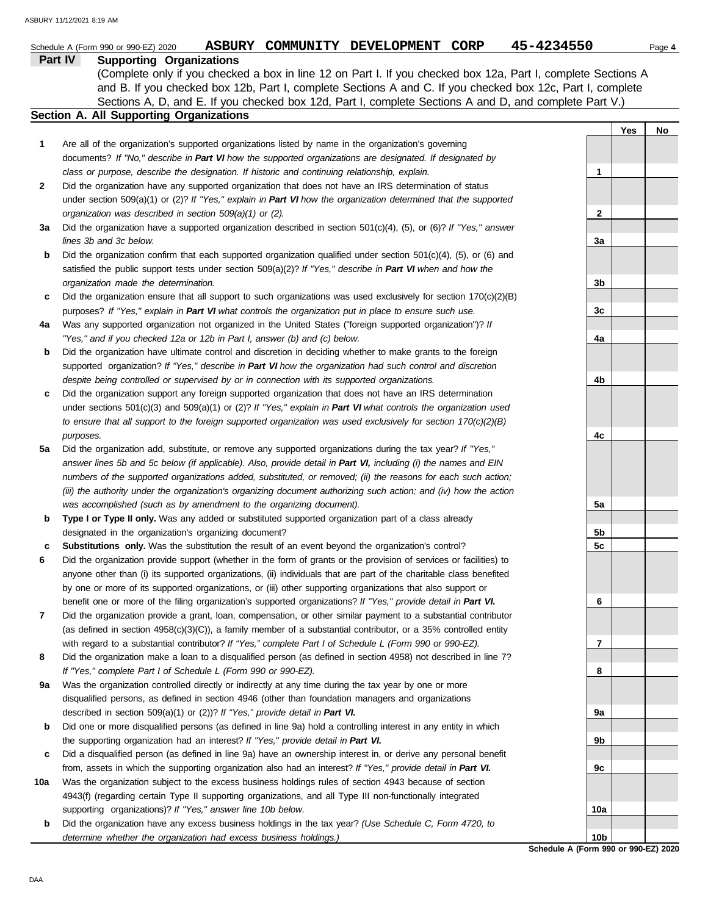Schedule A (Form 990 or 990-EZ) 2020 **ASBURY COMMUNITY DEVELOPMENT CORP 45-4234550** Page 4

## Part IV Supporting Organizations

(Complete only if you checked a box in line 12 on Part I. If you checked box 12a, Part I, complete Sections A and B. If you checked box 12b, Part I, complete Sections A and C. If you checked box 12c, Part I, complete Sections A, D, and E. If you checked box 12d, Part I, complete Sections A and D, and complete Part V.)

### Section A. All Supporting Organizations

| | | | Yes | No |
|---|---|---|---|---|
| 1 | Are all of the organization's supported organizations listed by name in the organization's governing documents? *If "No," describe in **Part VI** how the supported organizations are designated. If designated by class or purpose, describe the designation. If historic and continuing relationship, explain.* | 1 | | |
| 2 | Did the organization have any supported organization that does not have an IRS determination of status under section 509(a)(1) or (2)? *If "Yes," explain in **Part VI** how the organization determined that the supported organization was described in section 509(a)(1) or (2).* | 2 | | |
| 3a | Did the organization have a supported organization described in section 501(c)(4), (5), or (6)? *If "Yes," answer lines 3b and 3c below.* | 3a | | |
| b | Did the organization confirm that each supported organization qualified under section 501(c)(4), (5), or (6) and satisfied the public support tests under section 509(a)(2)? *If "Yes," describe in **Part VI** when and how the organization made the determination.* | 3b | | |
| c | Did the organization ensure that all support to such organizations was used exclusively for section 170(c)(2)(B) purposes? *If "Yes," explain in **Part VI** what controls the organization put in place to ensure such use.* | 3c | | |
| 4a | Was any supported organization not organized in the United States ("foreign supported organization")? *If "Yes," and if you checked 12a or 12b in Part I, answer (b) and (c) below.* | 4a | | |
| b | Did the organization have ultimate control and discretion in deciding whether to make grants to the foreign supported organization? *If "Yes," describe in **Part VI** how the organization had such control and discretion despite being controlled or supervised by or in connection with its supported organizations.* | 4b | | |
| c | Did the organization support any foreign supported organization that does not have an IRS determination under sections 501(c)(3) and 509(a)(1) or (2)? *If "Yes," explain in **Part VI** what controls the organization used to ensure that all support to the foreign supported organization was used exclusively for section 170(c)(2)(B) purposes.* | 4c | | |
| 5a | Did the organization add, substitute, or remove any supported organizations during the tax year? *If "Yes," answer lines 5b and 5c below (if applicable). Also, provide detail in **Part VI,** including (i) the names and EIN numbers of the supported organizations added, substituted, or removed; (ii) the reasons for each such action; (iii) the authority under the organization's organizing document authorizing such action; and (iv) how the action was accomplished (such as by amendment to the organizing document).* | 5a | | |
| b | **Type I or Type II only.** Was any added or substituted supported organization part of a class already designated in the organization's organizing document? | 5b | | |
| c | **Substitutions only.** Was the substitution the result of an event beyond the organization's control? | 5c | | |
| 6 | Did the organization provide support (whether in the form of grants or the provision of services or facilities) to anyone other than (i) its supported organizations, (ii) individuals that are part of the charitable class benefited by one or more of its supported organizations, or (iii) other supporting organizations that also support or benefit one or more of the filing organization's supported organizations? *If "Yes," provide detail in **Part VI.*** | 6 | | |
| 7 | Did the organization provide a grant, loan, compensation, or other similar payment to a substantial contributor (as defined in section 4958(c)(3)(C)), a family member of a substantial contributor, or a 35% controlled entity with regard to a substantial contributor? *If "Yes," complete Part I of Schedule L (Form 990 or 990-EZ).* | 7 | | |
| 8 | Did the organization make a loan to a disqualified person (as defined in section 4958) not described in line 7? *If "Yes," complete Part I of Schedule L (Form 990 or 990-EZ).* | 8 | | |
| 9a | Was the organization controlled directly or indirectly at any time during the tax year by one or more disqualified persons, as defined in section 4946 (other than foundation managers and organizations described in section 509(a)(1) or (2))? *If "Yes," provide detail in **Part VI.*** | 9a | | |
| b | Did one or more disqualified persons (as defined in line 9a) hold a controlling interest in any entity in which the supporting organization had an interest? *If "Yes," provide detail in **Part VI.*** | 9b | | |
| c | Did a disqualified person (as defined in line 9a) have an ownership interest in, or derive any personal benefit from, assets in which the supporting organization also had an interest? *If "Yes," provide detail in **Part VI.*** | 9c | | |
| 10a | Was the organization subject to the excess business holdings rules of section 4943 because of section 4943(f) (regarding certain Type II supporting organizations, and all Type III non-functionally integrated supporting organizations)? *If "Yes," answer line 10b below.* | 10a | | |
| b | Did the organization have any excess business holdings in the tax year? *(Use Schedule C, Form 4720, to determine whether the organization had excess business holdings.)* | 10b | | |

**Schedule A (Form 990 or 990-EZ) 2020**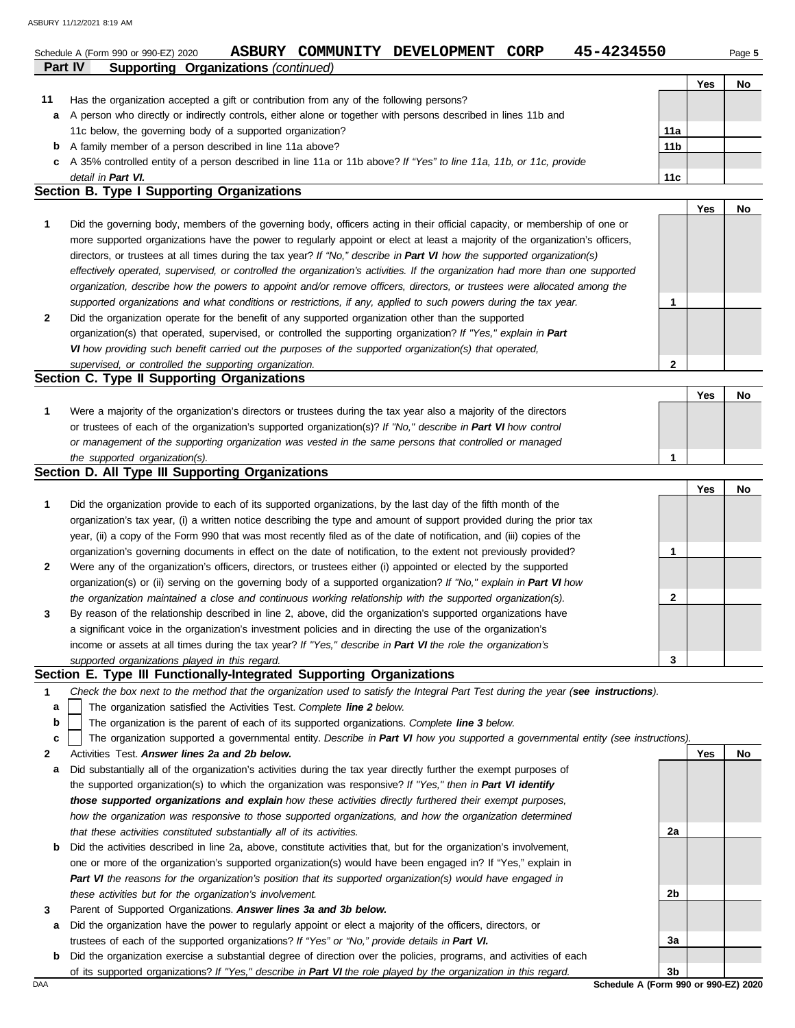Schedule A (Form 990 or 990-EZ) 2020 **ASBURY COMMUNITY DEVELOPMENT CORP 45-4234550**

**Part IV Supporting Organizations** *(continued)*

| | | | Yes | No |
|---|---|---|---|---|
| **11** | Has the organization accepted a gift or contribution from any of the following persons? | | | |
| **a** | A person who directly or indirectly controls, either alone or together with persons described in lines 11b and 11c below, the governing body of a supported organization? | 11a | | |
| **b** | A family member of a person described in line 11a above? | 11b | | |
| **c** | A 35% controlled entity of a person described in line 11a or 11b above? *If "Yes" to line 11a, 11b, or 11c, provide detail in* ***Part VI.*** | 11c | | |

## Section B. Type I Supporting Organizations

| | | | Yes | No |
|---|---|---|---|---|
| **1** | Did the governing body, members of the governing body, officers acting in their official capacity, or membership of one or more supported organizations have the power to regularly appoint or elect at least a majority of the organization's officers, directors, or trustees at all times during the tax year? *If "No," describe in* ***Part VI*** *how the supported organization(s) effectively operated, supervised, or controlled the organization's activities. If the organization had more than one supported organization, describe how the powers to appoint and/or remove officers, directors, or trustees were allocated among the supported organizations and what conditions or restrictions, if any, applied to such powers during the tax year.* | 1 | | |
| **2** | Did the organization operate for the benefit of any supported organization other than the supported organization(s) that operated, supervised, or controlled the supporting organization? *If "Yes," explain in* ***Part VI*** *how providing such benefit carried out the purposes of the supported organization(s) that operated, supervised, or controlled the supporting organization.* | 2 | | |

## Section C. Type II Supporting Organizations

| | | | Yes | No |
|---|---|---|---|---|
| **1** | Were a majority of the organization's directors or trustees during the tax year also a majority of the directors or trustees of each of the organization's supported organization(s)? *If "No," describe in* ***Part VI*** *how control or management of the supporting organization was vested in the same persons that controlled or managed the supported organization(s).* | 1 | | |

## Section D. All Type III Supporting Organizations

| | | | Yes | No |
|---|---|---|---|---|
| **1** | Did the organization provide to each of its supported organizations, by the last day of the fifth month of the organization's tax year, (i) a written notice describing the type and amount of support provided during the prior tax year, (ii) a copy of the Form 990 that was most recently filed as of the date of notification, and (iii) copies of the organization's governing documents in effect on the date of notification, to the extent not previously provided? | 1 | | |
| **2** | Were any of the organization's officers, directors, or trustees either (i) appointed or elected by the supported organization(s) or (ii) serving on the governing body of a supported organization? *If "No," explain in* ***Part VI*** *how the organization maintained a close and continuous working relationship with the supported organization(s).* | 2 | | |
| **3** | By reason of the relationship described in line 2, above, did the organization's supported organizations have a significant voice in the organization's investment policies and in directing the use of the organization's income or assets at all times during the tax year? *If "Yes," describe in* ***Part VI*** *the role the organization's supported organizations played in this regard.* | 3 | | |

## Section E. Type III Functionally-Integrated Supporting Organizations

**1** *Check the box next to the method that the organization used to satisfy the Integral Part Test during the year (**see instructions**).*

- **a** ☐ The organization satisfied the Activities Test. *Complete **line 2** below.*
- **b** ☐ The organization is the parent of each of its supported organizations. *Complete **line 3** below.*
- **c** ☐ The organization supported a governmental entity. *Describe in **Part VI** how you supported a governmental entity (see instructions).*

| | | | Yes | No |
|---|---|---|---|---|
| **2** | Activities Test. ***Answer lines 2a and 2b below.*** | | | |
| **a** | Did substantially all of the organization's activities during the tax year directly further the exempt purposes of the supported organization(s) to which the organization was responsive? *If "Yes," then in* ***Part VI identify those supported organizations and explain*** *how these activities directly furthered their exempt purposes, how the organization was responsive to those supported organizations, and how the organization determined that these activities constituted substantially all of its activities.* | 2a | | |
| **b** | Did the activities described in line 2a, above, constitute activities that, but for the organization's involvement, one or more of the organization's supported organization(s) would have been engaged in? If "Yes," explain in ***Part VI*** *the reasons for the organization's position that its supported organization(s) would have engaged in these activities but for the organization's involvement.* | 2b | | |
| **3** | Parent of Supported Organizations. ***Answer lines 3a and 3b below.*** | | | |
| **a** | Did the organization have the power to regularly appoint or elect a majority of the officers, directors, or trustees of each of the supported organizations? *If "Yes" or "No," provide details in* ***Part VI.*** | 3a | | |
| **b** | Did the organization exercise a substantial degree of direction over the policies, programs, and activities of each of its supported organizations? *If "Yes," describe in* ***Part VI*** *the role played by the organization in this regard.* | 3b | | |

DAA **Schedule A (Form 990 or 990-EZ) 2020**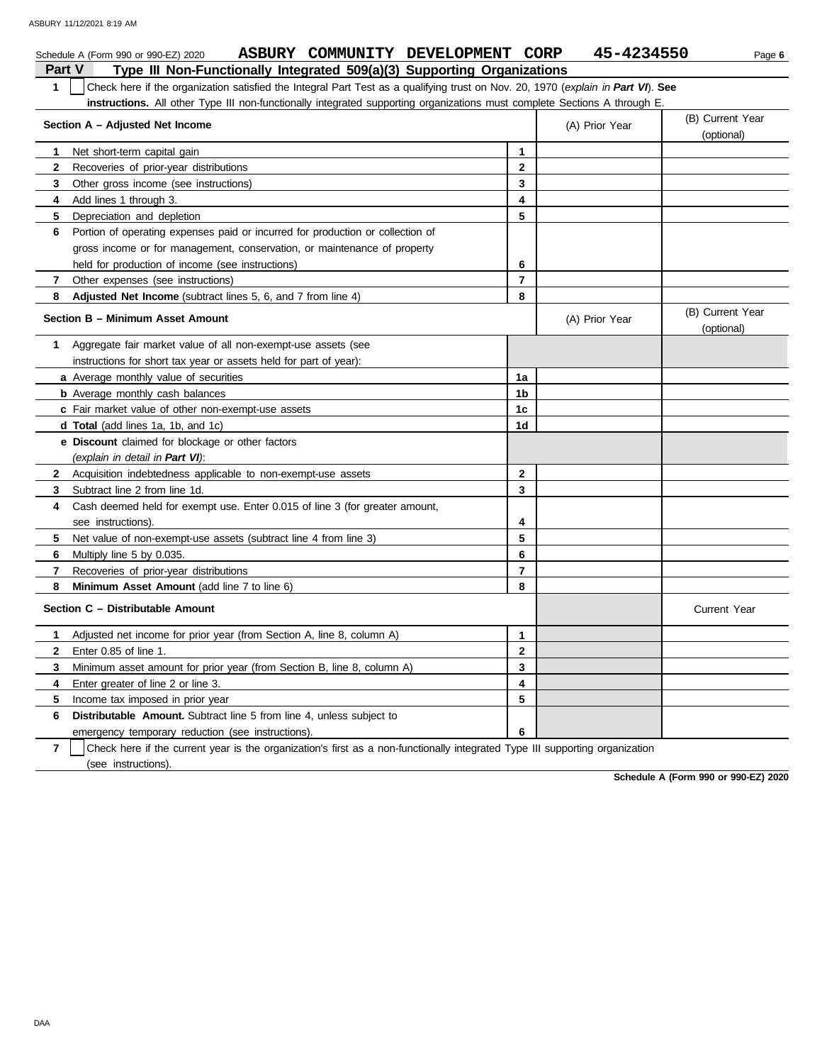Schedule A (Form 990 or 990-EZ) 2020 **ASBURY COMMUNITY DEVELOPMENT CORP 45-4234550**

## Part V Type III Non-Functionally Integrated 509(a)(3) Supporting Organizations

**1** ☐ Check here if the organization satisfied the Integral Part Test as a qualifying trust on Nov. 20, 1970 (*explain in **Part VI***). **See instructions.** All other Type III non-functionally integrated supporting organizations must complete Sections A through E.

| **Section A – Adjusted Net Income** | | (A) Prior Year | (B) Current Year (optional) |
|---|---|---|---|
| **1** Net short-term capital gain | **1** | | |
| **2** Recoveries of prior-year distributions | **2** | | |
| **3** Other gross income (see instructions) | **3** | | |
| **4** Add lines 1 through 3. | **4** | | |
| **5** Depreciation and depletion | **5** | | |
| **6** Portion of operating expenses paid or incurred for production or collection of gross income or for management, conservation, or maintenance of property held for production of income (see instructions) | **6** | | |
| **7** Other expenses (see instructions) | **7** | | |
| **8** **Adjusted Net Income** (subtract lines 5, 6, and 7 from line 4) | **8** | | |

| **Section B – Minimum Asset Amount** | | (A) Prior Year | (B) Current Year (optional) |
|---|---|---|---|
| **1** Aggregate fair market value of all non-exempt-use assets (see instructions for short tax year or assets held for part of year): | | | |
| **a** Average monthly value of securities | **1a** | | |
| **b** Average monthly cash balances | **1b** | | |
| **c** Fair market value of other non-exempt-use assets | **1c** | | |
| **d** **Total** (add lines 1a, 1b, and 1c) | **1d** | | |
| **e** **Discount** claimed for blockage or other factors (*explain in detail in **Part VI***): | | | |
| **2** Acquisition indebtedness applicable to non-exempt-use assets | **2** | | |
| **3** Subtract line 2 from line 1d. | **3** | | |
| **4** Cash deemed held for exempt use. Enter 0.015 of line 3 (for greater amount, see instructions). | **4** | | |
| **5** Net value of non-exempt-use assets (subtract line 4 from line 3) | **5** | | |
| **6** Multiply line 5 by 0.035. | **6** | | |
| **7** Recoveries of prior-year distributions | **7** | | |
| **8** **Minimum Asset Amount** (add line 7 to line 6) | **8** | | |

| **Section C – Distributable Amount** | | | Current Year |
|---|---|---|---|
| **1** Adjusted net income for prior year (from Section A, line 8, column A) | **1** | | |
| **2** Enter 0.85 of line 1. | **2** | | |
| **3** Minimum asset amount for prior year (from Section B, line 8, column A) | **3** | | |
| **4** Enter greater of line 2 or line 3. | **4** | | |
| **5** Income tax imposed in prior year | **5** | | |
| **6** **Distributable Amount.** Subtract line 5 from line 4, unless subject to emergency temporary reduction (see instructions). | **6** | | |

**7** ☐ Check here if the current year is the organization's first as a non-functionally integrated Type III supporting organization (see instructions).

**Schedule A (Form 990 or 990-EZ) 2020**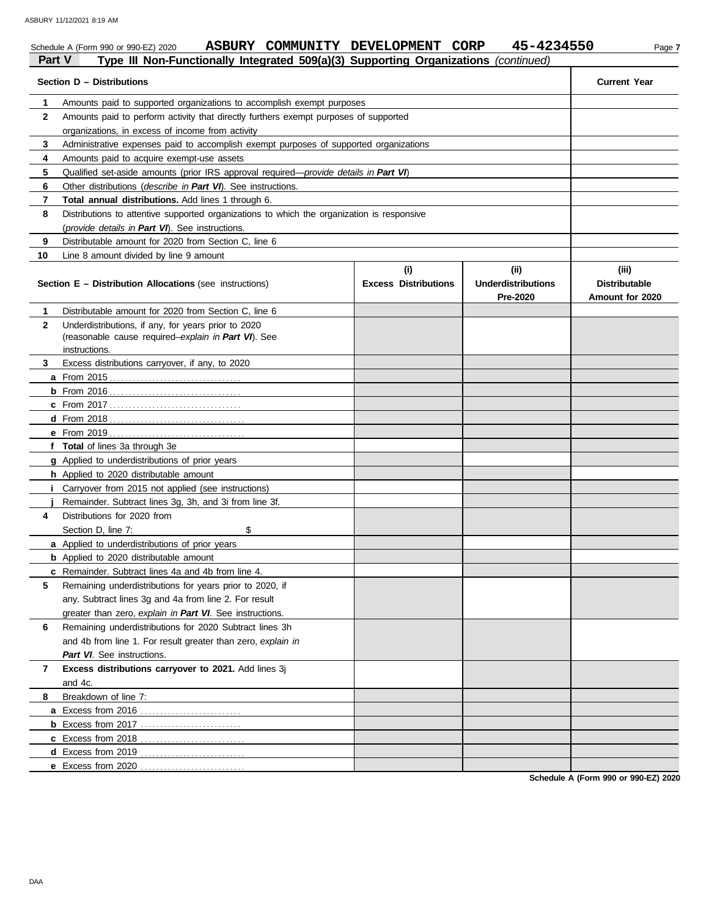Schedule A (Form 990 or 990-EZ) 2020 **ASBURY COMMUNITY DEVELOPMENT CORP 45-4234550**

## Part V Type III Non-Functionally Integrated 509(a)(3) Supporting Organizations *(continued)*

| | **Section D – Distributions** | **Current Year** |
|---|---|---|
| **1** | Amounts paid to supported organizations to accomplish exempt purposes | |
| **2** | Amounts paid to perform activity that directly furthers exempt purposes of supported organizations, in excess of income from activity | |
| **3** | Administrative expenses paid to accomplish exempt purposes of supported organizations | |
| **4** | Amounts paid to acquire exempt-use assets | |
| **5** | Qualified set-aside amounts (prior IRS approval required—*provide details in **Part VI***) | |
| **6** | Other distributions (*describe in **Part VI***). See instructions. | |
| **7** | **Total annual distributions.** Add lines 1 through 6. | |
| **8** | Distributions to attentive supported organizations to which the organization is responsive (*provide details in **Part VI***). See instructions. | |
| **9** | Distributable amount for 2020 from Section C, line 6 | |
| **10** | Line 8 amount divided by line 9 amount | |

| | **Section E – Distribution Allocations** (see instructions) | **(i) Excess Distributions** | **(ii) Underdistributions Pre-2020** | **(iii) Distributable Amount for 2020** |
|---|---|---|---|---|
| **1** | Distributable amount for 2020 from Section C, line 6 | | | |
| **2** | Underdistributions, if any, for years prior to 2020 (reasonable cause required–*explain in **Part VI***). See instructions. | | | |
| **3** | Excess distributions carryover, if any, to 2020 | | | |
| **a** | From 2015 | | | |
| **b** | From 2016 | | | |
| **c** | From 2017 | | | |
| **d** | From 2018 | | | |
| **e** | From 2019 | | | |
| **f** | **Total** of lines 3a through 3e | | | |
| **g** | Applied to underdistributions of prior years | | | |
| **h** | Applied to 2020 distributable amount | | | |
| **i** | Carryover from 2015 not applied (see instructions) | | | |
| **j** | Remainder. Subtract lines 3g, 3h, and 3i from line 3f. | | | |
| **4** | Distributions for 2020 from Section D, line 7: $ | | | |
| **a** | Applied to underdistributions of prior years | | | |
| **b** | Applied to 2020 distributable amount | | | |
| **c** | Remainder. Subtract lines 4a and 4b from line 4. | | | |
| **5** | Remaining underdistributions for years prior to 2020, if any. Subtract lines 3g and 4a from line 2. For result greater than zero, *explain in **Part VI***. See instructions. | | | |
| **6** | Remaining underdistributions for 2020 Subtract lines 3h and 4b from line 1. For result greater than zero, *explain in **Part VI***. See instructions. | | | |
| **7** | **Excess distributions carryover to 2021.** Add lines 3j and 4c. | | | |
| **8** | Breakdown of line 7: | | | |
| **a** | Excess from 2016 | | | |
| **b** | Excess from 2017 | | | |
| **c** | Excess from 2018 | | | |
| **d** | Excess from 2019 | | | |
| **e** | Excess from 2020 | | | |

**Schedule A (Form 990 or 990-EZ) 2020**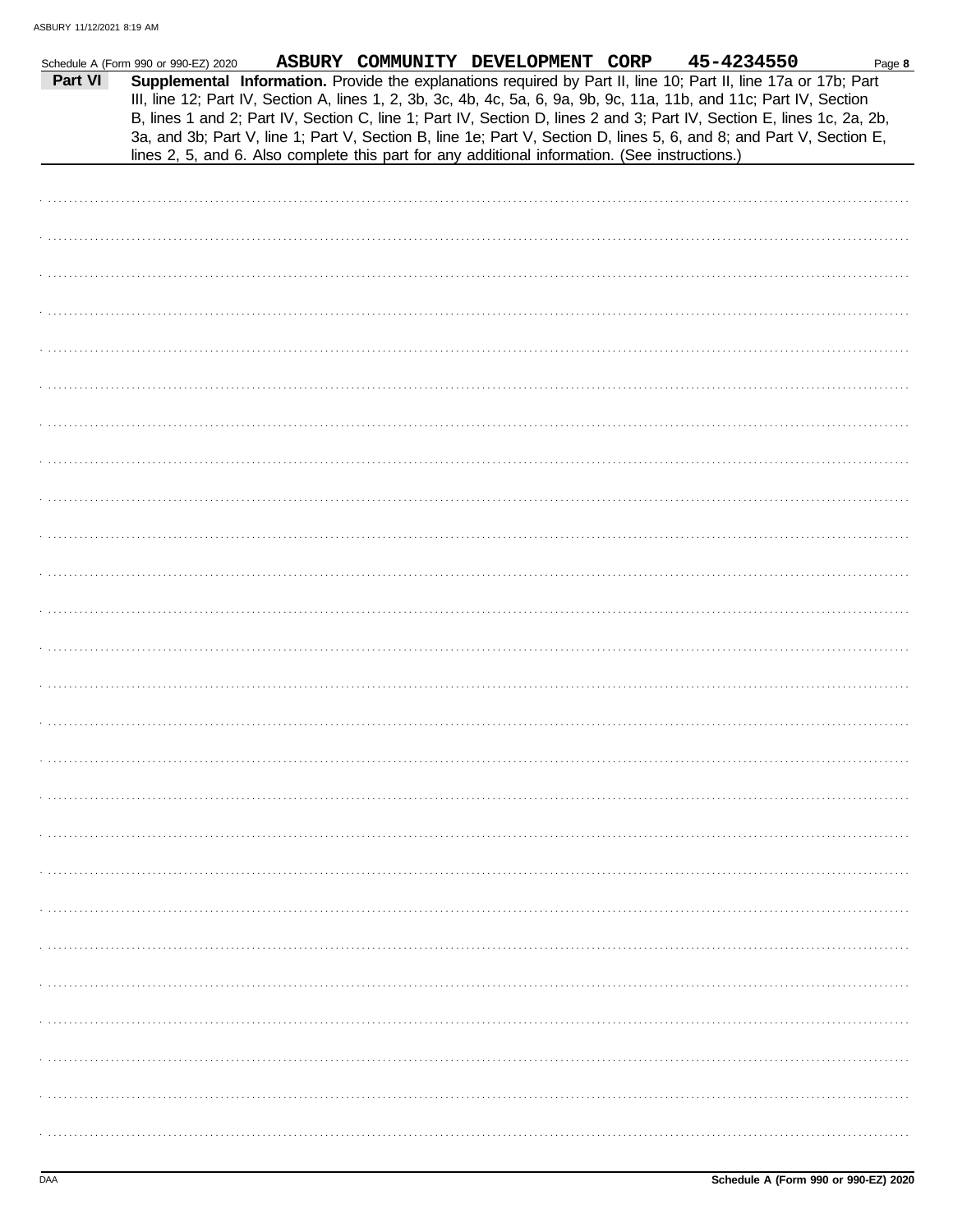Schedule A (Form 990 or 990-EZ) 2020 **ASBURY COMMUNITY DEVELOPMENT CORP 45-4234550** Page **8**

**Part VI** **Supplemental Information.** Provide the explanations required by Part II, line 10; Part II, line 17a or 17b; Part III, line 12; Part IV, Section A, lines 1, 2, 3b, 3c, 4b, 4c, 5a, 6, 9a, 9b, 9c, 11a, 11b, and 11c; Part IV, Section B, lines 1 and 2; Part IV, Section C, line 1; Part IV, Section D, lines 2 and 3; Part IV, Section E, lines 1c, 2a, 2b, 3a, and 3b; Part V, line 1; Part V, Section B, line 1e; Part V, Section D, lines 5, 6, and 8; and Part V, Section E, lines 2, 5, and 6. Also complete this part for any additional information. (See instructions.)

**Schedule A (Form 990 or 990-EZ) 2020**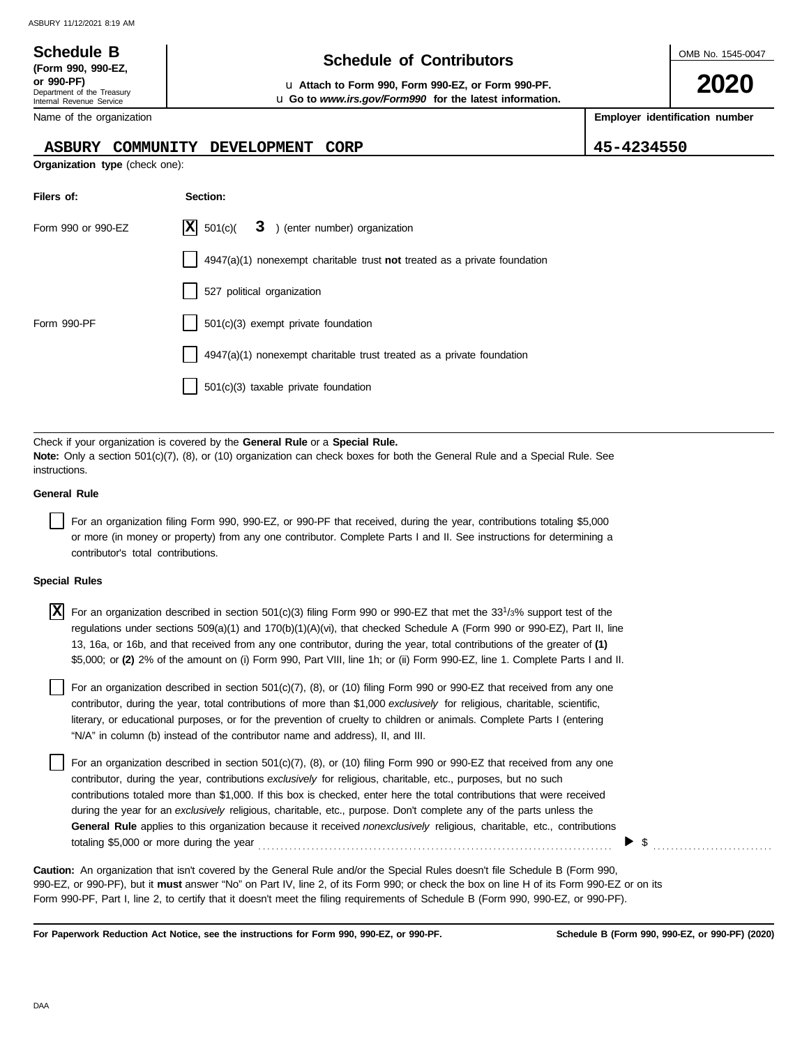**Schedule B**
**(Form 990, 990-EZ, or 990-PF)**
Department of the Treasury
Internal Revenue Service

# Schedule of Contributors

u **Attach to Form 990, Form 990-EZ, or Form 990-PF.**
u **Go to *www.irs.gov/Form990* for the latest information.**

OMB No. 1545-0047

**2020**

| Name of the organization | Employer identification number |
|---|---|
| ASBURY COMMUNITY DEVELOPMENT CORP | 45-4234550 |

**Organization type** (check one):

| Filers of: | Section: |
|---|---|
| Form 990 or 990-EZ | [X] 501(c)( 3 ) (enter number) organization |
| | [ ] 4947(a)(1) nonexempt charitable trust **not** treated as a private foundation |
| | [ ] 527 political organization |
| Form 990-PF | [ ] 501(c)(3) exempt private foundation |
| | [ ] 4947(a)(1) nonexempt charitable trust treated as a private foundation |
| | [ ] 501(c)(3) taxable private foundation |

Check if your organization is covered by the **General Rule** or a **Special Rule.**
**Note:** Only a section 501(c)(7), (8), or (10) organization can check boxes for both the General Rule and a Special Rule. See instructions.

**General Rule**

[ ] For an organization filing Form 990, 990-EZ, or 990-PF that received, during the year, contributions totaling $5,000 or more (in money or property) from any one contributor. Complete Parts I and II. See instructions for determining a contributor's total contributions.

**Special Rules**

[X] For an organization described in section 501(c)(3) filing Form 990 or 990-EZ that met the 33 1/3% support test of the regulations under sections 509(a)(1) and 170(b)(1)(A)(vi), that checked Schedule A (Form 990 or 990-EZ), Part II, line 13, 16a, or 16b, and that received from any one contributor, during the year, total contributions of the greater of **(1)** $5,000; or **(2)** 2% of the amount on (i) Form 990, Part VIII, line 1h; or (ii) Form 990-EZ, line 1. Complete Parts I and II.

[ ] For an organization described in section 501(c)(7), (8), or (10) filing Form 990 or 990-EZ that received from any one contributor, during the year, total contributions of more than $1,000 *exclusively* for religious, charitable, scientific, literary, or educational purposes, or for the prevention of cruelty to children or animals. Complete Parts I (entering "N/A" in column (b) instead of the contributor name and address), II, and III.

[ ] For an organization described in section 501(c)(7), (8), or (10) filing Form 990 or 990-EZ that received from any one contributor, during the year, contributions *exclusively* for religious, charitable, etc., purposes, but no such contributions totaled more than $1,000. If this box is checked, enter here the total contributions that were received during the year for an *exclusively* religious, charitable, etc., purpose. Don't complete any of the parts unless the **General Rule** applies to this organization because it received *nonexclusively* religious, charitable, etc., contributions totaling $5,000 or more during the year . . . . . . . . . . . . ▶ $ . . . . . . . . . . . .

**Caution:** An organization that isn't covered by the General Rule and/or the Special Rules doesn't file Schedule B (Form 990, 990-EZ, or 990-PF), but it **must** answer "No" on Part IV, line 2, of its Form 990; or check the box on line H of its Form 990-EZ or on its Form 990-PF, Part I, line 2, to certify that it doesn't meet the filing requirements of Schedule B (Form 990, 990-EZ, or 990-PF).

**For Paperwork Reduction Act Notice, see the instructions for Form 990, 990-EZ, or 990-PF.** **Schedule B (Form 990, 990-EZ, or 990-PF) (2020)**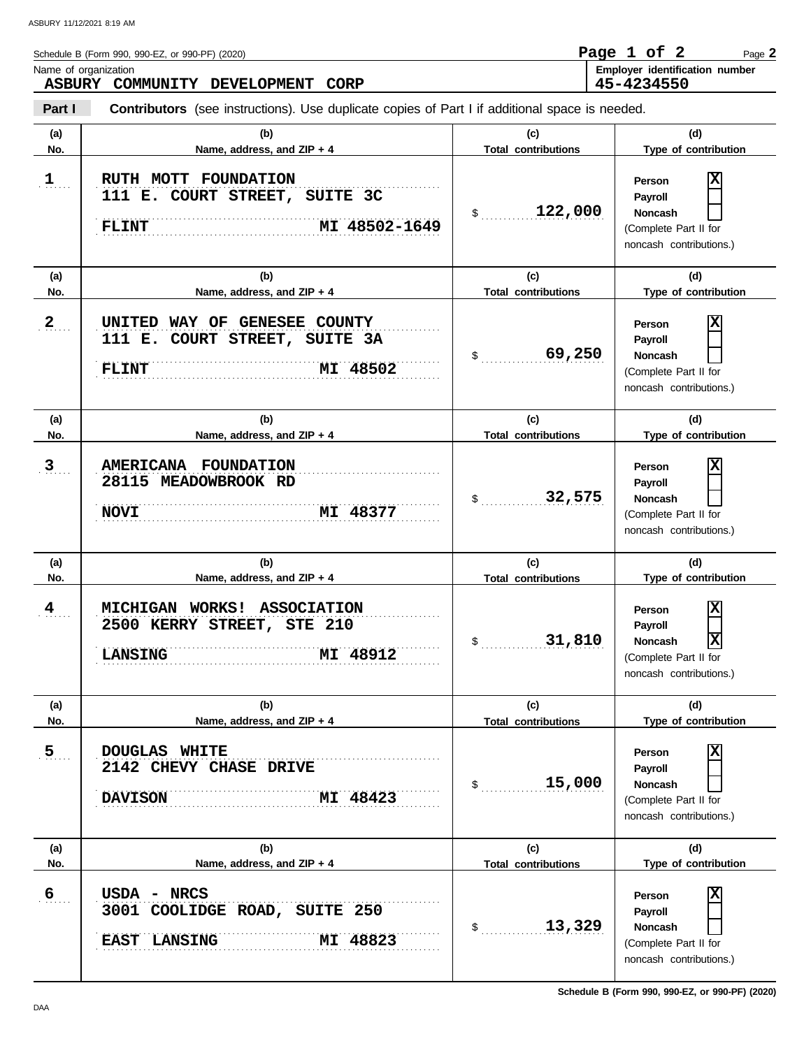Schedule B (Form 990, 990-EZ, or 990-PF) (2020)

Name of organization: **ASBURY COMMUNITY DEVELOPMENT CORP**

Employer identification number: **45-4234550**

## Part I — Contributors (see instructions). Use duplicate copies of Part I if additional space is needed.

| (a) No. | (b) Name, address, and ZIP + 4 | (c) Total contributions | (d) Type of contribution |
|---|---|---|---|
| 1 | RUTH MOTT FOUNDATION<br>111 E. COURT STREET, SUITE 3C<br>FLINT MI 48502-1649 | $ 122,000 | Person [X]<br>Payroll [ ]<br>Noncash [ ]<br>(Complete Part II for noncash contributions.) |
| 2 | UNITED WAY OF GENESEE COUNTY<br>111 E. COURT STREET, SUITE 3A<br>FLINT MI 48502 | $ 69,250 | Person [X]<br>Payroll [ ]<br>Noncash [ ]<br>(Complete Part II for noncash contributions.) |
| 3 | AMERICANA FOUNDATION<br>28115 MEADOWBROOK RD<br>NOVI MI 48377 | $ 32,575 | Person [X]<br>Payroll [ ]<br>Noncash [ ]<br>(Complete Part II for noncash contributions.) |
| 4 | MICHIGAN WORKS! ASSOCIATION<br>2500 KERRY STREET, STE 210<br>LANSING MI 48912 | $ 31,810 | Person [X]<br>Payroll [ ]<br>Noncash [X]<br>(Complete Part II for noncash contributions.) |
| 5 | DOUGLAS WHITE<br>2142 CHEVY CHASE DRIVE<br>DAVISON MI 48423 | $ 15,000 | Person [X]<br>Payroll [ ]<br>Noncash [ ]<br>(Complete Part II for noncash contributions.) |
| 6 | USDA - NRCS<br>3001 COOLIDGE ROAD, SUITE 250<br>EAST LANSING MI 48823 | $ 13,329 | Person [X]<br>Payroll [ ]<br>Noncash [ ]<br>(Complete Part II for noncash contributions.) |

Schedule B (Form 990, 990-EZ, or 990-PF) (2020)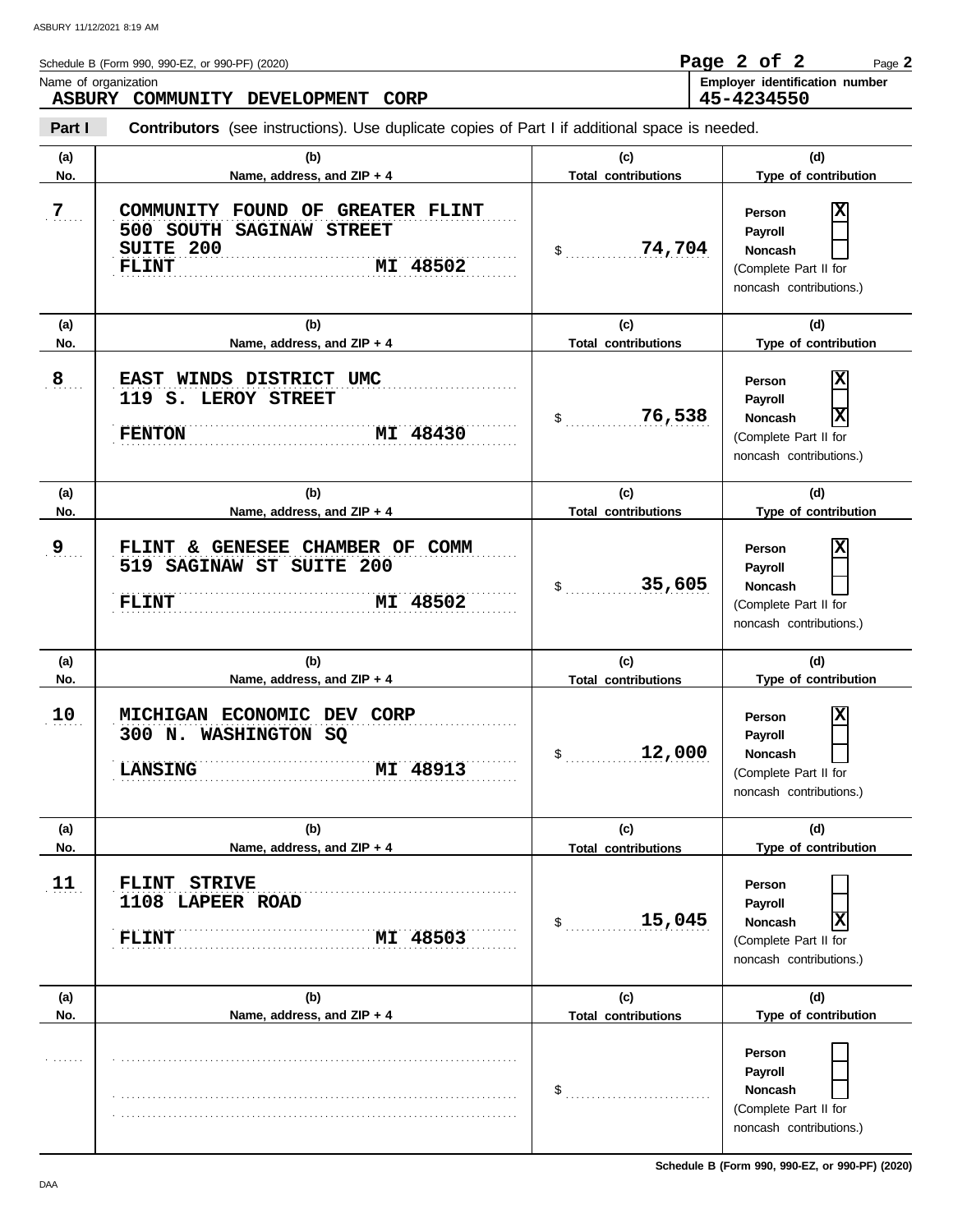Schedule B (Form 990, 990-EZ, or 990-PF) (2020)

Name of organization: **ASBURY COMMUNITY DEVELOPMENT CORP**

Employer identification number: **45-4234550**

**Part I** **Contributors** (see instructions). Use duplicate copies of Part I if additional space is needed.

| (a) No. | (b) Name, address, and ZIP + 4 | (c) Total contributions | (d) Type of contribution |
|---|---|---|---|
| 7 | COMMUNITY FOUND OF GREATER FLINT<br>500 SOUTH SAGINAW STREET<br>SUITE 200<br>FLINT MI 48502 | $ 74,704 | Person [X]<br>Payroll [ ]<br>Noncash [ ]<br>(Complete Part II for noncash contributions.) |
| 8 | EAST WINDS DISTRICT UMC<br>119 S. LEROY STREET<br>FENTON MI 48430 | $ 76,538 | Person [X]<br>Payroll [ ]<br>Noncash [X]<br>(Complete Part II for noncash contributions.) |
| 9 | FLINT & GENESEE CHAMBER OF COMM<br>519 SAGINAW ST SUITE 200<br>FLINT MI 48502 | $ 35,605 | Person [X]<br>Payroll [ ]<br>Noncash [ ]<br>(Complete Part II for noncash contributions.) |
| 10 | MICHIGAN ECONOMIC DEV CORP<br>300 N. WASHINGTON SQ<br>LANSING MI 48913 | $ 12,000 | Person [X]<br>Payroll [ ]<br>Noncash [ ]<br>(Complete Part II for noncash contributions.) |
| 11 | FLINT STRIVE<br>1108 LAPEER ROAD<br>FLINT MI 48503 | $ 15,045 | Person [ ]<br>Payroll [ ]<br>Noncash [X]<br>(Complete Part II for noncash contributions.) |
| | | $ | Person [ ]<br>Payroll [ ]<br>Noncash [ ]<br>(Complete Part II for noncash contributions.) |

Schedule B (Form 990, 990-EZ, or 990-PF) (2020)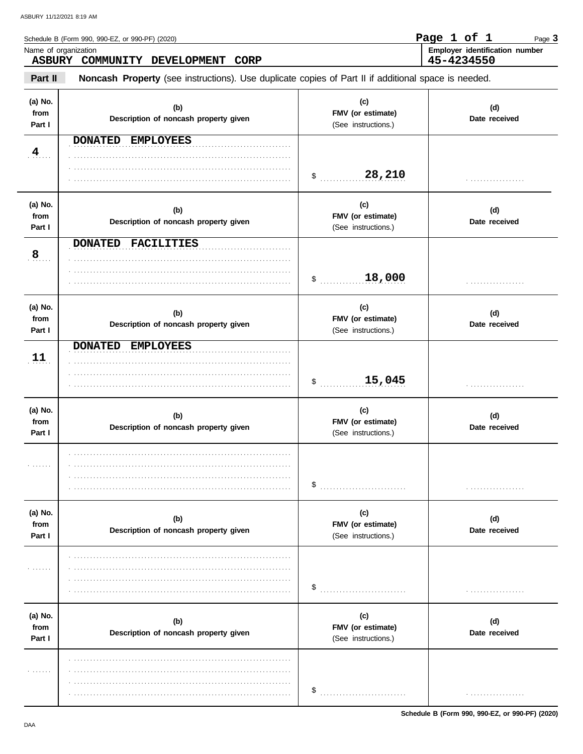Schedule B (Form 990, 990-EZ, or 990-PF) (2020)

Page **3**

Name of organization
**ASBURY COMMUNITY DEVELOPMENT CORP**

**Employer identification number**
**45-4234550**

**Part II** **Noncash Property** (see instructions). Use duplicate copies of Part II if additional space is needed.

| (a) No. from Part I | (b) Description of noncash property given | (c) FMV (or estimate) (See instructions.) | (d) Date received |
|---|---|---|---|
| 4 | DONATED EMPLOYEES | $ 28,210 | |
| 8 | DONATED FACILITIES | $ 18,000 | |
| 11 | DONATED EMPLOYEES | $ 15,045 | |
| | | $ | |
| | | $ | |
| | | $ | |

Schedule B (Form 990, 990-EZ, or 990-PF) (2020)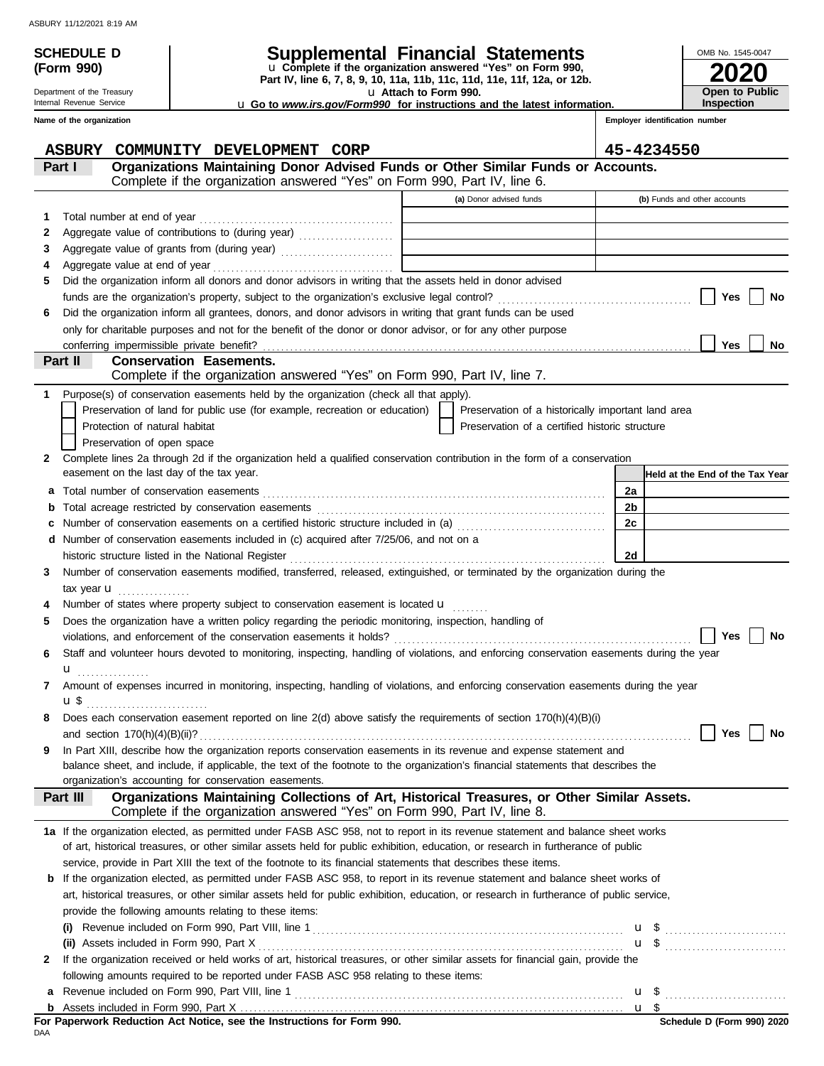**SCHEDULE D (Form 990)**

Department of the Treasury
Internal Revenue Service

# Supplemental Financial Statements

u Complete if the organization answered "Yes" on Form 990, Part IV, line 6, 7, 8, 9, 10, 11a, 11b, 11c, 11d, 11e, 11f, 12a, or 12b.
u Attach to Form 990.
u Go to *www.irs.gov/Form990* for instructions and the latest information.

OMB No. 1545-0047
**2020**
**Open to Public Inspection**

| Name of the organization | Employer identification number |
|---|---|
| ASBURY COMMUNITY DEVELOPMENT CORP | 45-4234550 |

## Part I — Organizations Maintaining Donor Advised Funds or Other Similar Funds or Accounts.
Complete if the organization answered "Yes" on Form 990, Part IV, line 6.

| | | (a) Donor advised funds | (b) Funds and other accounts |
|---|---|---|---|
| 1 | Total number at end of year | | |
| 2 | Aggregate value of contributions to (during year) | | |
| 3 | Aggregate value of grants from (during year) | | |
| 4 | Aggregate value at end of year | | |

5 Did the organization inform all donors and donor advisors in writing that the assets held in donor advised funds are the organization's property, subject to the organization's exclusive legal control? ☐ Yes ☐ No

6 Did the organization inform all grantees, donors, and donor advisors in writing that grant funds can be used only for charitable purposes and not for the benefit of the donor or donor advisor, or for any other purpose conferring impermissible private benefit? ☐ Yes ☐ No

## Part II — Conservation Easements.
Complete if the organization answered "Yes" on Form 990, Part IV, line 7.

1 Purpose(s) of conservation easements held by the organization (check all that apply).
- ☐ Preservation of land for public use (for example, recreation or education)
- ☐ Preservation of a historically important land area
- ☐ Protection of natural habitat
- ☐ Preservation of a certified historic structure
- ☐ Preservation of open space

2 Complete lines 2a through 2d if the organization held a qualified conservation contribution in the form of a conservation easement on the last day of the tax year.

| | | | Held at the End of the Tax Year |
|---|---|---|---|
| a | Total number of conservation easements | 2a | |
| b | Total acreage restricted by conservation easements | 2b | |
| c | Number of conservation easements on a certified historic structure included in (a) | 2c | |
| d | Number of conservation easements included in (c) acquired after 7/25/06, and not on a historic structure listed in the National Register | 2d | |

3 Number of conservation easements modified, transferred, released, extinguished, or terminated by the organization during the tax year u

4 Number of states where property subject to conservation easement is located u

5 Does the organization have a written policy regarding the periodic monitoring, inspection, handling of violations, and enforcement of the conservation easements it holds? ☐ Yes ☐ No

6 Staff and volunteer hours devoted to monitoring, inspecting, handling of violations, and enforcing conservation easements during the year u

7 Amount of expenses incurred in monitoring, inspecting, handling of violations, and enforcing conservation easements during the year u $

8 Does each conservation easement reported on line 2(d) above satisfy the requirements of section 170(h)(4)(B)(i) and section 170(h)(4)(B)(ii)? ☐ Yes ☐ No

9 In Part XIII, describe how the organization reports conservation easements in its revenue and expense statement and balance sheet, and include, if applicable, the text of the footnote to the organization's financial statements that describes the organization's accounting for conservation easements.

## Part III — Organizations Maintaining Collections of Art, Historical Treasures, or Other Similar Assets.
Complete if the organization answered "Yes" on Form 990, Part IV, line 8.

1a If the organization elected, as permitted under FASB ASC 958, not to report in its revenue statement and balance sheet works of art, historical treasures, or other similar assets held for public exhibition, education, or research in furtherance of public service, provide in Part XIII the text of the footnote to its financial statements that describes these items.

b If the organization elected, as permitted under FASB ASC 958, to report in its revenue statement and balance sheet works of art, historical treasures, or other similar assets held for public exhibition, education, or research in furtherance of public service, provide the following amounts relating to these items:

(i) Revenue included on Form 990, Part VIII, line 1 u $

(ii) Assets included in Form 990, Part X u $

2 If the organization received or held works of art, historical treasures, or other similar assets for financial gain, provide the following amounts required to be reported under FASB ASC 958 relating to these items:

a Revenue included on Form 990, Part VIII, line 1 u $

b Assets included in Form 990, Part X u $

**For Paperwork Reduction Act Notice, see the Instructions for Form 990.**
**Schedule D (Form 990) 2020**

DAA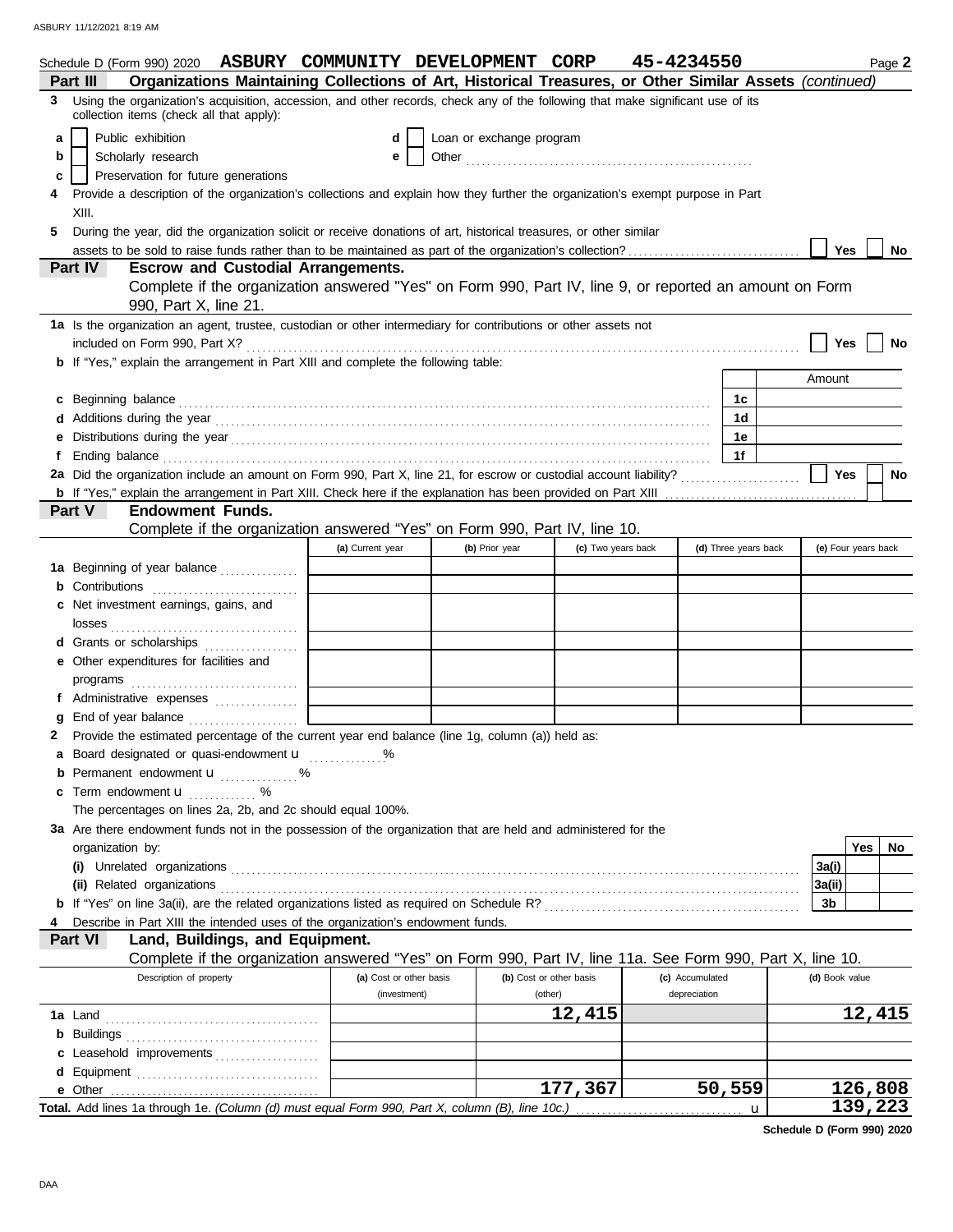Schedule D (Form 990) 2020 **ASBURY COMMUNITY DEVELOPMENT CORP** **45-4234550** Page **2**

**Part III** **Organizations Maintaining Collections of Art, Historical Treasures, or Other Similar Assets** *(continued)*

**3** Using the organization's acquisition, accession, and other records, check any of the following that make significant use of its collection items (check all that apply):

- **a** ☐ Public exhibition
- **b** ☐ Scholarly research
- **c** ☐ Preservation for future generations
- **d** ☐ Loan or exchange program
- **e** ☐ Other

**4** Provide a description of the organization's collections and explain how they further the organization's exempt purpose in Part XIII.

**5** During the year, did the organization solicit or receive donations of art, historical treasures, or other similar assets to be sold to raise funds rather than to be maintained as part of the organization's collection? ☐ Yes ☐ No

**Part IV** **Escrow and Custodial Arrangements.**
Complete if the organization answered "Yes" on Form 990, Part IV, line 9, or reported an amount on Form 990, Part X, line 21.

**1a** Is the organization an agent, trustee, custodian or other intermediary for contributions or other assets not included on Form 990, Part X? ☐ Yes ☐ No

**b** If "Yes," explain the arrangement in Part XIII and complete the following table:

| | | Amount |
|---|---|---|
| **c** Beginning balance | 1c | |
| **d** Additions during the year | 1d | |
| **e** Distributions during the year | 1e | |
| **f** Ending balance | 1f | |

**2a** Did the organization include an amount on Form 990, Part X, line 21, for escrow or custodial account liability? ☐ Yes ☐ No

**b** If "Yes," explain the arrangement in Part XIII. Check here if the explanation has been provided on Part XIII ☐

**Part V** **Endowment Funds.**
Complete if the organization answered "Yes" on Form 990, Part IV, line 10.

| | (a) Current year | (b) Prior year | (c) Two years back | (d) Three years back | (e) Four years back |
|---|---|---|---|---|---|
| **1a** Beginning of year balance | | | | | |
| **b** Contributions | | | | | |
| **c** Net investment earnings, gains, and losses | | | | | |
| **d** Grants or scholarships | | | | | |
| **e** Other expenditures for facilities and programs | | | | | |
| **f** Administrative expenses | | | | | |
| **g** End of year balance | | | | | |

**2** Provide the estimated percentage of the current year end balance (line 1g, column (a)) held as:

- **a** Board designated or quasi-endowment u ______%
- **b** Permanent endowment u ______%
- **c** Term endowment u ______%

The percentages on lines 2a, 2b, and 2c should equal 100%.

**3a** Are there endowment funds not in the possession of the organization that are held and administered for the organization by:

| | | Yes | No |
|---|---|---|---|
| **(i)** Unrelated organizations | 3a(i) | | |
| **(ii)** Related organizations | 3a(ii) | | |
| **b** If "Yes" on line 3a(ii), are the related organizations listed as required on Schedule R? | 3b | | |

**4** Describe in Part XIII the intended uses of the organization's endowment funds.

**Part VI** **Land, Buildings, and Equipment.**
Complete if the organization answered "Yes" on Form 990, Part IV, line 11a. See Form 990, Part X, line 10.

| Description of property | (a) Cost or other basis (investment) | (b) Cost or other basis (other) | (c) Accumulated depreciation | (d) Book value |
|---|---|---|---|---|
| **1a** Land | | 12,415 | | 12,415 |
| **b** Buildings | | | | |
| **c** Leasehold improvements | | | | |
| **d** Equipment | | | | |
| **e** Other | | 177,367 | 50,559 | 126,808 |
| **Total.** Add lines 1a through 1e. *(Column (d) must equal Form 990, Part X, column (B), line 10c.)* u | | | | 139,223 |

**Schedule D (Form 990) 2020**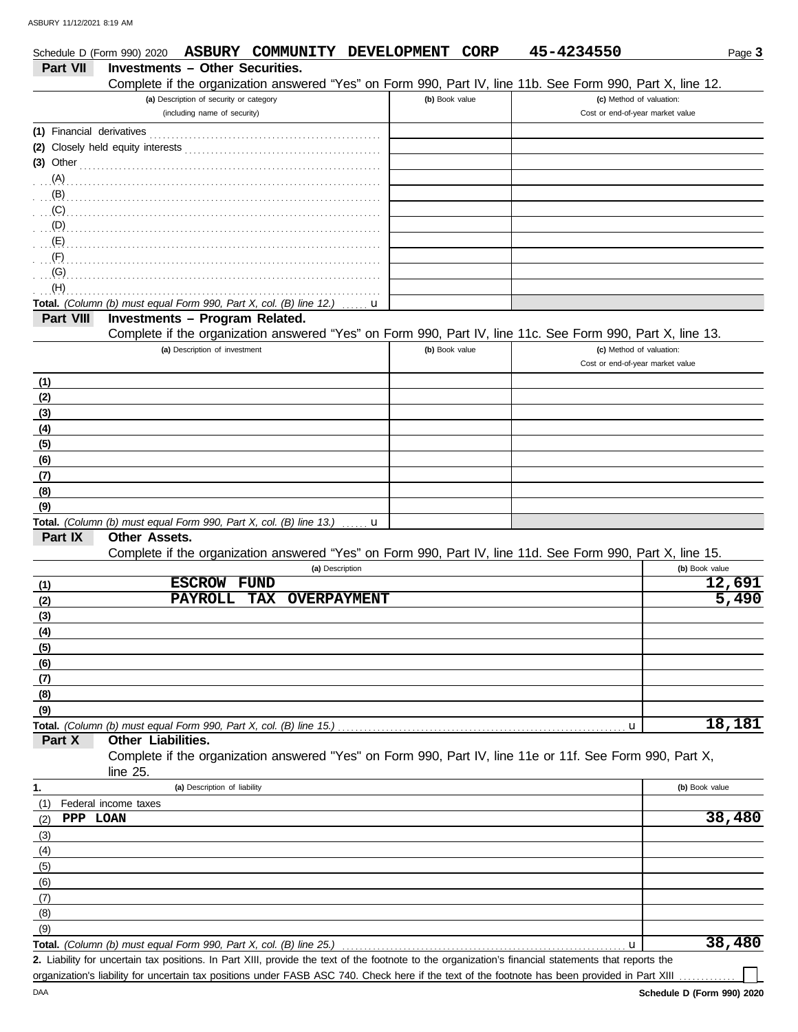Schedule D (Form 990) 2020 **ASBURY COMMUNITY DEVELOPMENT CORP** **45-4234550** Page **3**

## Part VII Investments – Other Securities.

Complete if the organization answered "Yes" on Form 990, Part IV, line 11b. See Form 990, Part X, line 12.

| (a) Description of security or category (including name of security) | (b) Book value | (c) Method of valuation: Cost or end-of-year market value |
|---|---|---|
| (1) Financial derivatives | | |
| (2) Closely held equity interests | | |
| (3) Other | | |
| (A) | | |
| (B) | | |
| (C) | | |
| (D) | | |
| (E) | | |
| (F) | | |
| (G) | | |
| (H) | | |
| **Total.** *(Column (b) must equal Form 990, Part X, col. (B) line 12.)* u | | |

## Part VIII Investments – Program Related.

Complete if the organization answered "Yes" on Form 990, Part IV, line 11c. See Form 990, Part X, line 13.

| (a) Description of investment | (b) Book value | (c) Method of valuation: Cost or end-of-year market value |
|---|---|---|
| (1) | | |
| (2) | | |
| (3) | | |
| (4) | | |
| (5) | | |
| (6) | | |
| (7) | | |
| (8) | | |
| (9) | | |
| **Total.** *(Column (b) must equal Form 990, Part X, col. (B) line 13.)* u | | |

## Part IX Other Assets.

Complete if the organization answered "Yes" on Form 990, Part IV, line 11d. See Form 990, Part X, line 15.

| | (a) Description | (b) Book value |
|---|---|---|
| (1) | ESCROW FUND | 12,691 |
| (2) | PAYROLL TAX OVERPAYMENT | 5,490 |
| (3) | | |
| (4) | | |
| (5) | | |
| (6) | | |
| (7) | | |
| (8) | | |
| (9) | | |
| **Total.** | *(Column (b) must equal Form 990, Part X, col. (B) line 15.)* u | 18,181 |

## Part X Other Liabilities.

Complete if the organization answered "Yes" on Form 990, Part IV, line 11e or 11f. See Form 990, Part X, line 25.

| 1. | (a) Description of liability | (b) Book value |
|---|---|---|
| (1) | Federal income taxes | |
| (2) | PPP LOAN | 38,480 |
| (3) | | |
| (4) | | |
| (5) | | |
| (6) | | |
| (7) | | |
| (8) | | |
| (9) | | |
| **Total.** | *(Column (b) must equal Form 990, Part X, col. (B) line 25.)* u | 38,480 |

**2.** Liability for uncertain tax positions. In Part XIII, provide the text of the footnote to the organization's financial statements that reports the organization's liability for uncertain tax positions under FASB ASC 740. Check here if the text of the footnote has been provided in Part XIII ☐

DAA **Schedule D (Form 990) 2020**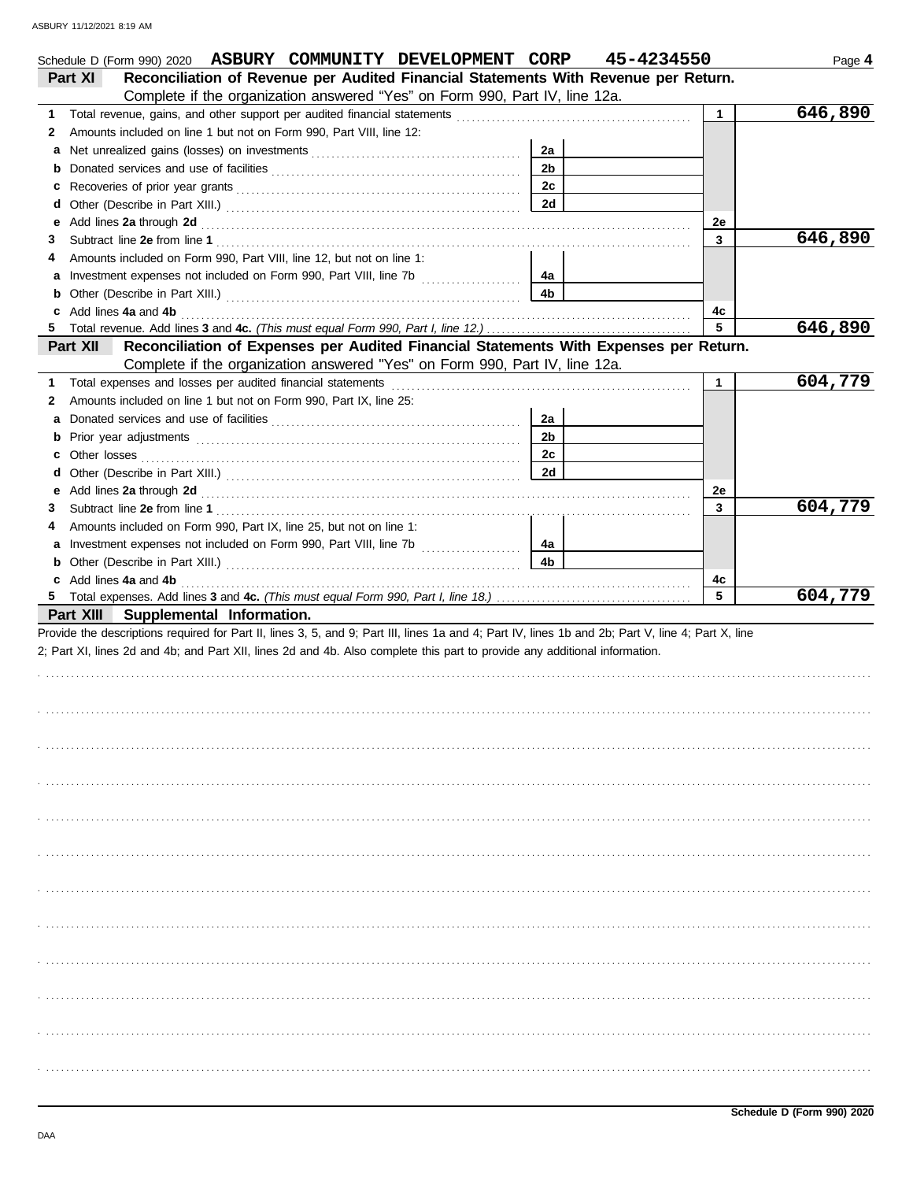Schedule D (Form 990) 2020 **ASBURY COMMUNITY DEVELOPMENT CORP 45-4234550** Page **4**

## Part XI Reconciliation of Revenue per Audited Financial Statements With Revenue per Return.

Complete if the organization answered "Yes" on Form 990, Part IV, line 12a.

| | | | | | |
|---|---|---|---|---|---|
| **1** | Total revenue, gains, and other support per audited financial statements | | | 1 | 646,890 |
| **2** | Amounts included on line 1 but not on Form 990, Part VIII, line 12: | | | | |
| **a** | Net unrealized gains (losses) on investments | 2a | | | |
| **b** | Donated services and use of facilities | 2b | | | |
| **c** | Recoveries of prior year grants | 2c | | | |
| **d** | Other (Describe in Part XIII.) | 2d | | | |
| **e** | Add lines **2a** through **2d** | | | 2e | |
| **3** | Subtract line **2e** from line **1** | | | 3 | 646,890 |
| **4** | Amounts included on Form 990, Part VIII, line 12, but not on line 1: | | | | |
| **a** | Investment expenses not included on Form 990, Part VIII, line 7b | 4a | | | |
| **b** | Other (Describe in Part XIII.) | 4b | | | |
| **c** | Add lines **4a** and **4b** | | | 4c | |
| **5** | Total revenue. Add lines **3** and **4c.** *(This must equal Form 990, Part I, line 12.)* | | | 5 | 646,890 |

## Part XII Reconciliation of Expenses per Audited Financial Statements With Expenses per Return.

Complete if the organization answered "Yes" on Form 990, Part IV, line 12a.

| | | | | | |
|---|---|---|---|---|---|
| **1** | Total expenses and losses per audited financial statements | | | 1 | 604,779 |
| **2** | Amounts included on line 1 but not on Form 990, Part IX, line 25: | | | | |
| **a** | Donated services and use of facilities | 2a | | | |
| **b** | Prior year adjustments | 2b | | | |
| **c** | Other losses | 2c | | | |
| **d** | Other (Describe in Part XIII.) | 2d | | | |
| **e** | Add lines **2a** through **2d** | | | 2e | |
| **3** | Subtract line **2e** from line **1** | | | 3 | 604,779 |
| **4** | Amounts included on Form 990, Part IX, line 25, but not on line 1: | | | | |
| **a** | Investment expenses not included on Form 990, Part VIII, line 7b | 4a | | | |
| **b** | Other (Describe in Part XIII.) | 4b | | | |
| **c** | Add lines **4a** and **4b** | | | 4c | |
| **5** | Total expenses. Add lines **3** and **4c.** *(This must equal Form 990, Part I, line 18.)* | | | 5 | 604,779 |

## Part XIII Supplemental Information.

Provide the descriptions required for Part II, lines 3, 5, and 9; Part III, lines 1a and 4; Part IV, lines 1b and 2b; Part V, line 4; Part X, line 2; Part XI, lines 2d and 4b; and Part XII, lines 2d and 4b. Also complete this part to provide any additional information.

**Schedule D (Form 990) 2020**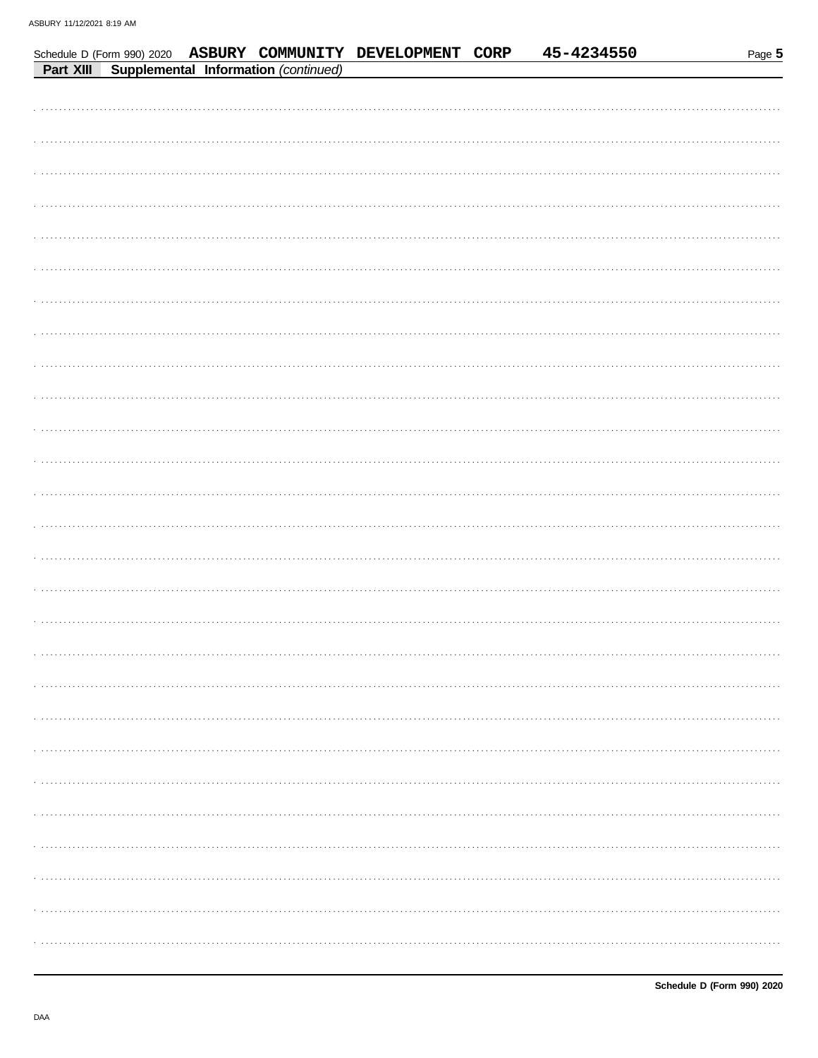Schedule D (Form 990) 2020 **ASBURY COMMUNITY DEVELOPMENT CORP** **45-4234550**

**Part XIII** **Supplemental Information** *(continued)*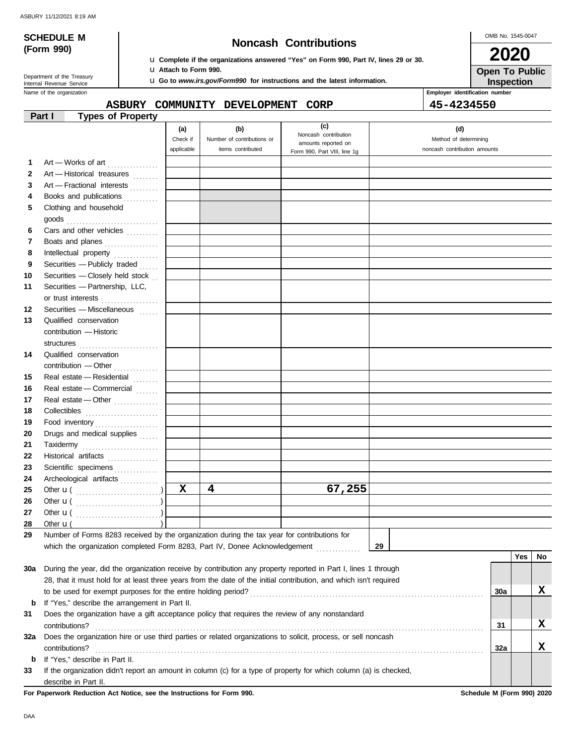ASBURY 11/12/2021 8:19 AM

**SCHEDULE M (Form 990)**

Department of the Treasury
Internal Revenue Service

# Noncash Contributions

u **Complete if the organizations answered "Yes" on Form 990, Part IV, lines 29 or 30.**
u **Attach to Form 990.**
u **Go to *www.irs.gov/Form990* for instructions and the latest information.**

OMB No. 1545-0047

**2020**

**Open To Public Inspection**

Name of the organization: **ASBURY COMMUNITY DEVELOPMENT CORP**

Employer identification number: **45-4234550**

**Part I — Types of Property**

| | | (a) Check if applicable | (b) Number of contributions or items contributed | (c) Noncash contribution amounts reported on Form 990, Part VIII, line 1g | (d) Method of determining noncash contribution amounts |
|---|---|---|---|---|---|
| 1 | Art — Works of art | | | | |
| 2 | Art — Historical treasures | | | | |
| 3 | Art — Fractional interests | | | | |
| 4 | Books and publications | | | | |
| 5 | Clothing and household goods | | | | |
| 6 | Cars and other vehicles | | | | |
| 7 | Boats and planes | | | | |
| 8 | Intellectual property | | | | |
| 9 | Securities — Publicly traded | | | | |
| 10 | Securities — Closely held stock | | | | |
| 11 | Securities — Partnership, LLC, or trust interests | | | | |
| 12 | Securities — Miscellaneous | | | | |
| 13 | Qualified conservation contribution — Historic structures | | | | |
| 14 | Qualified conservation contribution — Other | | | | |
| 15 | Real estate — Residential | | | | |
| 16 | Real estate — Commercial | | | | |
| 17 | Real estate — Other | | | | |
| 18 | Collectibles | | | | |
| 19 | Food inventory | | | | |
| 20 | Drugs and medical supplies | | | | |
| 21 | Taxidermy | | | | |
| 22 | Historical artifacts | | | | |
| 23 | Scientific specimens | | | | |
| 24 | Archeological artifacts | | | | |
| 25 | Other u ( ) | X | 4 | 67,255 | |
| 26 | Other u ( ) | | | | |
| 27 | Other u ( ) | | | | |
| 28 | Other u ( ) | | | | |

29 Number of Forms 8283 received by the organization during the tax year for contributions for which the organization completed Form 8283, Part IV, Donee Acknowledgement ..... **29**

| | | | Yes | No |
|---|---|---|---|---|
| 30a | During the year, did the organization receive by contribution any property reported in Part I, lines 1 through 28, that it must hold for at least three years from the date of the initial contribution, and which isn't required to be used for exempt purposes for the entire holding period? | 30a | | X |
| b | If "Yes," describe the arrangement in Part II. | | | |
| 31 | Does the organization have a gift acceptance policy that requires the review of any nonstandard contributions? | 31 | | X |
| 32a | Does the organization hire or use third parties or related organizations to solicit, process, or sell noncash contributions? | 32a | | X |
| b | If "Yes," describe in Part II. | | | |
| 33 | If the organization didn't report an amount in column (c) for a type of property for which column (a) is checked, describe in Part II. | | | |

**For Paperwork Reduction Act Notice, see the Instructions for Form 990.** **Schedule M (Form 990) 2020**

DAA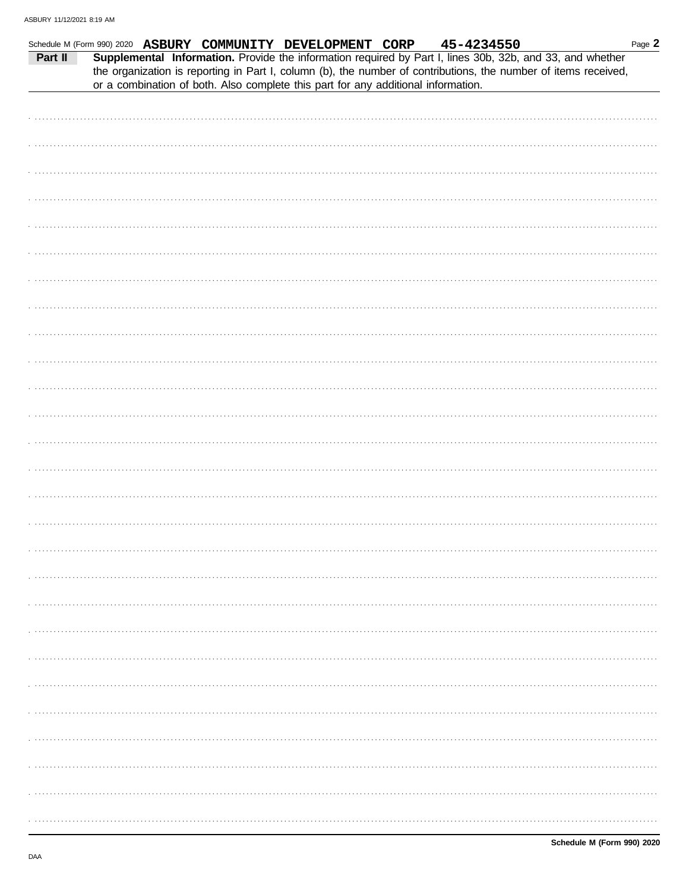Schedule M (Form 990) 2020 **ASBURY COMMUNITY DEVELOPMENT CORP** **45-4234550** Page **2**

**Part II** **Supplemental Information.** Provide the information required by Part I, lines 30b, 32b, and 33, and whether the organization is reporting in Part I, column (b), the number of contributions, the number of items received, or a combination of both. Also complete this part for any additional information.

**Schedule M (Form 990) 2020**

DAA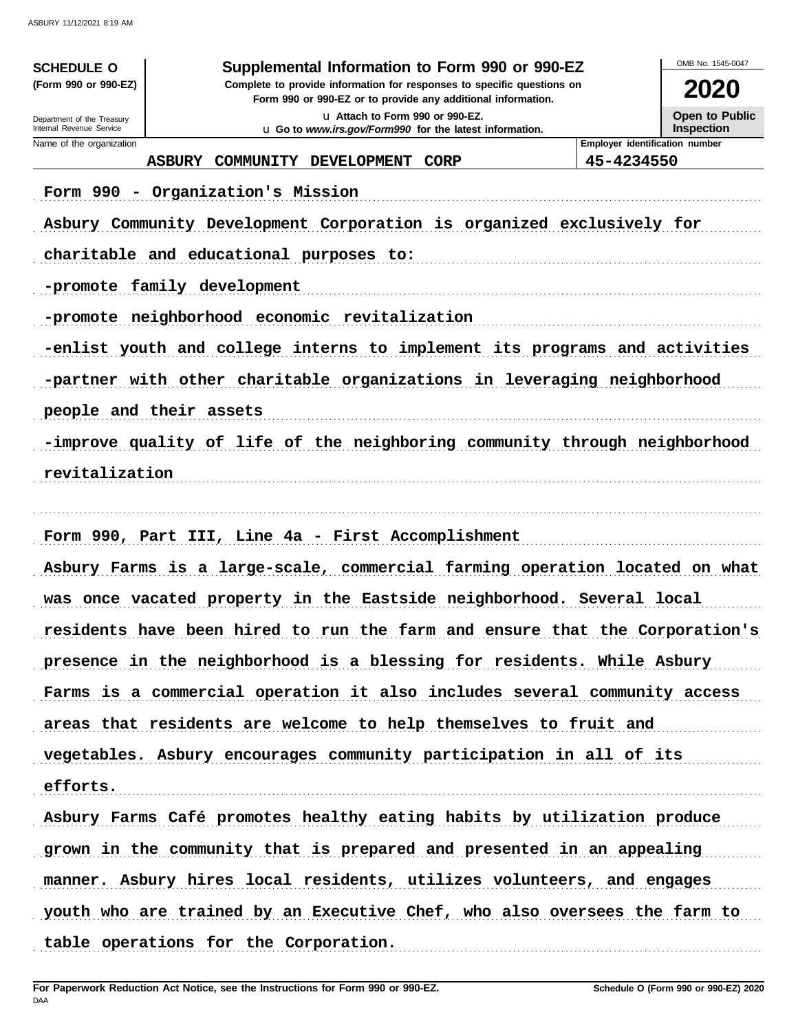**SCHEDULE O (Form 990 or 990-EZ)**

Department of the Treasury
Internal Revenue Service

# Supplemental Information to Form 990 or 990-EZ

**Complete to provide information for responses to specific questions on Form 990 or 990-EZ or to provide any additional information.**

u Attach to Form 990 or 990-EZ.

u Go to *www.irs.gov/Form990* for the latest information.

OMB No. 1545-0047

**2020**

**Open to Public Inspection**

| Name of the organization | Employer identification number |
|---|---|
| ASBURY COMMUNITY DEVELOPMENT CORP | 45-4234550 |

Form 990 - Organization's Mission

Asbury Community Development Corporation is organized exclusively for charitable and educational purposes to:

-promote family development

-promote neighborhood economic revitalization

-enlist youth and college interns to implement its programs and activities

-partner with other charitable organizations in leveraging neighborhood people and their assets

-improve quality of life of the neighboring community through neighborhood revitalization

Form 990, Part III, Line 4a - First Accomplishment

Asbury Farms is a large-scale, commercial farming operation located on what was once vacated property in the Eastside neighborhood. Several local residents have been hired to run the farm and ensure that the Corporation's presence in the neighborhood is a blessing for residents. While Asbury Farms is a commercial operation it also includes several community access areas that residents are welcome to help themselves to fruit and vegetables. Asbury encourages community participation in all of its efforts.

Asbury Farms Café promotes healthy eating habits by utilization produce grown in the community that is prepared and presented in an appealing manner. Asbury hires local residents, utilizes volunteers, and engages youth who are trained by an Executive Chef, who also oversees the farm to table operations for the Corporation.

**For Paperwork Reduction Act Notice, see the Instructions for Form 990 or 990-EZ.** **Schedule O (Form 990 or 990-EZ) 2020**

DAA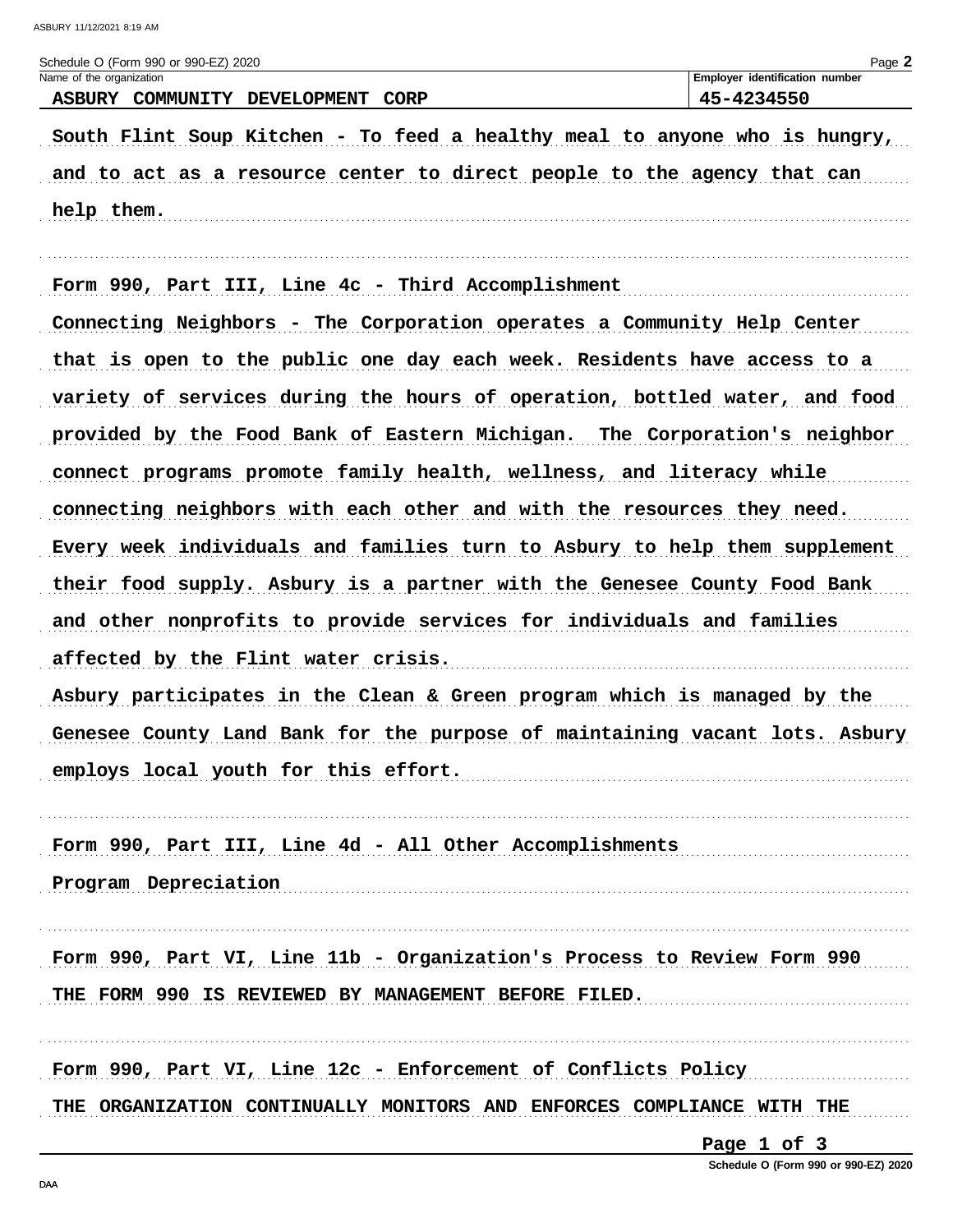Schedule O (Form 990 or 990-EZ) 2020

| Name of the organization | Employer identification number |
| --- | --- |
| ASBURY COMMUNITY DEVELOPMENT CORP | 45-4234550 |

South Flint Soup Kitchen - To feed a healthy meal to anyone who is hungry, and to act as a resource center to direct people to the agency that can help them.

Form 990, Part III, Line 4c - Third Accomplishment

Connecting Neighbors - The Corporation operates a Community Help Center that is open to the public one day each week. Residents have access to a variety of services during the hours of operation, bottled water, and food provided by the Food Bank of Eastern Michigan. The Corporation's neighbor connect programs promote family health, wellness, and literacy while connecting neighbors with each other and with the resources they need. Every week individuals and families turn to Asbury to help them supplement their food supply. Asbury is a partner with the Genesee County Food Bank and other nonprofits to provide services for individuals and families affected by the Flint water crisis.

Asbury participates in the Clean & Green program which is managed by the Genesee County Land Bank for the purpose of maintaining vacant lots. Asbury employs local youth for this effort.

Form 990, Part III, Line 4d - All Other Accomplishments

Program Depreciation

Form 990, Part VI, Line 11b - Organization's Process to Review Form 990

THE FORM 990 IS REVIEWED BY MANAGEMENT BEFORE FILED.

Form 990, Part VI, Line 12c - Enforcement of Conflicts Policy

THE ORGANIZATION CONTINUALLY MONITORS AND ENFORCES COMPLIANCE WITH THE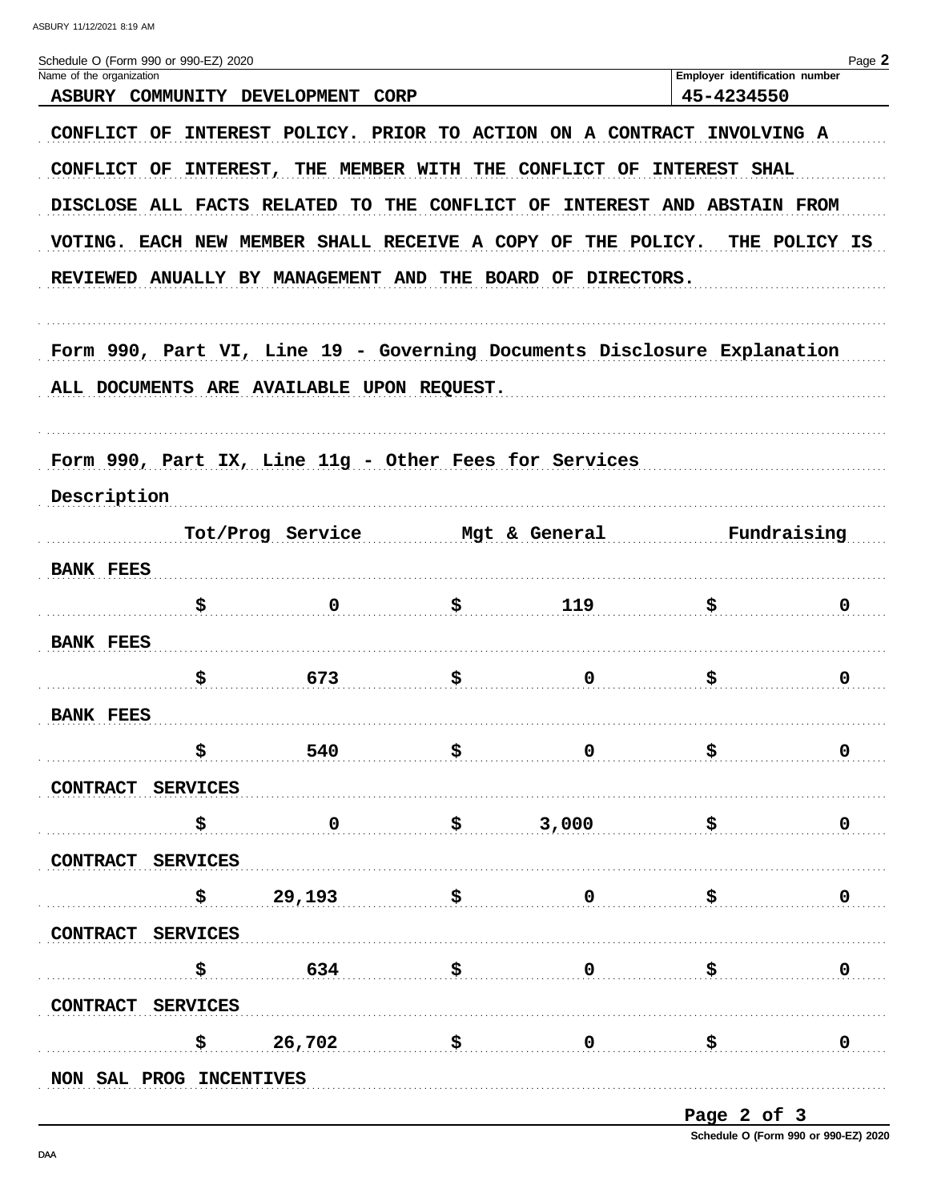Schedule O (Form 990 or 990-EZ) 2020

Name of the organization: ASBURY COMMUNITY DEVELOPMENT CORP

Employer identification number: 45-4234550

CONFLICT OF INTEREST POLICY. PRIOR TO ACTION ON A CONTRACT INVOLVING A CONFLICT OF INTEREST, THE MEMBER WITH THE CONFLICT OF INTEREST SHAL DISCLOSE ALL FACTS RELATED TO THE CONFLICT OF INTEREST AND ABSTAIN FROM VOTING. EACH NEW MEMBER SHALL RECEIVE A COPY OF THE POLICY. THE POLICY IS REVIEWED ANUALLY BY MANAGEMENT AND THE BOARD OF DIRECTORS.

Form 990, Part VI, Line 19 - Governing Documents Disclosure Explanation

ALL DOCUMENTS ARE AVAILABLE UPON REQUEST.

Form 990, Part IX, Line 11g - Other Fees for Services

| Description | Tot/Prog Service | Mgt & General | Fundraising |
|---|---|---|---|
| BANK FEES | $ 0 | $ 119 | $ 0 |
| BANK FEES | $ 673 | $ 0 | $ 0 |
| BANK FEES | $ 540 | $ 0 | $ 0 |
| CONTRACT SERVICES | $ 0 | $ 3,000 | $ 0 |
| CONTRACT SERVICES | $ 29,193 | $ 0 | $ 0 |
| CONTRACT SERVICES | $ 634 | $ 0 | $ 0 |
| CONTRACT SERVICES | $ 26,702 | $ 0 | $ 0 |
| NON SAL PROG INCENTIVES | | | |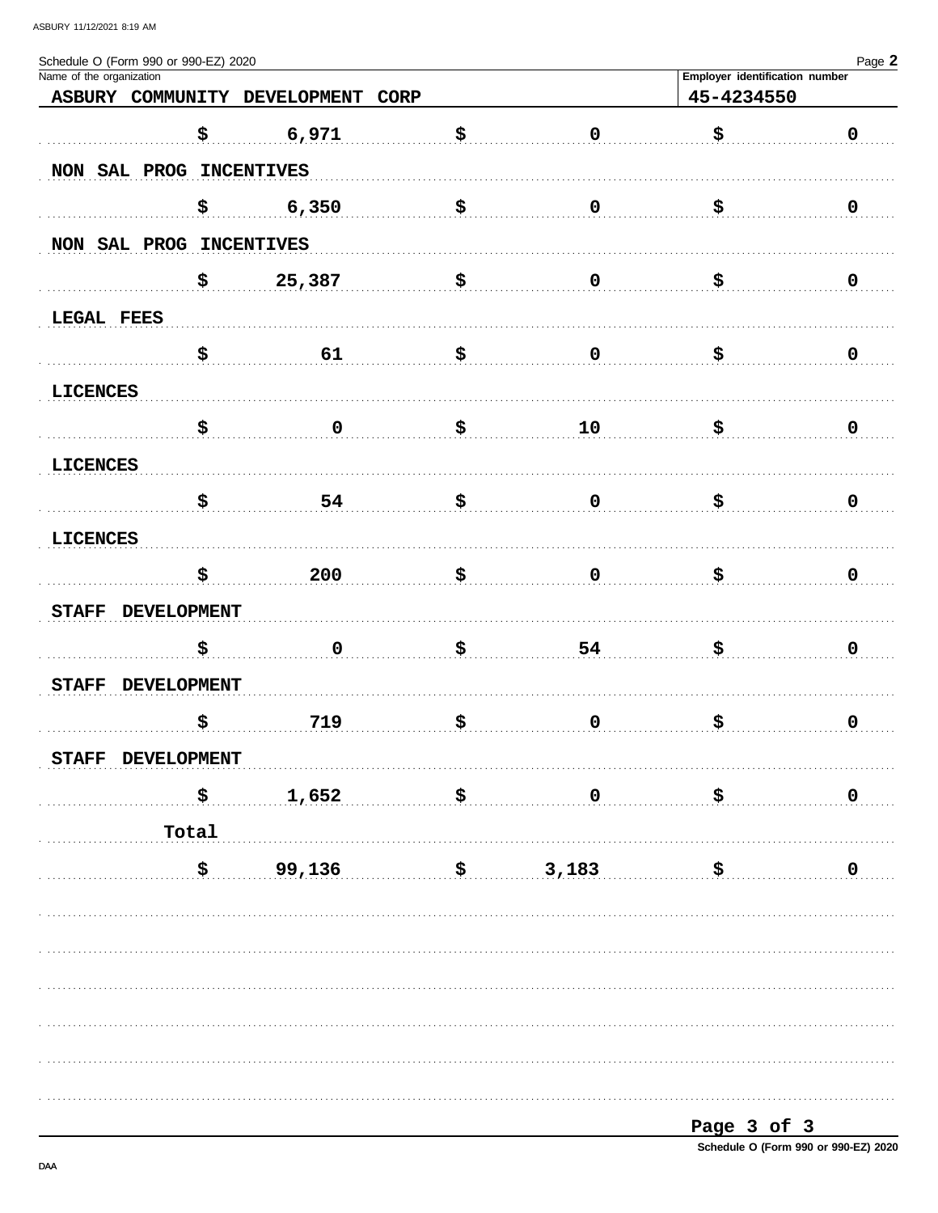Schedule O (Form 990 or 990-EZ) 2020

Name of the organization: **ASBURY COMMUNITY DEVELOPMENT CORP**

Employer identification number: **45-4234550**

| Description | | | |
|---|---|---|---|
| | $ 6,971 | $ 0 | $ 0 |
| NON SAL PROG INCENTIVES | | | |
| | $ 6,350 | $ 0 | $ 0 |
| NON SAL PROG INCENTIVES | | | |
| | $ 25,387 | $ 0 | $ 0 |
| LEGAL FEES | | | |
| | $ 61 | $ 0 | $ 0 |
| LICENCES | | | |
| | $ 0 | $ 10 | $ 0 |
| LICENCES | | | |
| | $ 54 | $ 0 | $ 0 |
| LICENCES | | | |
| | $ 200 | $ 0 | $ 0 |
| STAFF DEVELOPMENT | | | |
| | $ 0 | $ 54 | $ 0 |
| STAFF DEVELOPMENT | | | |
| | $ 719 | $ 0 | $ 0 |
| STAFF DEVELOPMENT | | | |
| | $ 1,652 | $ 0 | $ 0 |
| Total | | | |
| | $ 99,136 | $ 3,183 | $ 0 |

Schedule O (Form 990 or 990-EZ) 2020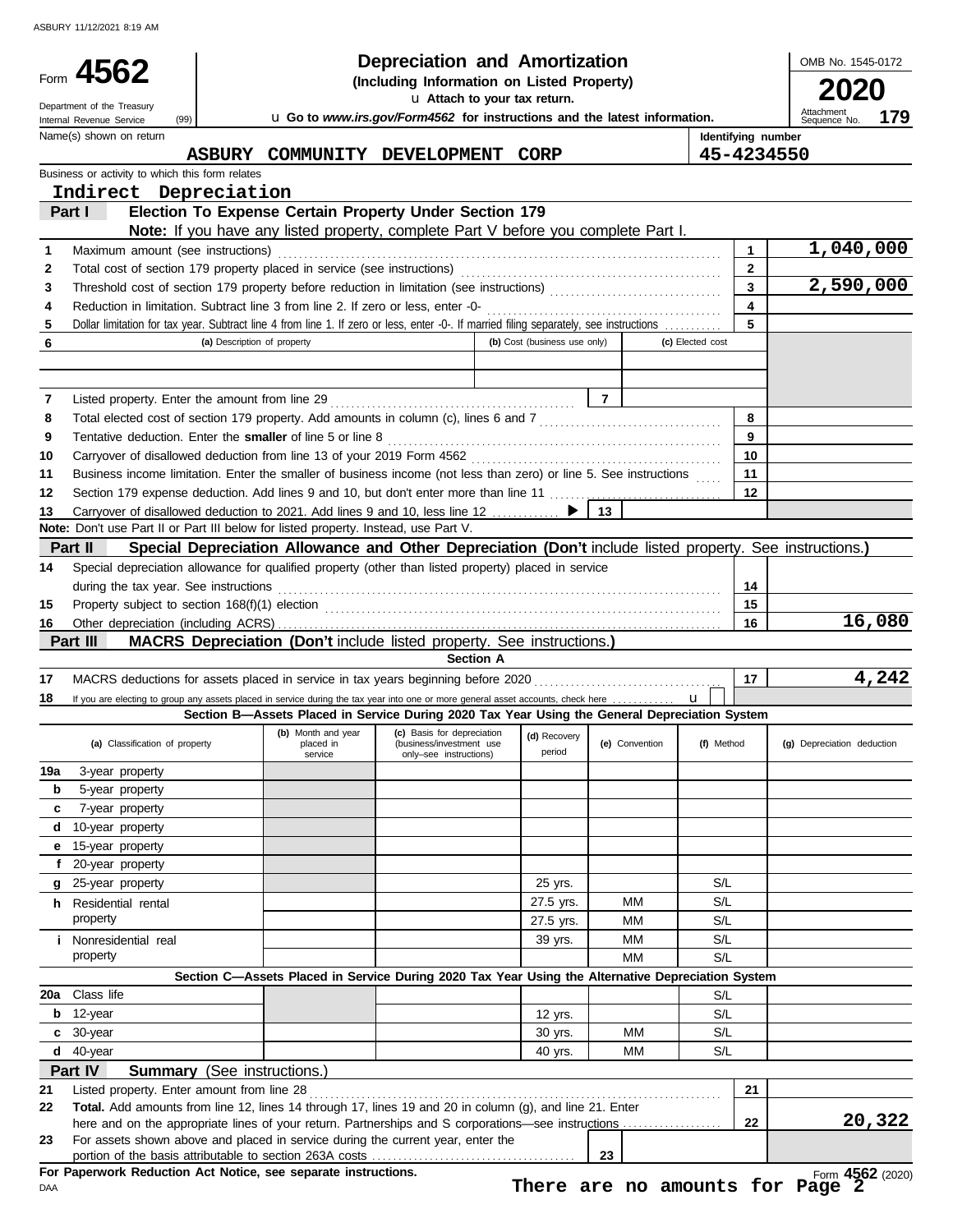ASBURY 11/12/2021 8:19 AM

# Form 4562 — Depreciation and Amortization

**(Including Information on Listed Property)**

u Attach to your tax return.

u Go to *www.irs.gov/Form4562* for instructions and the latest information.

Department of the Treasury
Internal Revenue Service (99)

OMB No. 1545-0172

**2020**

Attachment Sequence No. **179**

| Name(s) shown on return | Identifying number |
|---|---|
| ASBURY COMMUNITY DEVELOPMENT CORP | 45-4234550 |

Business or activity to which this form relates

**Indirect Depreciation**

## Part I — Election To Expense Certain Property Under Section 179

**Note:** If you have any listed property, complete Part V before you complete Part I.

| | | Line | Amount |
|---|---|---|---|
| 1 | Maximum amount (see instructions) | 1 | 1,040,000 |
| 2 | Total cost of section 179 property placed in service (see instructions) | 2 | |
| 3 | Threshold cost of section 179 property before reduction in limitation (see instructions) | 3 | 2,590,000 |
| 4 | Reduction in limitation. Subtract line 3 from line 2. If zero or less, enter -0- | 4 | |
| 5 | Dollar limitation for tax year. Subtract line 4 from line 1. If zero or less, enter -0-. If married filing separately, see instructions | 5 | |

| 6 | (a) Description of property | (b) Cost (business use only) | (c) Elected cost |
|---|---|---|---|
| | | | |
| | | | |

| | | Line | Amount |
|---|---|---|---|
| 7 | Listed property. Enter the amount from line 29 | 7 | |
| 8 | Total elected cost of section 179 property. Add amounts in column (c), lines 6 and 7 | 8 | |
| 9 | Tentative deduction. Enter the **smaller** of line 5 or line 8 | 9 | |
| 10 | Carryover of disallowed deduction from line 13 of your 2019 Form 4562 | 10 | |
| 11 | Business income limitation. Enter the smaller of business income (not less than zero) or line 5. See instructions | 11 | |
| 12 | Section 179 expense deduction. Add lines 9 and 10, but don't enter more than line 11 | 12 | |
| 13 | Carryover of disallowed deduction to 2021. Add lines 9 and 10, less line 12 ▶ | 13 | |

**Note:** Don't use Part II or Part III below for listed property. Instead, use Part V.

## Part II — Special Depreciation Allowance and Other Depreciation (Don't include listed property. See instructions.)

| | | Line | Amount |
|---|---|---|---|
| 14 | Special depreciation allowance for qualified property (other than listed property) placed in service during the tax year. See instructions | 14 | |
| 15 | Property subject to section 168(f)(1) election | 15 | |
| 16 | Other depreciation (including ACRS) | 16 | 16,080 |

## Part III — MACRS Depreciation (Don't include listed property. See instructions.)

### Section A

| | | Line | Amount |
|---|---|---|---|
| 17 | MACRS deductions for assets placed in service in tax years beginning before 2020 | 17 | 4,242 |
| 18 | If you are electing to group any assets placed in service during the tax year into one or more general asset accounts, check here u ☐ | | |

### Section B—Assets Placed in Service During 2020 Tax Year Using the General Depreciation System

| (a) Classification of property | (b) Month and year placed in service | (c) Basis for depreciation (business/investment use only–see instructions) | (d) Recovery period | (e) Convention | (f) Method | (g) Depreciation deduction |
|---|---|---|---|---|---|---|
| 19a 3-year property | | | | | | |
| b 5-year property | | | | | | |
| c 7-year property | | | | | | |
| d 10-year property | | | | | | |
| e 15-year property | | | | | | |
| f 20-year property | | | | | | |
| g 25-year property | | | 25 yrs. | | S/L | |
| h Residential rental property | | | 27.5 yrs. | MM | S/L | |
| | | | 27.5 yrs. | MM | S/L | |
| i Nonresidential real property | | | 39 yrs. | MM | S/L | |
| | | | | MM | S/L | |

### Section C—Assets Placed in Service During 2020 Tax Year Using the Alternative Depreciation System

| (a) Classification of property | (b) Month and year placed in service | (c) Basis for depreciation | (d) Recovery period | (e) Convention | (f) Method | (g) Depreciation deduction |
|---|---|---|---|---|---|---|
| 20a Class life | | | | | S/L | |
| b 12-year | | | 12 yrs. | | S/L | |
| c 30-year | | | 30 yrs. | MM | S/L | |
| d 40-year | | | 40 yrs. | MM | S/L | |

## Part IV — Summary (See instructions.)

| | | Line | Amount |
|---|---|---|---|
| 21 | Listed property. Enter amount from line 28 | 21 | |
| 22 | **Total.** Add amounts from line 12, lines 14 through 17, lines 19 and 20 in column (g), and line 21. Enter here and on the appropriate lines of your return. Partnerships and S corporations—see instructions | 22 | 20,322 |
| 23 | For assets shown above and placed in service during the current year, enter the portion of the basis attributable to section 263A costs | 23 | |

**For Paperwork Reduction Act Notice, see separate instructions.**

DAA

**There are no amounts for Page 2**

Form **4562** (2020)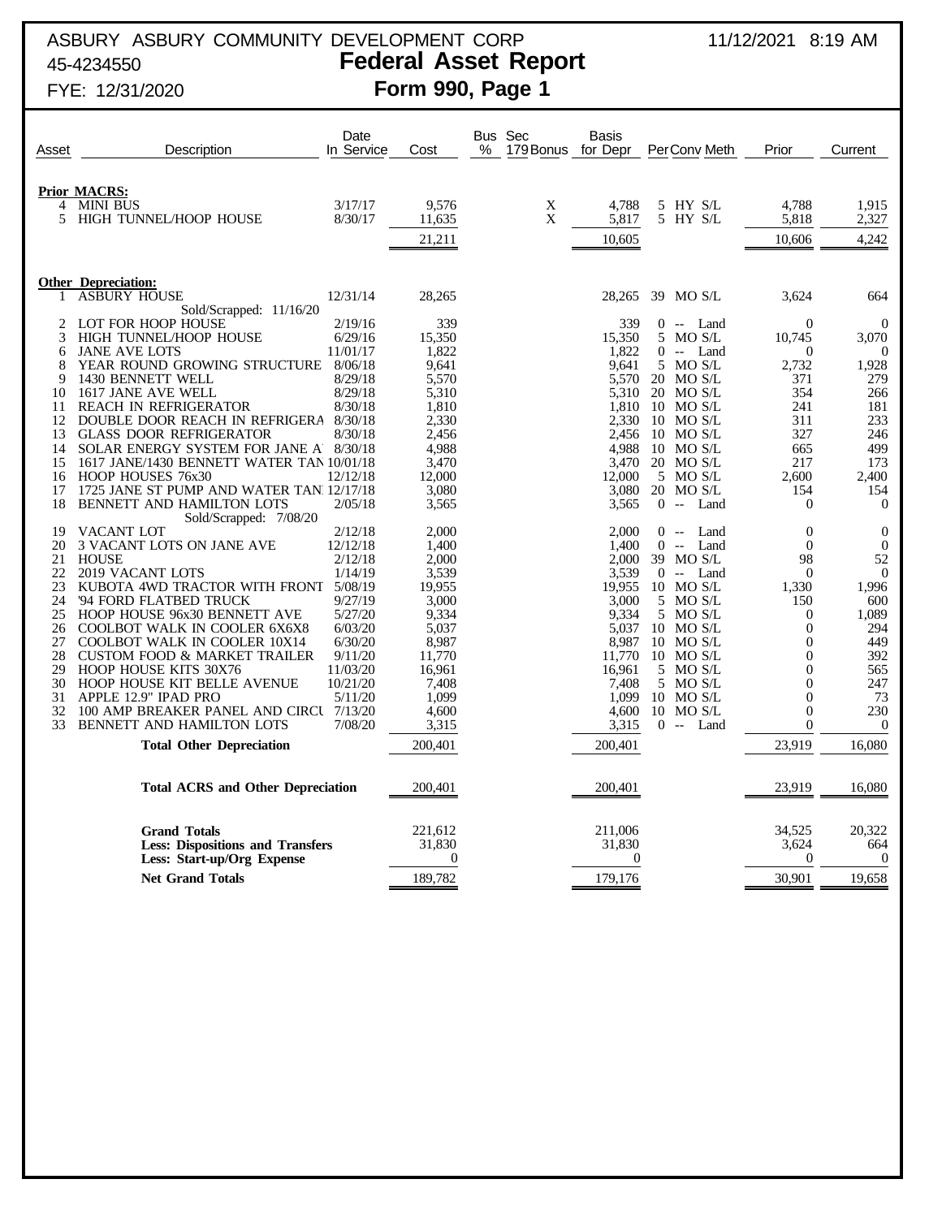ASBURY ASBURY COMMUNITY DEVELOPMENT CORP — 11/12/2021 8:19 AM

45-4234550

# Federal Asset Report

FYE: 12/31/2020

## Form 990, Page 1

| Asset | Description | Date In Service | Cost | Bus % | Sec 179 Bonus | Basis for Depr | Per | Conv | Meth | Prior | Current |
|---|---|---|---|---|---|---|---|---|---|---|---|
| **Prior MACRS:** | | | | | | | | | | | |
| 4 | MINI BUS | 3/17/17 | 9,576 | | X | 4,788 | 5 | HY | S/L | 4,788 | 1,915 |
| 5 | HIGH TUNNEL/HOOP HOUSE | 8/30/17 | 11,635 | | X | 5,817 | 5 | HY | S/L | 5,818 | 2,327 |
| | | | 21,211 | | | 10,605 | | | | 10,606 | 4,242 |
| **Other Depreciation:** | | | | | | | | | | | |
| 1 | ASBURY HOUSE<br>Sold/Scrapped: 11/16/20 | 12/31/14 | 28,265 | | | 28,265 | 39 | MO | S/L | 3,624 | 664 |
| 2 | LOT FOR HOOP HOUSE | 2/19/16 | 339 | | | 339 | 0 | -- | Land | 0 | 0 |
| 3 | HIGH TUNNEL/HOOP HOUSE | 6/29/16 | 15,350 | | | 15,350 | 5 | MO | S/L | 10,745 | 3,070 |
| 6 | JANE AVE LOTS | 11/01/17 | 1,822 | | | 1,822 | 0 | -- | Land | 0 | 0 |
| 8 | YEAR ROUND GROWING STRUCTURE | 8/06/18 | 9,641 | | | 9,641 | 5 | MO | S/L | 2,732 | 1,928 |
| 9 | 1430 BENNETT WELL | 8/29/18 | 5,570 | | | 5,570 | 20 | MO | S/L | 371 | 279 |
| 10 | 1617 JANE AVE WELL | 8/29/18 | 5,310 | | | 5,310 | 20 | MO | S/L | 354 | 266 |
| 11 | REACH IN REFRIGERATOR | 8/30/18 | 1,810 | | | 1,810 | 10 | MO | S/L | 241 | 181 |
| 12 | DOUBLE DOOR REACH IN REFRIGERA | 8/30/18 | 2,330 | | | 2,330 | 10 | MO | S/L | 311 | 233 |
| 13 | GLASS DOOR REFRIGERATOR | 8/30/18 | 2,456 | | | 2,456 | 10 | MO | S/L | 327 | 246 |
| 14 | SOLAR ENERGY SYSTEM FOR JANE A | 8/30/18 | 4,988 | | | 4,988 | 10 | MO | S/L | 665 | 499 |
| 15 | 1617 JANE/1430 BENNETT WATER TAN | 10/01/18 | 3,470 | | | 3,470 | 20 | MO | S/L | 217 | 173 |
| 16 | HOOP HOUSES 76x30 | 12/12/18 | 12,000 | | | 12,000 | 5 | MO | S/L | 2,600 | 2,400 |
| 17 | 1725 JANE ST PUMP AND WATER TAN | 12/17/18 | 3,080 | | | 3,080 | 20 | MO | S/L | 154 | 154 |
| 18 | BENNETT AND HAMILTON LOTS<br>Sold/Scrapped: 7/08/20 | 2/05/18 | 3,565 | | | 3,565 | 0 | -- | Land | 0 | 0 |
| 19 | VACANT LOT | 2/12/18 | 2,000 | | | 2,000 | 0 | -- | Land | 0 | 0 |
| 20 | 3 VACANT LOTS ON JANE AVE | 12/12/18 | 1,400 | | | 1,400 | 0 | -- | Land | 0 | 0 |
| 21 | HOUSE | 2/12/18 | 2,000 | | | 2,000 | 39 | MO | S/L | 98 | 52 |
| 22 | 2019 VACANT LOTS | 1/14/19 | 3,539 | | | 3,539 | 0 | -- | Land | 0 | 0 |
| 23 | KUBOTA 4WD TRACTOR WITH FRONT | 5/08/19 | 19,955 | | | 19,955 | 10 | MO | S/L | 1,330 | 1,996 |
| 24 | '94 FORD FLATBED TRUCK | 9/27/19 | 3,000 | | | 3,000 | 5 | MO | S/L | 150 | 600 |
| 25 | HOOP HOUSE 96x30 BENNETT AVE | 5/27/20 | 9,334 | | | 9,334 | 5 | MO | S/L | 0 | 1,089 |
| 26 | COOLBOT WALK IN COOLER 6X6X8 | 6/03/20 | 5,037 | | | 5,037 | 10 | MO | S/L | 0 | 294 |
| 27 | COOLBOT WALK IN COOLER 10X14 | 6/30/20 | 8,987 | | | 8,987 | 10 | MO | S/L | 0 | 449 |
| 28 | CUSTOM FOOD & MARKET TRAILER | 9/11/20 | 11,770 | | | 11,770 | 10 | MO | S/L | 0 | 392 |
| 29 | HOOP HOUSE KITS 30X76 | 11/03/20 | 16,961 | | | 16,961 | 5 | MO | S/L | 0 | 565 |
| 30 | HOOP HOUSE KIT BELLE AVENUE | 10/21/20 | 7,408 | | | 7,408 | 5 | MO | S/L | 0 | 247 |
| 31 | APPLE 12.9" IPAD PRO | 5/11/20 | 1,099 | | | 1,099 | 10 | MO | S/L | 0 | 73 |
| 32 | 100 AMP BREAKER PANEL AND CIRCU | 7/13/20 | 4,600 | | | 4,600 | 10 | MO | S/L | 0 | 230 |
| 33 | BENNETT AND HAMILTON LOTS | 7/08/20 | 3,315 | | | 3,315 | 0 | -- | Land | 0 | 0 |
| | **Total Other Depreciation** | | 200,401 | | | 200,401 | | | | 23,919 | 16,080 |
| | **Total ACRS and Other Depreciation** | | 200,401 | | | 200,401 | | | | 23,919 | 16,080 |
| | **Grand Totals** | | 221,612 | | | 211,006 | | | | 34,525 | 20,322 |
| | **Less: Dispositions and Transfers** | | 31,830 | | | 31,830 | | | | 3,624 | 664 |
| | **Less: Start-up/Org Expense** | | 0 | | | 0 | | | | 0 | 0 |
| | **Net Grand Totals** | | 189,782 | | | 179,176 | | | | 30,901 | 19,658 |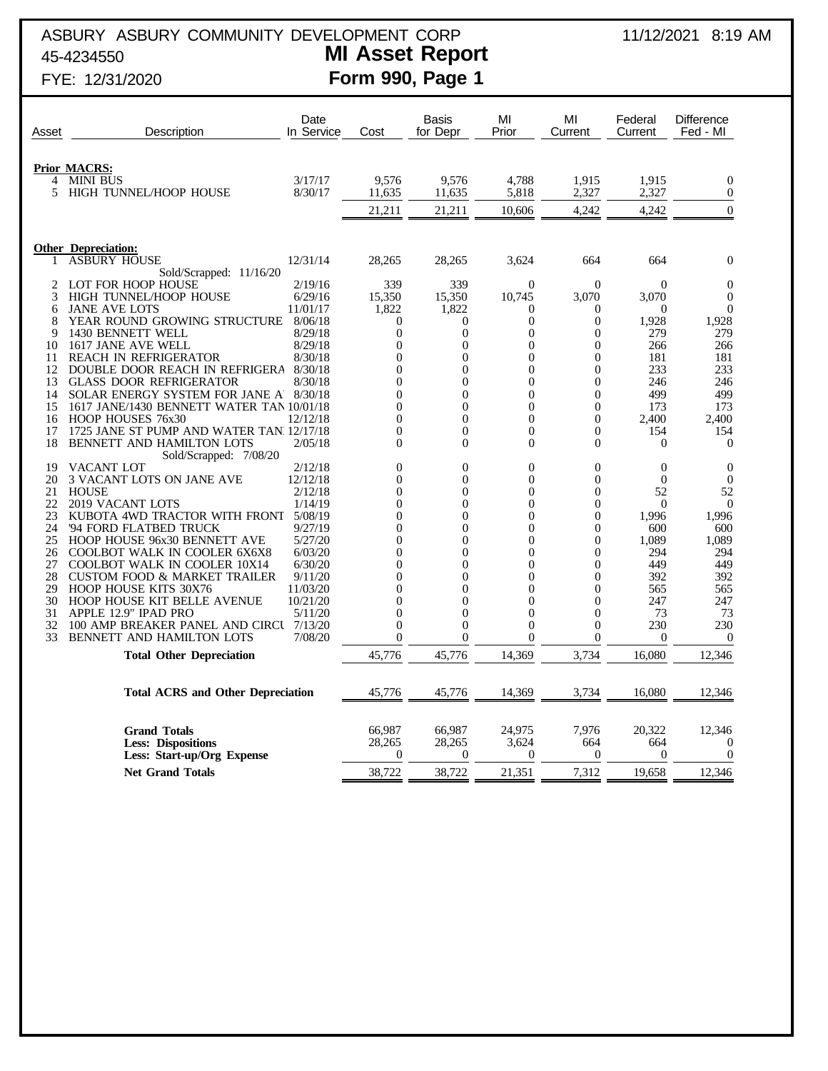ASBURY ASBURY COMMUNITY DEVELOPMENT CORP — 11/12/2021 8:19 AM

45-4234550

FYE: 12/31/2020

# MI Asset Report
## Form 990, Page 1

| Asset | Description | Date In Service | Cost | Basis for Depr | MI Prior | MI Current | Federal Current | Difference Fed - MI |
|---|---|---|---|---|---|---|---|---|
| | **Prior MACRS:** | | | | | | | |
| 4 | MINI BUS | 3/17/17 | 9,576 | 9,576 | 4,788 | 1,915 | 1,915 | 0 |
| 5 | HIGH TUNNEL/HOOP HOUSE | 8/30/17 | 11,635 | 11,635 | 5,818 | 2,327 | 2,327 | 0 |
| | | | 21,211 | 21,211 | 10,606 | 4,242 | 4,242 | 0 |
| | **Other Depreciation:** | | | | | | | |
| 1 | ASBURY HOUSE<br>Sold/Scrapped: 11/16/20 | 12/31/14 | 28,265 | 28,265 | 3,624 | 664 | 664 | 0 |
| 2 | LOT FOR HOOP HOUSE | 2/19/16 | 339 | 339 | 0 | 0 | 0 | 0 |
| 3 | HIGH TUNNEL/HOOP HOUSE | 6/29/16 | 15,350 | 15,350 | 10,745 | 3,070 | 3,070 | 0 |
| 6 | JANE AVE LOTS | 11/01/17 | 1,822 | 1,822 | 0 | 0 | 0 | 0 |
| 8 | YEAR ROUND GROWING STRUCTURE | 8/06/18 | 0 | 0 | 0 | 0 | 1,928 | 1,928 |
| 9 | 1430 BENNETT WELL | 8/29/18 | 0 | 0 | 0 | 0 | 279 | 279 |
| 10 | 1617 JANE AVE WELL | 8/29/18 | 0 | 0 | 0 | 0 | 266 | 266 |
| 11 | REACH IN REFRIGERATOR | 8/30/18 | 0 | 0 | 0 | 0 | 181 | 181 |
| 12 | DOUBLE DOOR REACH IN REFRIGERA | 8/30/18 | 0 | 0 | 0 | 0 | 233 | 233 |
| 13 | GLASS DOOR REFRIGERATOR | 8/30/18 | 0 | 0 | 0 | 0 | 246 | 246 |
| 14 | SOLAR ENERGY SYSTEM FOR JANE A | 8/30/18 | 0 | 0 | 0 | 0 | 499 | 499 |
| 15 | 1617 JANE/1430 BENNETT WATER TAN | 10/01/18 | 0 | 0 | 0 | 0 | 173 | 173 |
| 16 | HOOP HOUSES 76x30 | 12/12/18 | 0 | 0 | 0 | 0 | 2,400 | 2,400 |
| 17 | 1725 JANE ST PUMP AND WATER TAN | 12/17/18 | 0 | 0 | 0 | 0 | 154 | 154 |
| 18 | BENNETT AND HAMILTON LOTS<br>Sold/Scrapped: 7/08/20 | 2/05/18 | 0 | 0 | 0 | 0 | 0 | 0 |
| 19 | VACANT LOT | 2/12/18 | 0 | 0 | 0 | 0 | 0 | 0 |
| 20 | 3 VACANT LOTS ON JANE AVE | 12/12/18 | 0 | 0 | 0 | 0 | 0 | 0 |
| 21 | HOUSE | 2/12/18 | 0 | 0 | 0 | 0 | 52 | 52 |
| 22 | 2019 VACANT LOTS | 1/14/19 | 0 | 0 | 0 | 0 | 0 | 0 |
| 23 | KUBOTA 4WD TRACTOR WITH FRONT | 5/08/19 | 0 | 0 | 0 | 0 | 1,996 | 1,996 |
| 24 | '94 FORD FLATBED TRUCK | 9/27/19 | 0 | 0 | 0 | 0 | 600 | 600 |
| 25 | HOOP HOUSE 96x30 BENNETT AVE | 5/27/20 | 0 | 0 | 0 | 0 | 1,089 | 1,089 |
| 26 | COOLBOT WALK IN COOLER 6X6X8 | 6/03/20 | 0 | 0 | 0 | 0 | 294 | 294 |
| 27 | COOLBOT WALK IN COOLER 10X14 | 6/30/20 | 0 | 0 | 0 | 0 | 449 | 449 |
| 28 | CUSTOM FOOD & MARKET TRAILER | 9/11/20 | 0 | 0 | 0 | 0 | 392 | 392 |
| 29 | HOOP HOUSE KITS 30X76 | 11/03/20 | 0 | 0 | 0 | 0 | 565 | 565 |
| 30 | HOOP HOUSE KIT BELLE AVENUE | 10/21/20 | 0 | 0 | 0 | 0 | 247 | 247 |
| 31 | APPLE 12.9" IPAD PRO | 5/11/20 | 0 | 0 | 0 | 0 | 73 | 73 |
| 32 | 100 AMP BREAKER PANEL AND CIRCU | 7/13/20 | 0 | 0 | 0 | 0 | 230 | 230 |
| 33 | BENNETT AND HAMILTON LOTS | 7/08/20 | 0 | 0 | 0 | 0 | 0 | 0 |
| | **Total Other Depreciation** | | 45,776 | 45,776 | 14,369 | 3,734 | 16,080 | 12,346 |
| | **Total ACRS and Other Depreciation** | | 45,776 | 45,776 | 14,369 | 3,734 | 16,080 | 12,346 |
| | **Grand Totals** | | 66,987 | 66,987 | 24,975 | 7,976 | 20,322 | 12,346 |
| | **Less: Dispositions** | | 28,265 | 28,265 | 3,624 | 664 | 664 | 0 |
| | **Less: Start-up/Org Expense** | | 0 | 0 | 0 | 0 | 0 | 0 |
| | **Net Grand Totals** | | 38,722 | 38,722 | 21,351 | 7,312 | 19,658 | 12,346 |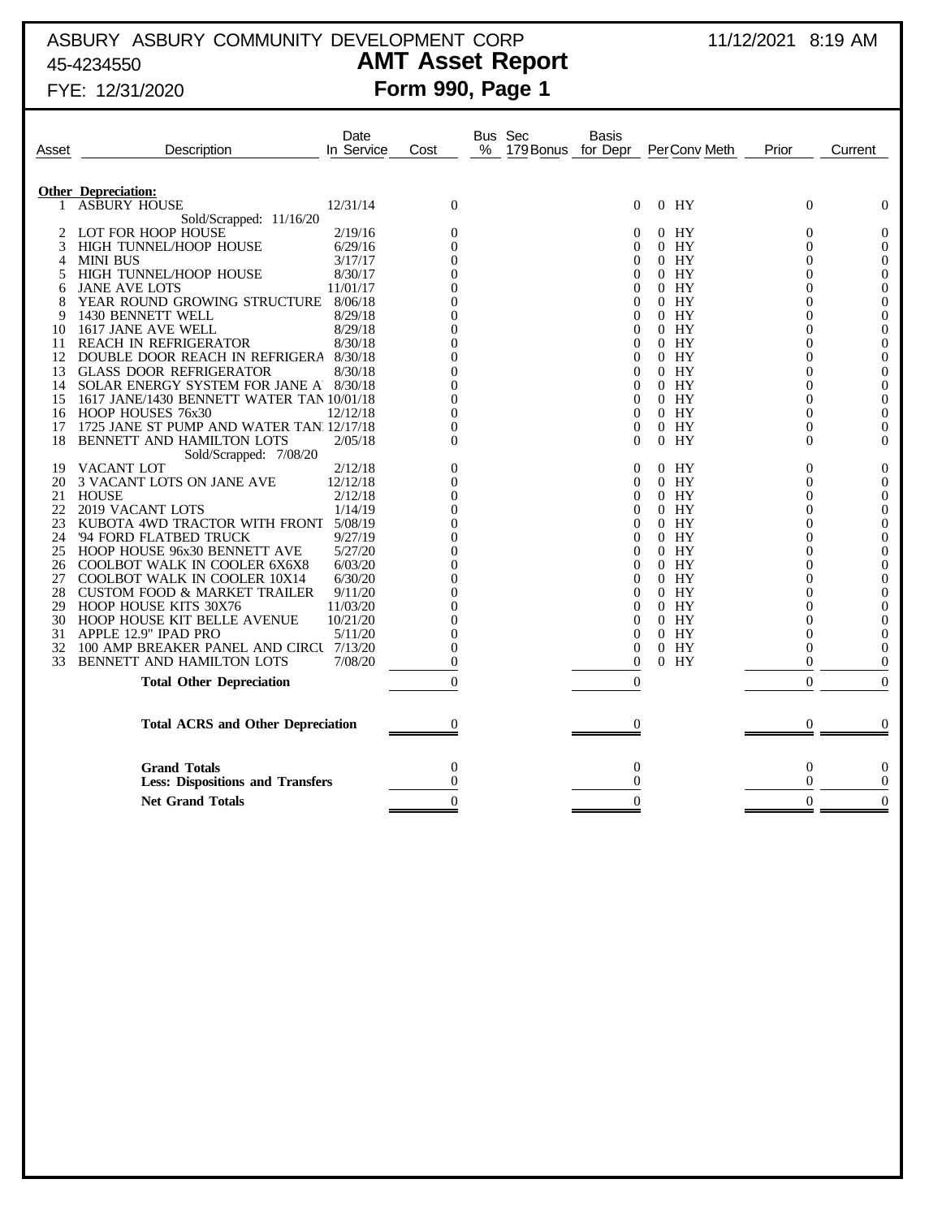ASBURY ASBURY COMMUNITY DEVELOPMENT CORP
45-4234550
FYE: 12/31/2020

11/12/2021 8:19 AM

# AMT Asset Report
## Form 990, Page 1

| Asset | Description | Date In Service | Cost | Bus % | Sec 179 Bonus | Basis for Depr | Per | Conv | Meth | Prior | Current |
|---|---|---|---|---|---|---|---|---|---|---|---|
| | **Other Depreciation:** | | | | | | | | | | |
| 1 | ASBURY HOUSE | 12/31/14 | 0 | | | 0 | 0 | HY | | 0 | 0 |
| | Sold/Scrapped: 11/16/20 | | | | | | | | | | |
| 2 | LOT FOR HOOP HOUSE | 2/19/16 | 0 | | | 0 | 0 | HY | | 0 | 0 |
| 3 | HIGH TUNNEL/HOOP HOUSE | 6/29/16 | 0 | | | 0 | 0 | HY | | 0 | 0 |
| 4 | MINI BUS | 3/17/17 | 0 | | | 0 | 0 | HY | | 0 | 0 |
| 5 | HIGH TUNNEL/HOOP HOUSE | 8/30/17 | 0 | | | 0 | 0 | HY | | 0 | 0 |
| 6 | JANE AVE LOTS | 11/01/17 | 0 | | | 0 | 0 | HY | | 0 | 0 |
| 8 | YEAR ROUND GROWING STRUCTURE | 8/06/18 | 0 | | | 0 | 0 | HY | | 0 | 0 |
| 9 | 1430 BENNETT WELL | 8/29/18 | 0 | | | 0 | 0 | HY | | 0 | 0 |
| 10 | 1617 JANE AVE WELL | 8/29/18 | 0 | | | 0 | 0 | HY | | 0 | 0 |
| 11 | REACH IN REFRIGERATOR | 8/30/18 | 0 | | | 0 | 0 | HY | | 0 | 0 |
| 12 | DOUBLE DOOR REACH IN REFRIGERA | 8/30/18 | 0 | | | 0 | 0 | HY | | 0 | 0 |
| 13 | GLASS DOOR REFRIGERATOR | 8/30/18 | 0 | | | 0 | 0 | HY | | 0 | 0 |
| 14 | SOLAR ENERGY SYSTEM FOR JANE A | 8/30/18 | 0 | | | 0 | 0 | HY | | 0 | 0 |
| 15 | 1617 JANE/1430 BENNETT WATER TAN | 10/01/18 | 0 | | | 0 | 0 | HY | | 0 | 0 |
| 16 | HOOP HOUSES 76x30 | 12/12/18 | 0 | | | 0 | 0 | HY | | 0 | 0 |
| 17 | 1725 JANE ST PUMP AND WATER TAN | 12/17/18 | 0 | | | 0 | 0 | HY | | 0 | 0 |
| 18 | BENNETT AND HAMILTON LOTS | 2/05/18 | 0 | | | 0 | 0 | HY | | 0 | 0 |
| | Sold/Scrapped: 7/08/20 | | | | | | | | | | |
| 19 | VACANT LOT | 2/12/18 | 0 | | | 0 | 0 | HY | | 0 | 0 |
| 20 | 3 VACANT LOTS ON JANE AVE | 12/12/18 | 0 | | | 0 | 0 | HY | | 0 | 0 |
| 21 | HOUSE | 2/12/18 | 0 | | | 0 | 0 | HY | | 0 | 0 |
| 22 | 2019 VACANT LOTS | 1/14/19 | 0 | | | 0 | 0 | HY | | 0 | 0 |
| 23 | KUBOTA 4WD TRACTOR WITH FRONT | 5/08/19 | 0 | | | 0 | 0 | HY | | 0 | 0 |
| 24 | '94 FORD FLATBED TRUCK | 9/27/19 | 0 | | | 0 | 0 | HY | | 0 | 0 |
| 25 | HOOP HOUSE 96x30 BENNETT AVE | 5/27/20 | 0 | | | 0 | 0 | HY | | 0 | 0 |
| 26 | COOLBOT WALK IN COOLER 6X6X8 | 6/03/20 | 0 | | | 0 | 0 | HY | | 0 | 0 |
| 27 | COOLBOT WALK IN COOLER 10X14 | 6/30/20 | 0 | | | 0 | 0 | HY | | 0 | 0 |
| 28 | CUSTOM FOOD & MARKET TRAILER | 9/11/20 | 0 | | | 0 | 0 | HY | | 0 | 0 |
| 29 | HOOP HOUSE KITS 30X76 | 11/03/20 | 0 | | | 0 | 0 | HY | | 0 | 0 |
| 30 | HOOP HOUSE KIT BELLE AVENUE | 10/21/20 | 0 | | | 0 | 0 | HY | | 0 | 0 |
| 31 | APPLE 12.9" IPAD PRO | 5/11/20 | 0 | | | 0 | 0 | HY | | 0 | 0 |
| 32 | 100 AMP BREAKER PANEL AND CIRCU | 7/13/20 | 0 | | | 0 | 0 | HY | | 0 | 0 |
| 33 | BENNETT AND HAMILTON LOTS | 7/08/20 | 0 | | | 0 | 0 | HY | | 0 | 0 |
| | **Total Other Depreciation** | | 0 | | | 0 | | | | 0 | 0 |
| | **Total ACRS and Other Depreciation** | | 0 | | | 0 | | | | 0 | 0 |
| | **Grand Totals** | | 0 | | | 0 | | | | 0 | 0 |
| | **Less: Dispositions and Transfers** | | 0 | | | 0 | | | | 0 | 0 |
| | **Net Grand Totals** | | 0 | | | 0 | | | | 0 | 0 |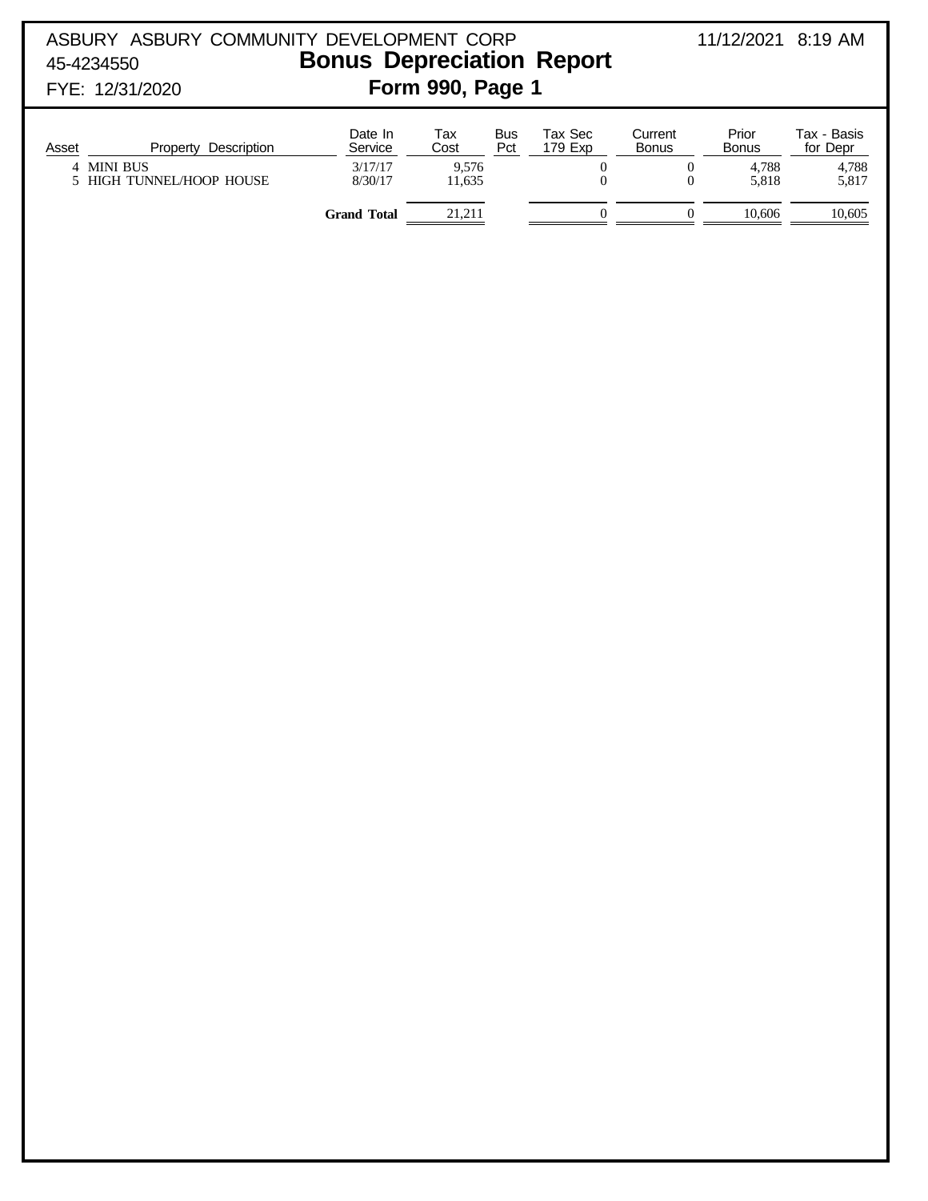ASBURY ASBURY COMMUNITY DEVELOPMENT CORP 11/12/2021 8:19 AM
45-4234550
FYE: 12/31/2020

# Bonus Depreciation Report

## Form 990, Page 1

| Asset | Property Description | Date In Service | Tax Cost | Bus Pct | Tax Sec 179 Exp | Current Bonus | Prior Bonus | Tax - Basis for Depr |
|---|---|---|---|---|---|---|---|---|
| 4 | MINI BUS | 3/17/17 | 9,576 | | 0 | 0 | 4,788 | 4,788 |
| 5 | HIGH TUNNEL/HOOP HOUSE | 8/30/17 | 11,635 | | 0 | 0 | 5,818 | 5,817 |
| | | **Grand Total** | 21,211 | | 0 | 0 | 10,606 | 10,605 |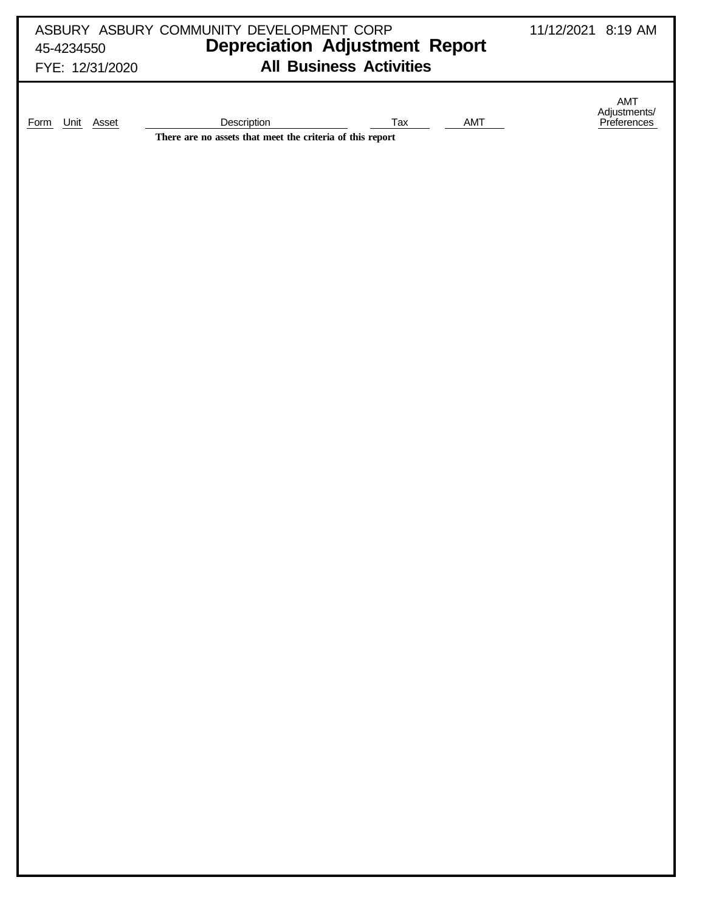ASBURY ASBURY COMMUNITY DEVELOPMENT CORP
45-4234550
FYE: 12/31/2020

11/12/2021 8:19 AM

# Depreciation Adjustment Report

## All Business Activities

| Form | Unit | Asset | Description | Tax | AMT | AMT Adjustments/ Preferences |
|---|---|---|---|---|---|---|
| | | | **There are no assets that meet the criteria of this report** | | | |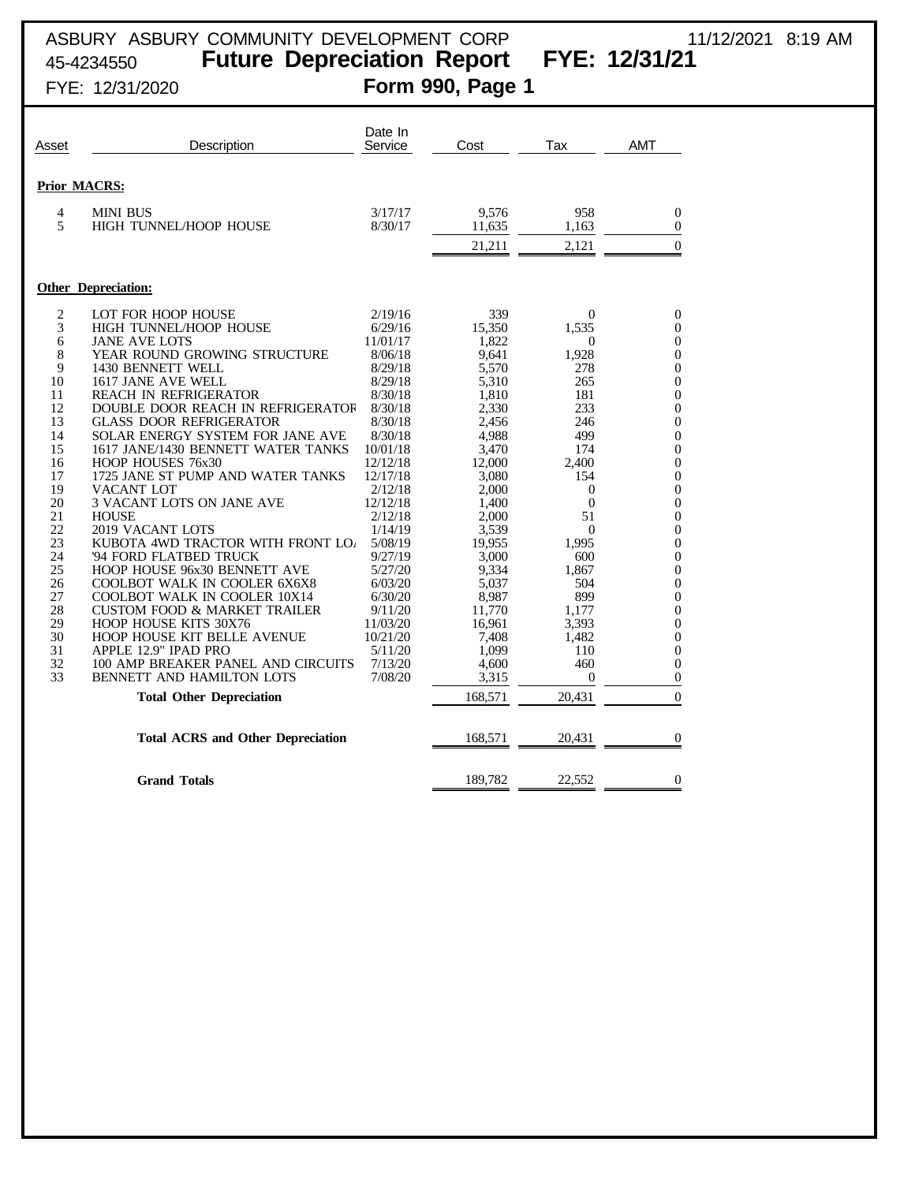ASBURY ASBURY COMMUNITY DEVELOPMENT CORP 11/12/2021 8:19 AM

45-4234550 **Future Depreciation Report FYE: 12/31/21**

FYE: 12/31/2020 **Form 990, Page 1**

| Asset | Description | Date In Service | Cost | Tax | AMT |
|---|---|---|---|---|---|
| **Prior MACRS:** | | | | | |
| 4 | MINI BUS | 3/17/17 | 9,576 | 958 | 0 |
| 5 | HIGH TUNNEL/HOOP HOUSE | 8/30/17 | 11,635 | 1,163 | 0 |
| | | | 21,211 | 2,121 | 0 |
| **Other Depreciation:** | | | | | |
| 2 | LOT FOR HOOP HOUSE | 2/19/16 | 339 | 0 | 0 |
| 3 | HIGH TUNNEL/HOOP HOUSE | 6/29/16 | 15,350 | 1,535 | 0 |
| 6 | JANE AVE LOTS | 11/01/17 | 1,822 | 0 | 0 |
| 8 | YEAR ROUND GROWING STRUCTURE | 8/06/18 | 9,641 | 1,928 | 0 |
| 9 | 1430 BENNETT WELL | 8/29/18 | 5,570 | 278 | 0 |
| 10 | 1617 JANE AVE WELL | 8/29/18 | 5,310 | 265 | 0 |
| 11 | REACH IN REFRIGERATOR | 8/30/18 | 1,810 | 181 | 0 |
| 12 | DOUBLE DOOR REACH IN REFRIGERATOR | 8/30/18 | 2,330 | 233 | 0 |
| 13 | GLASS DOOR REFRIGERATOR | 8/30/18 | 2,456 | 246 | 0 |
| 14 | SOLAR ENERGY SYSTEM FOR JANE AVE | 8/30/18 | 4,988 | 499 | 0 |
| 15 | 1617 JANE/1430 BENNETT WATER TANKS | 10/01/18 | 3,470 | 174 | 0 |
| 16 | HOOP HOUSES 76x30 | 12/12/18 | 12,000 | 2,400 | 0 |
| 17 | 1725 JANE ST PUMP AND WATER TANKS | 12/17/18 | 3,080 | 154 | 0 |
| 19 | VACANT LOT | 2/12/18 | 2,000 | 0 | 0 |
| 20 | 3 VACANT LOTS ON JANE AVE | 12/12/18 | 1,400 | 0 | 0 |
| 21 | HOUSE | 2/12/18 | 2,000 | 51 | 0 |
| 22 | 2019 VACANT LOTS | 1/14/19 | 3,539 | 0 | 0 |
| 23 | KUBOTA 4WD TRACTOR WITH FRONT LOA | 5/08/19 | 19,955 | 1,995 | 0 |
| 24 | '94 FORD FLATBED TRUCK | 9/27/19 | 3,000 | 600 | 0 |
| 25 | HOOP HOUSE 96x30 BENNETT AVE | 5/27/20 | 9,334 | 1,867 | 0 |
| 26 | COOLBOT WALK IN COOLER 6X6X8 | 6/03/20 | 5,037 | 504 | 0 |
| 27 | COOLBOT WALK IN COOLER 10X14 | 6/30/20 | 8,987 | 899 | 0 |
| 28 | CUSTOM FOOD & MARKET TRAILER | 9/11/20 | 11,770 | 1,177 | 0 |
| 29 | HOOP HOUSE KITS 30X76 | 11/03/20 | 16,961 | 3,393 | 0 |
| 30 | HOOP HOUSE KIT BELLE AVENUE | 10/21/20 | 7,408 | 1,482 | 0 |
| 31 | APPLE 12.9" IPAD PRO | 5/11/20 | 1,099 | 110 | 0 |
| 32 | 100 AMP BREAKER PANEL AND CIRCUITS | 7/13/20 | 4,600 | 460 | 0 |
| 33 | BENNETT AND HAMILTON LOTS | 7/08/20 | 3,315 | 0 | 0 |
| | **Total Other Depreciation** | | 168,571 | 20,431 | 0 |
| | **Total ACRS and Other Depreciation** | | 168,571 | 20,431 | 0 |
| | **Grand Totals** | | 189,782 | 22,552 | 0 |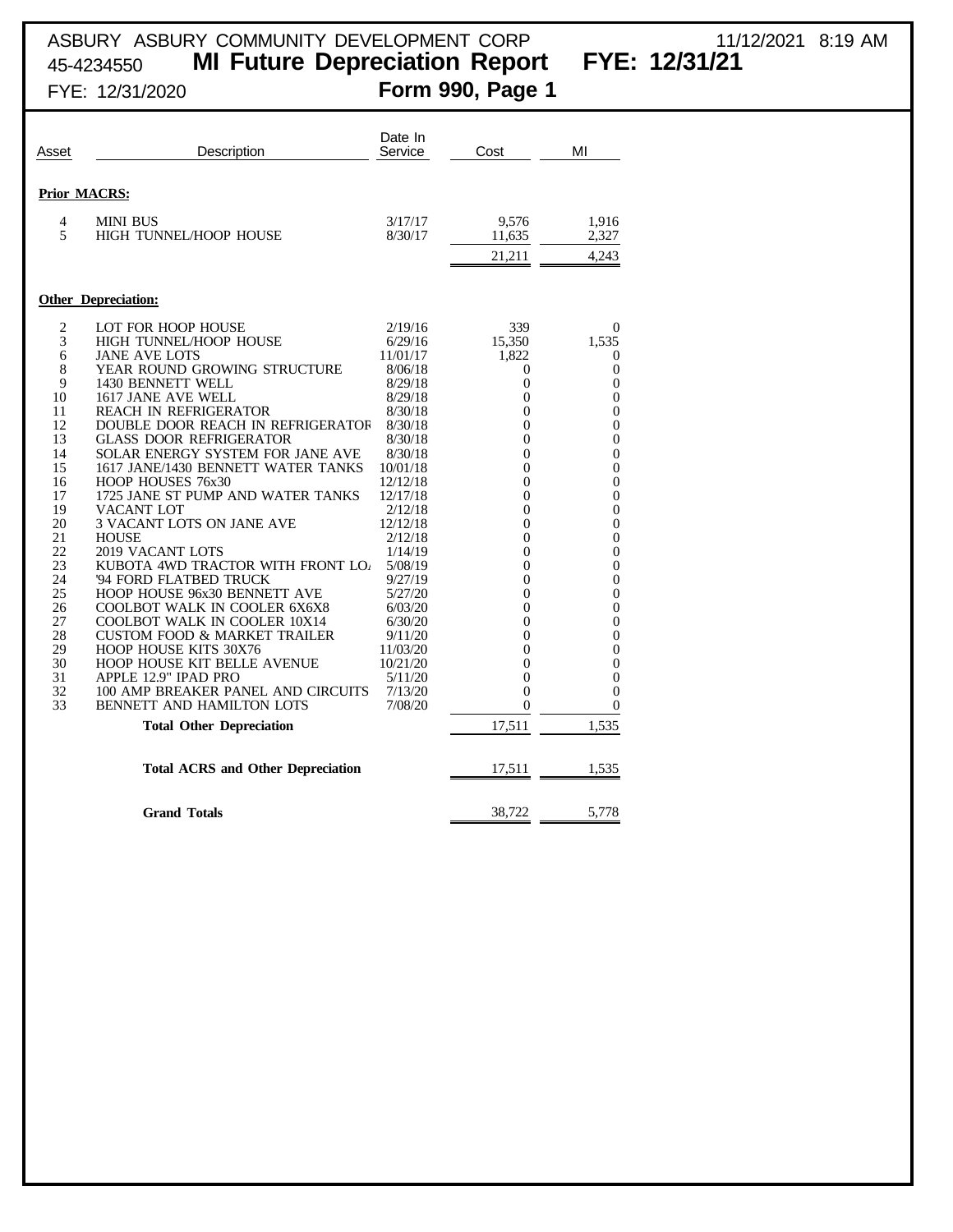ASBURY ASBURY COMMUNITY DEVELOPMENT CORP 11/12/2021 8:19 AM

45-4234550 **MI Future Depreciation Report FYE: 12/31/21**

FYE: 12/31/2020 **Form 990, Page 1**

| Asset | Description | Date In Service | Cost | MI |
|---|---|---|---|---|
| **Prior MACRS:** | | | | |
| 4 | MINI BUS | 3/17/17 | 9,576 | 1,916 |
| 5 | HIGH TUNNEL/HOOP HOUSE | 8/30/17 | 11,635 | 2,327 |
| | | | 21,211 | 4,243 |
| **Other Depreciation:** | | | | |
| 2 | LOT FOR HOOP HOUSE | 2/19/16 | 339 | 0 |
| 3 | HIGH TUNNEL/HOOP HOUSE | 6/29/16 | 15,350 | 1,535 |
| 6 | JANE AVE LOTS | 11/01/17 | 1,822 | 0 |
| 8 | YEAR ROUND GROWING STRUCTURE | 8/06/18 | 0 | 0 |
| 9 | 1430 BENNETT WELL | 8/29/18 | 0 | 0 |
| 10 | 1617 JANE AVE WELL | 8/29/18 | 0 | 0 |
| 11 | REACH IN REFRIGERATOR | 8/30/18 | 0 | 0 |
| 12 | DOUBLE DOOR REACH IN REFRIGERATOF | 8/30/18 | 0 | 0 |
| 13 | GLASS DOOR REFRIGERATOR | 8/30/18 | 0 | 0 |
| 14 | SOLAR ENERGY SYSTEM FOR JANE AVE | 8/30/18 | 0 | 0 |
| 15 | 1617 JANE/1430 BENNETT WATER TANKS | 10/01/18 | 0 | 0 |
| 16 | HOOP HOUSES 76x30 | 12/12/18 | 0 | 0 |
| 17 | 1725 JANE ST PUMP AND WATER TANKS | 12/17/18 | 0 | 0 |
| 19 | VACANT LOT | 2/12/18 | 0 | 0 |
| 20 | 3 VACANT LOTS ON JANE AVE | 12/12/18 | 0 | 0 |
| 21 | HOUSE | 2/12/18 | 0 | 0 |
| 22 | 2019 VACANT LOTS | 1/14/19 | 0 | 0 |
| 23 | KUBOTA 4WD TRACTOR WITH FRONT LO/ | 5/08/19 | 0 | 0 |
| 24 | '94 FORD FLATBED TRUCK | 9/27/19 | 0 | 0 |
| 25 | HOOP HOUSE 96x30 BENNETT AVE | 5/27/20 | 0 | 0 |
| 26 | COOLBOT WALK IN COOLER 6X6X8 | 6/03/20 | 0 | 0 |
| 27 | COOLBOT WALK IN COOLER 10X14 | 6/30/20 | 0 | 0 |
| 28 | CUSTOM FOOD & MARKET TRAILER | 9/11/20 | 0 | 0 |
| 29 | HOOP HOUSE KITS 30X76 | 11/03/20 | 0 | 0 |
| 30 | HOOP HOUSE KIT BELLE AVENUE | 10/21/20 | 0 | 0 |
| 31 | APPLE 12.9" IPAD PRO | 5/11/20 | 0 | 0 |
| 32 | 100 AMP BREAKER PANEL AND CIRCUITS | 7/13/20 | 0 | 0 |
| 33 | BENNETT AND HAMILTON LOTS | 7/08/20 | 0 | 0 |
| | **Total Other Depreciation** | | 17,511 | 1,535 |
| | **Total ACRS and Other Depreciation** | | 17,511 | 1,535 |
| | **Grand Totals** | | 38,722 | 5,778 |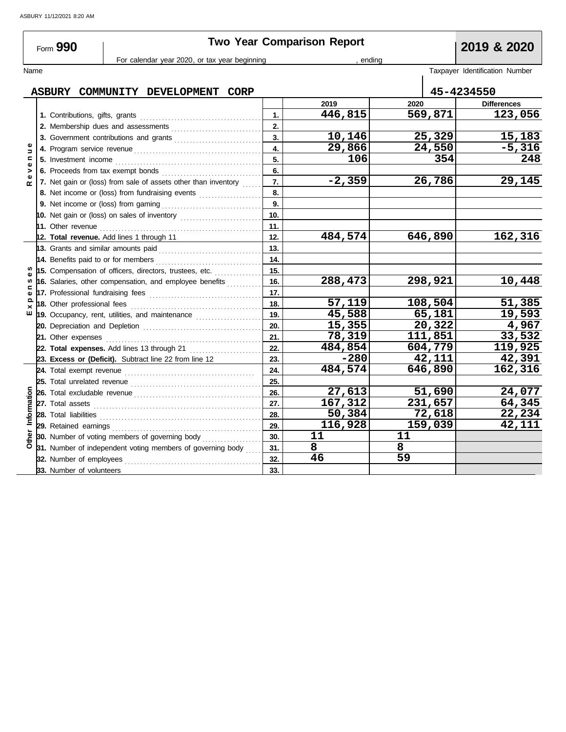ASBURY 11/12/2021 8:20 AM

# Form 990 — Two Year Comparison Report — 2019 & 2020

For calendar year 2020, or tax year beginning , ending

**Name:** ASBURY COMMUNITY DEVELOPMENT CORP

**Taxpayer Identification Number:** 45-4234550

| Section | Item | Line | 2019 | 2020 | Differences |
|---|---|---|---|---|---|
| Revenue | 1. Contributions, gifts, grants | 1. | 446,815 | 569,871 | 123,056 |
| | 2. Membership dues and assessments | 2. | | | |
| | 3. Government contributions and grants | 3. | 10,146 | 25,329 | 15,183 |
| | 4. Program service revenue | 4. | 29,866 | 24,550 | -5,316 |
| | 5. Investment income | 5. | 106 | 354 | 248 |
| | 6. Proceeds from tax exempt bonds | 6. | | | |
| | 7. Net gain or (loss) from sale of assets other than inventory | 7. | -2,359 | 26,786 | 29,145 |
| | 8. Net income or (loss) from fundraising events | 8. | | | |
| | 9. Net income or (loss) from gaming | 9. | | | |
| | 10. Net gain or (loss) on sales of inventory | 10. | | | |
| | 11. Other revenue | 11. | | | |
| | **12. Total revenue.** Add lines 1 through 11 | 12. | 484,574 | 646,890 | 162,316 |
| Expenses | 13. Grants and similar amounts paid | 13. | | | |
| | 14. Benefits paid to or for members | 14. | | | |
| | 15. Compensation of officers, directors, trustees, etc. | 15. | | | |
| | 16. Salaries, other compensation, and employee benefits | 16. | 288,473 | 298,921 | 10,448 |
| | 17. Professional fundraising fees | 17. | | | |
| | 18. Other professional fees | 18. | 57,119 | 108,504 | 51,385 |
| | 19. Occupancy, rent, utilities, and maintenance | 19. | 45,588 | 65,181 | 19,593 |
| | 20. Depreciation and Depletion | 20. | 15,355 | 20,322 | 4,967 |
| | 21. Other expenses | 21. | 78,319 | 111,851 | 33,532 |
| | **22. Total expenses.** Add lines 13 through 21 | 22. | 484,854 | 604,779 | 119,925 |
| | **23. Excess or (Deficit).** Subtract line 22 from line 12 | 23. | -280 | 42,111 | 42,391 |
| Other Information | 24. Total exempt revenue | 24. | 484,574 | 646,890 | 162,316 |
| | 25. Total unrelated revenue | 25. | | | |
| | 26. Total excludable revenue | 26. | 27,613 | 51,690 | 24,077 |
| | 27. Total assets | 27. | 167,312 | 231,657 | 64,345 |
| | 28. Total liabilities | 28. | 50,384 | 72,618 | 22,234 |
| | 29. Retained earnings | 29. | 116,928 | 159,039 | 42,111 |
| | 30. Number of voting members of governing body | 30. | 11 | 11 | |
| | 31. Number of independent voting members of governing body | 31. | 8 | 8 | |
| | 32. Number of employees | 32. | 46 | 59 | |
| | 33. Number of volunteers | 33. | | | |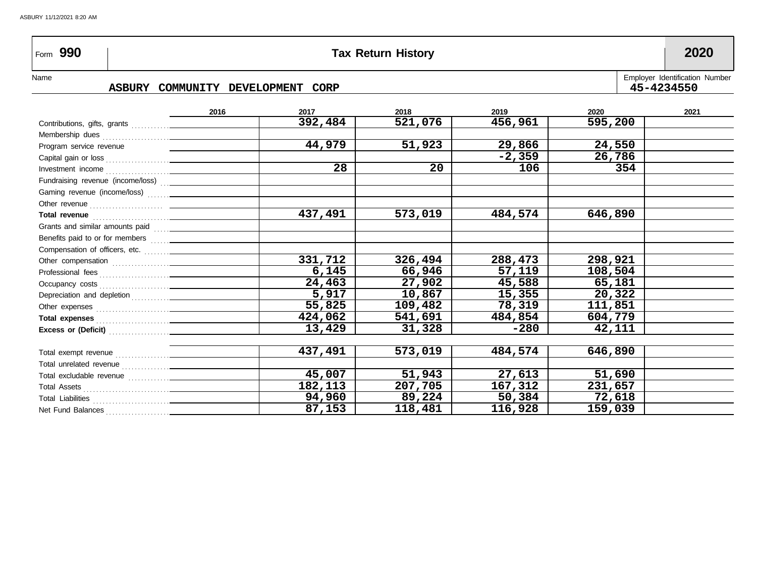Form **990** | **Tax Return History** | **2020**

Name: **ASBURY COMMUNITY DEVELOPMENT CORP**

Employer Identification Number: **45-4234550**

| | 2016 | 2017 | 2018 | 2019 | 2020 | 2021 |
|---|---|---|---|---|---|---|
| Contributions, gifts, grants | | 392,484 | 521,076 | 456,961 | 595,200 | |
| Membership dues | | | | | | |
| Program service revenue | | 44,979 | 51,923 | 29,866 | 24,550 | |
| Capital gain or loss | | | | -2,359 | 26,786 | |
| Investment income | | 28 | 20 | 106 | 354 | |
| Fundraising revenue (income/loss) | | | | | | |
| Gaming revenue (income/loss) | | | | | | |
| Other revenue | | | | | | |
| **Total revenue** | | 437,491 | 573,019 | 484,574 | 646,890 | |
| Grants and similar amounts paid | | | | | | |
| Benefits paid to or for members | | | | | | |
| Compensation of officers, etc. | | | | | | |
| Other compensation | | 331,712 | 326,494 | 288,473 | 298,921 | |
| Professional fees | | 6,145 | 66,946 | 57,119 | 108,504 | |
| Occupancy costs | | 24,463 | 27,902 | 45,588 | 65,181 | |
| Depreciation and depletion | | 5,917 | 10,867 | 15,355 | 20,322 | |
| Other expenses | | 55,825 | 109,482 | 78,319 | 111,851 | |
| **Total expenses** | | 424,062 | 541,691 | 484,854 | 604,779 | |
| **Excess or (Deficit)** | | 13,429 | 31,328 | -280 | 42,111 | |
| | | | | | | |
| Total exempt revenue | | 437,491 | 573,019 | 484,574 | 646,890 | |
| Total unrelated revenue | | | | | | |
| Total excludable revenue | | 45,007 | 51,943 | 27,613 | 51,690 | |
| Total Assets | | 182,113 | 207,705 | 167,312 | 231,657 | |
| Total Liabilities | | 94,960 | 89,224 | 50,384 | 72,618 | |
| Net Fund Balances | | 87,153 | 118,481 | 116,928 | 159,039 | |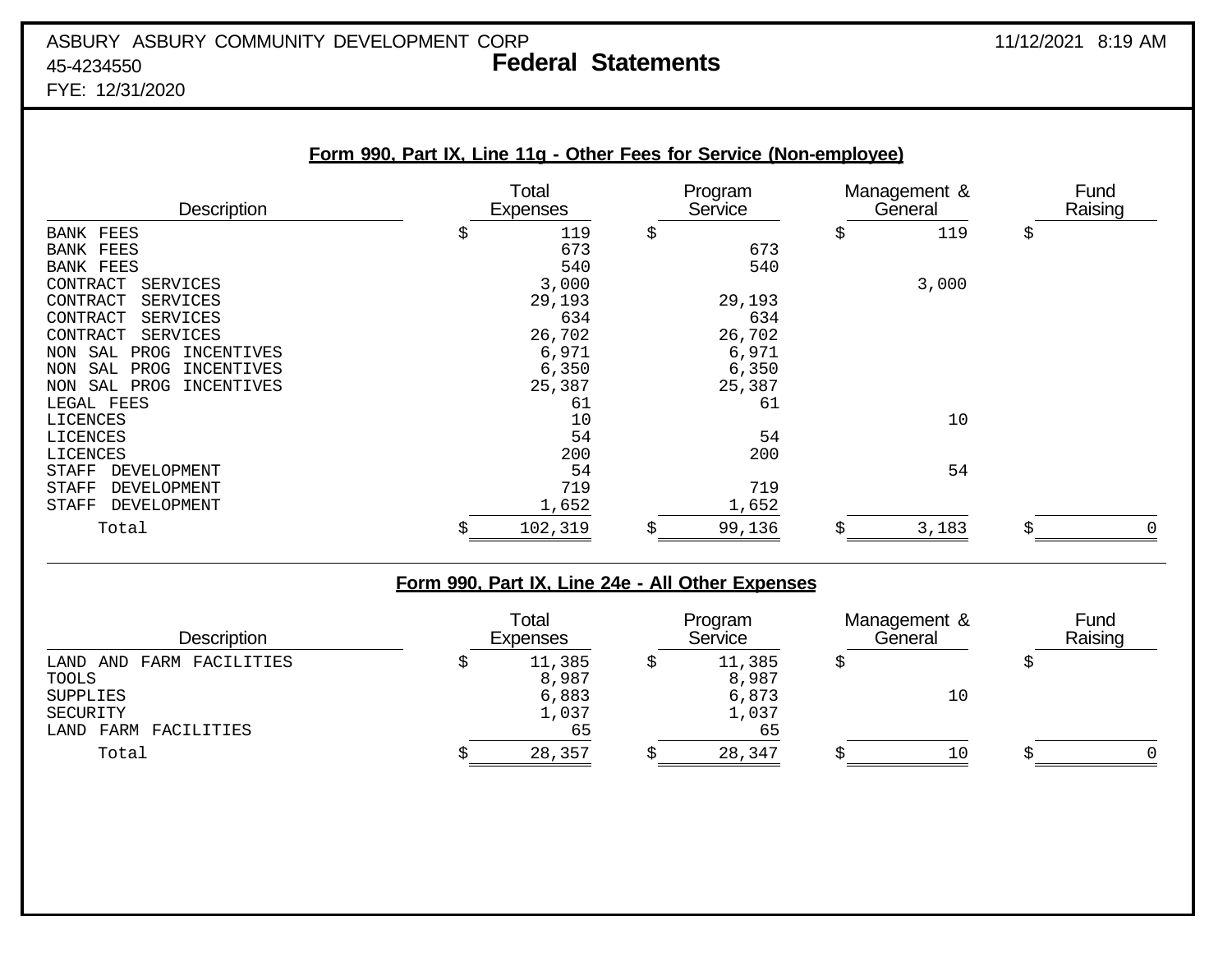ASBURY ASBURY COMMUNITY DEVELOPMENT CORP
45-4234550
FYE: 12/31/2020

11/12/2021 8:19 AM

# Federal Statements

## Form 990, Part IX, Line 11g - Other Fees for Service (Non-employee)

| Description | Total Expenses | Program Service | Management & General | Fund Raising |
|---|---|---|---|---|
| BANK FEES | $ 119 | $ | $ 119 | $ |
| BANK FEES | 673 | 673 | | |
| BANK FEES | 540 | 540 | | |
| CONTRACT SERVICES | 3,000 | | 3,000 | |
| CONTRACT SERVICES | 29,193 | 29,193 | | |
| CONTRACT SERVICES | 634 | 634 | | |
| CONTRACT SERVICES | 26,702 | 26,702 | | |
| NON SAL PROG INCENTIVES | 6,971 | 6,971 | | |
| NON SAL PROG INCENTIVES | 6,350 | 6,350 | | |
| NON SAL PROG INCENTIVES | 25,387 | 25,387 | | |
| LEGAL FEES | 61 | 61 | | |
| LICENCES | 10 | | 10 | |
| LICENCES | 54 | 54 | | |
| LICENCES | 200 | 200 | | |
| STAFF DEVELOPMENT | 54 | | 54 | |
| STAFF DEVELOPMENT | 719 | 719 | | |
| STAFF DEVELOPMENT | 1,652 | 1,652 | | |
| Total | $ 102,319 | $ 99,136 | $ 3,183 | $ 0 |

## Form 990, Part IX, Line 24e - All Other Expenses

| Description | Total Expenses | Program Service | Management & General | Fund Raising |
|---|---|---|---|---|
| LAND AND FARM FACILITIES | $ 11,385 | $ 11,385 | $ | $ |
| TOOLS | 8,987 | 8,987 | | |
| SUPPLIES | 6,883 | 6,873 | 10 | |
| SECURITY | 1,037 | 1,037 | | |
| LAND FARM FACILITIES | 65 | 65 | | |
| Total | $ 28,357 | $ 28,347 | $ 10 | $ 0 |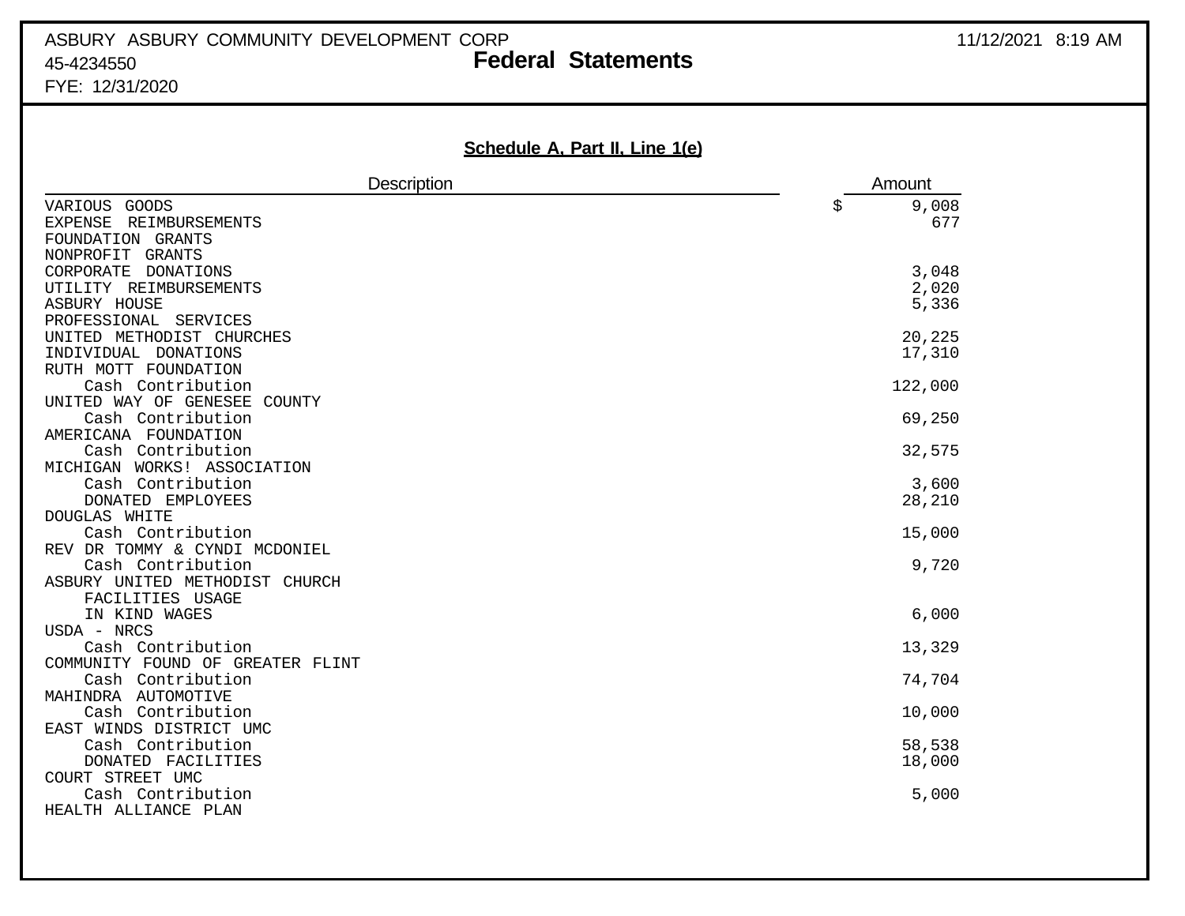ASBURY ASBURY COMMUNITY DEVELOPMENT CORP
45-4234550
FYE: 12/31/2020

**Federal Statements**

11/12/2021 8:19 AM

### Schedule A, Part II, Line 1(e)

| Description | Amount |
|---|---|
| VARIOUS GOODS | $ 9,008 |
| EXPENSE REIMBURSEMENTS | 677 |
| FOUNDATION GRANTS | |
| NONPROFIT GRANTS | |
| CORPORATE DONATIONS | 3,048 |
| UTILITY REIMBURSEMENTS | 2,020 |
| ASBURY HOUSE | 5,336 |
| PROFESSIONAL SERVICES | |
| UNITED METHODIST CHURCHES | 20,225 |
| INDIVIDUAL DONATIONS | 17,310 |
| RUTH MOTT FOUNDATION | |
| Cash Contribution | 122,000 |
| UNITED WAY OF GENESEE COUNTY | |
| Cash Contribution | 69,250 |
| AMERICANA FOUNDATION | |
| Cash Contribution | 32,575 |
| MICHIGAN WORKS! ASSOCIATION | |
| Cash Contribution | 3,600 |
| DONATED EMPLOYEES | 28,210 |
| DOUGLAS WHITE | |
| Cash Contribution | 15,000 |
| REV DR TOMMY & CYNDI MCDONIEL | |
| Cash Contribution | 9,720 |
| ASBURY UNITED METHODIST CHURCH | |
| FACILITIES USAGE | |
| IN KIND WAGES | 6,000 |
| USDA - NRCS | |
| Cash Contribution | 13,329 |
| COMMUNITY FOUND OF GREATER FLINT | |
| Cash Contribution | 74,704 |
| MAHINDRA AUTOMOTIVE | |
| Cash Contribution | 10,000 |
| EAST WINDS DISTRICT UMC | |
| Cash Contribution | 58,538 |
| DONATED FACILITIES | 18,000 |
| COURT STREET UMC | |
| Cash Contribution | 5,000 |
| HEALTH ALLIANCE PLAN | |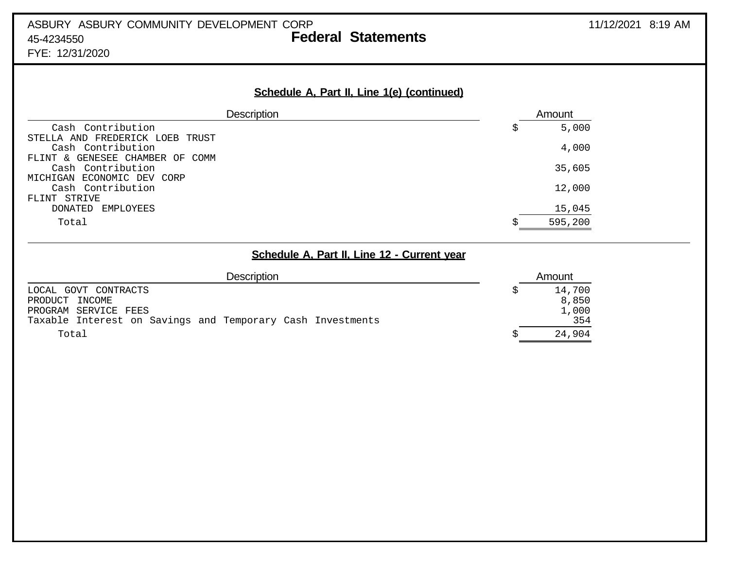ASBURY ASBURY COMMUNITY DEVELOPMENT CORP
45-4234550
FYE: 12/31/2020

# Federal Statements

11/12/2021 8:19 AM

## Schedule A, Part II, Line 1(e) (continued)

| Description | Amount |
|---|---|
| Cash Contribution | $ 5,000 |
| STELLA AND FREDERICK LOEB TRUST | |
| Cash Contribution | 4,000 |
| FLINT & GENESEE CHAMBER OF COMM | |
| Cash Contribution | 35,605 |
| MICHIGAN ECONOMIC DEV CORP | |
| Cash Contribution | 12,000 |
| FLINT STRIVE | |
| DONATED EMPLOYEES | 15,045 |
| Total | $ 595,200 |

## Schedule A, Part II, Line 12 - Current year

| Description | Amount |
|---|---|
| LOCAL GOVT CONTRACTS | $ 14,700 |
| PRODUCT INCOME | 8,850 |
| PROGRAM SERVICE FEES | 1,000 |
| Taxable Interest on Savings and Temporary Cash Investments | 354 |
| Total | $ 24,904 |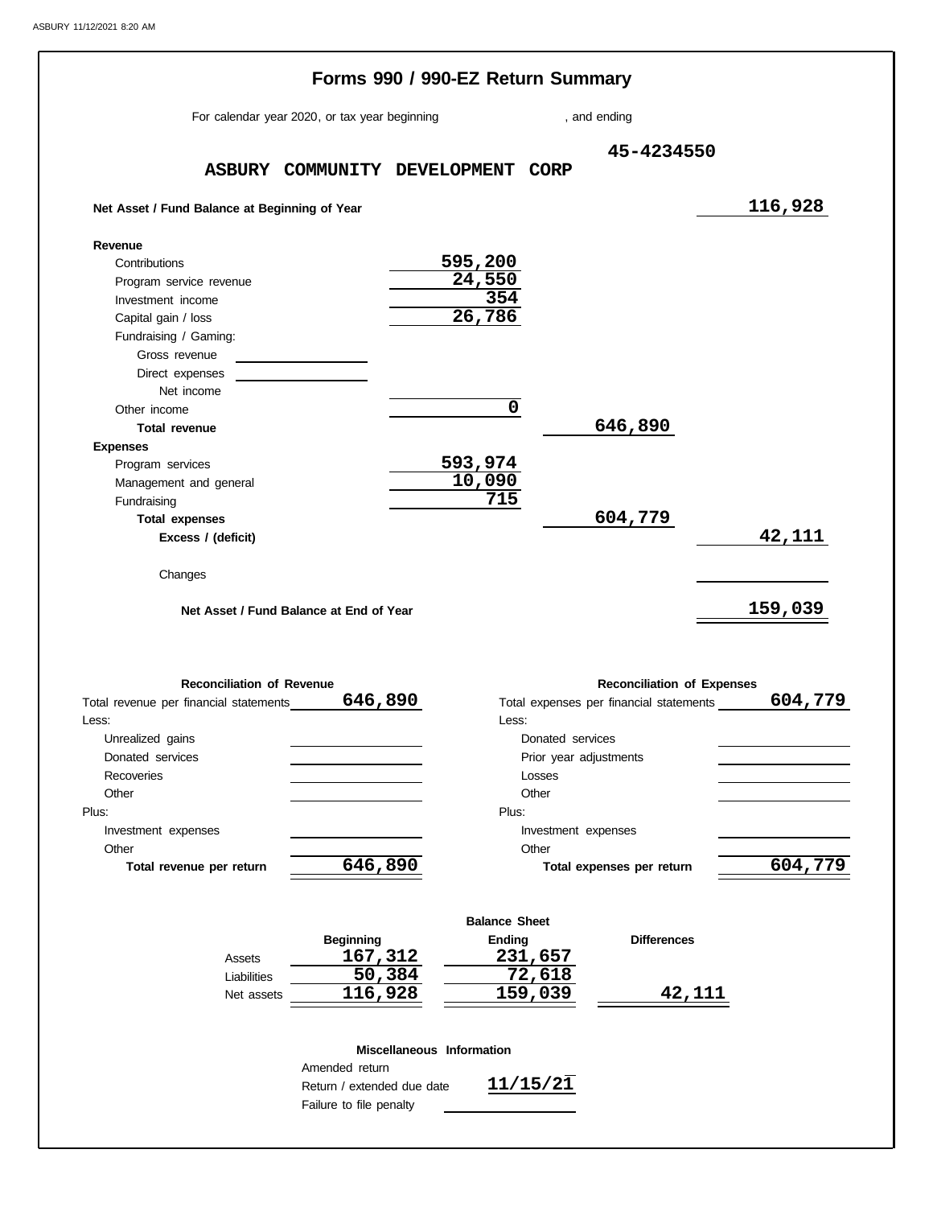# Forms 990 / 990-EZ Return Summary

For calendar year 2020, or tax year beginning , and ending

**ASBURY COMMUNITY DEVELOPMENT CORP** 45-4234550

| | | | |
|---|---|---|---|
| **Net Asset / Fund Balance at Beginning of Year** | | | 116,928 |
| **Revenue** | | | |
| Contributions | 595,200 | | |
| Program service revenue | 24,550 | | |
| Investment income | 354 | | |
| Capital gain / loss | 26,786 | | |
| Fundraising / Gaming: | | | |
| Gross revenue | | | |
| Direct expenses | | | |
| Net income | | | |
| Other income | 0 | | |
| **Total revenue** | | 646,890 | |
| **Expenses** | | | |
| Program services | 593,974 | | |
| Management and general | 10,090 | | |
| Fundraising | 715 | | |
| **Total expenses** | | 604,779 | |
| **Excess / (deficit)** | | | 42,111 |
| Changes | | | |
| **Net Asset / Fund Balance at End of Year** | | | 159,039 |

| **Reconciliation of Revenue** | | **Reconciliation of Expenses** | |
|---|---|---|---|
| Total revenue per financial statements | 646,890 | Total expenses per financial statements | 604,779 |
| Less: | | Less: | |
| Unrealized gains | | Donated services | |
| Donated services | | Prior year adjustments | |
| Recoveries | | Losses | |
| Other | | Other | |
| Plus: | | Plus: | |
| Investment expenses | | Investment expenses | |
| Other | | Other | |
| **Total revenue per return** | 646,890 | **Total expenses per return** | 604,779 |

**Balance Sheet**

| | Beginning | Ending | Differences |
|---|---|---|---|
| Assets | 167,312 | 231,657 | |
| Liabilities | 50,384 | 72,618 | |
| Net assets | 116,928 | 159,039 | 42,111 |

**Miscellaneous Information**

| | |
|---|---|
| Amended return | |
| Return / extended due date | 11/15/21 |
| Failure to file penalty | |